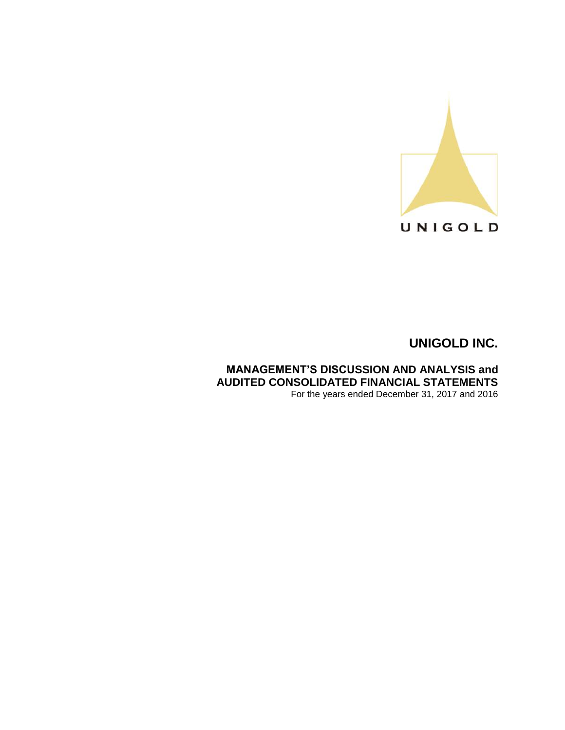UNIGOLD

# UNIGOLD INC.

## MANAGEMENT'S DISCUSSION AND ANALYSIS and AUDITED CONSOLIDATED FINANCIAL STATEMENTS

For the years ended December 31, 2017 and 2016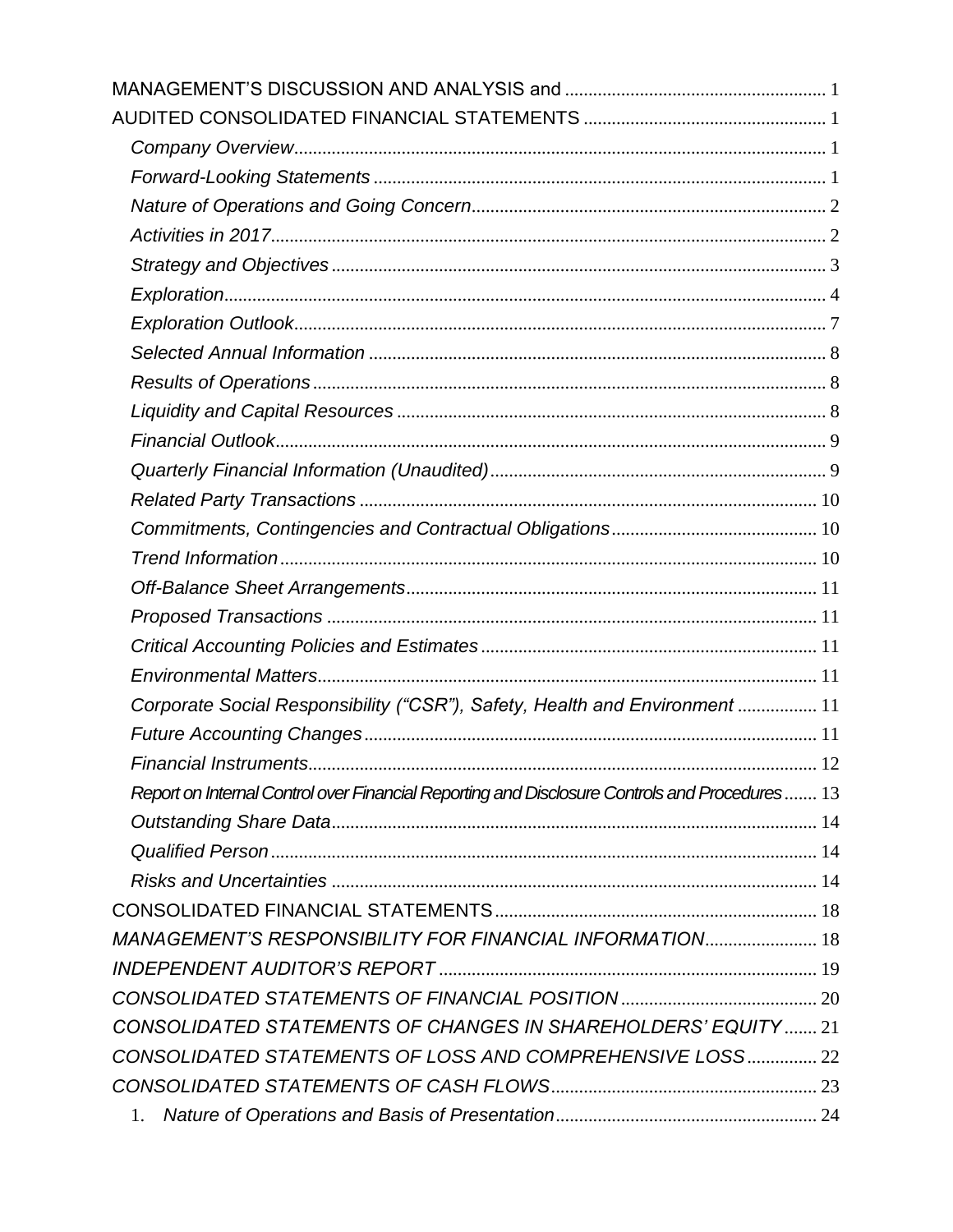MANAGEMENT'S DISCUSSION AND ANALYSIS and ........ 1
AUDITED CONSOLIDATED FINANCIAL STATEMENTS ........ 1

- *Company Overview* ........ 1
- *Forward-Looking Statements* ........ 1
- *Nature of Operations and Going Concern* ........ 2
- *Activities in 2017* ........ 2
- *Strategy and Objectives* ........ 3
- *Exploration* ........ 4
- *Exploration Outlook* ........ 7
- *Selected Annual Information* ........ 8
- *Results of Operations* ........ 8
- *Liquidity and Capital Resources* ........ 8
- *Financial Outlook* ........ 9
- *Quarterly Financial Information (Unaudited)* ........ 9
- *Related Party Transactions* ........ 10
- *Commitments, Contingencies and Contractual Obligations* ........ 10
- *Trend Information* ........ 10
- *Off-Balance Sheet Arrangements* ........ 11
- *Proposed Transactions* ........ 11
- *Critical Accounting Policies and Estimates* ........ 11
- *Environmental Matters* ........ 11
- *Corporate Social Responsibility ("CSR"), Safety, Health and Environment* ........ 11
- *Future Accounting Changes* ........ 11
- *Financial Instruments* ........ 12
- *Report on Internal Control over Financial Reporting and Disclosure Controls and Procedures* ........ 13
- *Outstanding Share Data* ........ 14
- *Qualified Person* ........ 14
- *Risks and Uncertainties* ........ 14

CONSOLIDATED FINANCIAL STATEMENTS ........ 18

*MANAGEMENT'S RESPONSIBILITY FOR FINANCIAL INFORMATION* ........ 18

*INDEPENDENT AUDITOR'S REPORT* ........ 19

*CONSOLIDATED STATEMENTS OF FINANCIAL POSITION* ........ 20

*CONSOLIDATED STATEMENTS OF CHANGES IN SHAREHOLDERS' EQUITY* ........ 21

*CONSOLIDATED STATEMENTS OF LOSS AND COMPREHENSIVE LOSS* ........ 22

*CONSOLIDATED STATEMENTS OF CASH FLOWS* ........ 23

1. *Nature of Operations and Basis of Presentation* ........ 24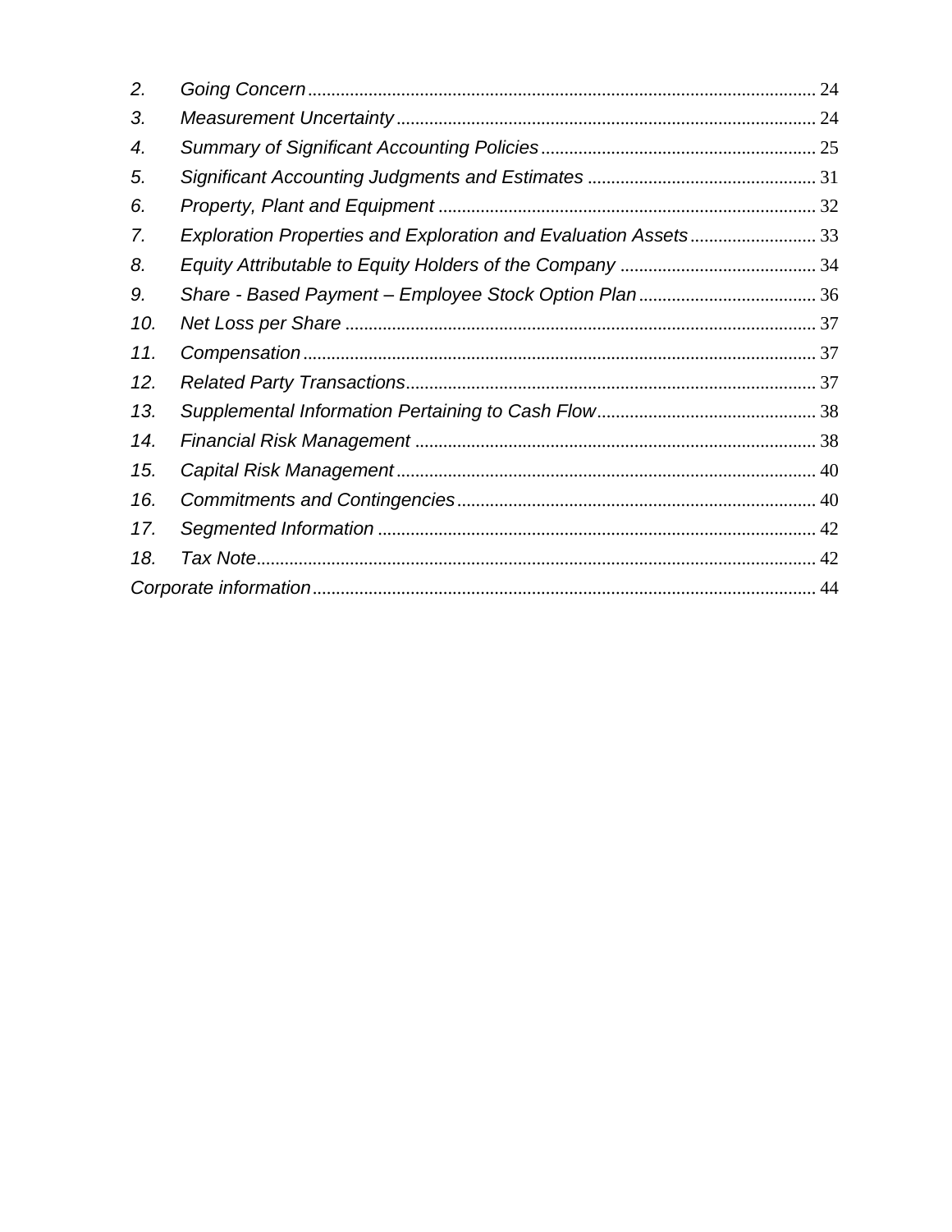2. *Going Concern* ... 24
3. *Measurement Uncertainty* ... 24
4. *Summary of Significant Accounting Policies* ... 25
5. *Significant Accounting Judgments and Estimates* ... 31
6. *Property, Plant and Equipment* ... 32
7. *Exploration Properties and Exploration and Evaluation Assets* ... 33
8. *Equity Attributable to Equity Holders of the Company* ... 34
9. *Share - Based Payment – Employee Stock Option Plan* ... 36
10. *Net Loss per Share* ... 37
11. *Compensation* ... 37
12. *Related Party Transactions* ... 37
13. *Supplemental Information Pertaining to Cash Flow* ... 38
14. *Financial Risk Management* ... 38
15. *Capital Risk Management* ... 40
16. *Commitments and Contingencies* ... 40
17. *Segmented Information* ... 42
18. *Tax Note* ... 42

*Corporate information* ... 44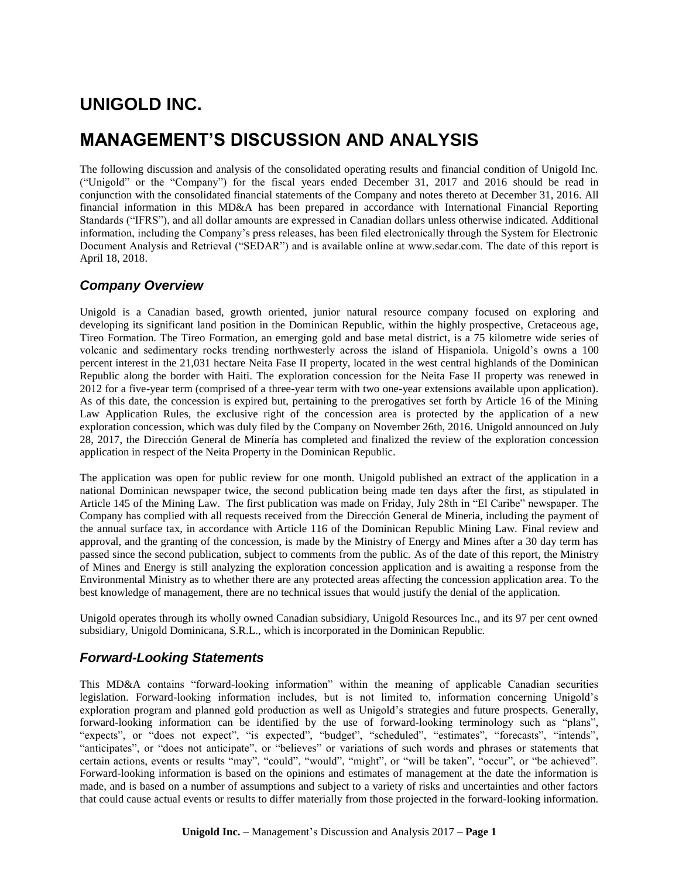# UNIGOLD INC.

# MANAGEMENT'S DISCUSSION AND ANALYSIS

The following discussion and analysis of the consolidated operating results and financial condition of Unigold Inc. ("Unigold" or the "Company") for the fiscal years ended December 31, 2017 and 2016 should be read in conjunction with the consolidated financial statements of the Company and notes thereto at December 31, 2016. All financial information in this MD&A has been prepared in accordance with International Financial Reporting Standards ("IFRS"), and all dollar amounts are expressed in Canadian dollars unless otherwise indicated. Additional information, including the Company's press releases, has been filed electronically through the System for Electronic Document Analysis and Retrieval ("SEDAR") and is available online at www.sedar.com. The date of this report is April 18, 2018.

## *Company Overview*

Unigold is a Canadian based, growth oriented, junior natural resource company focused on exploring and developing its significant land position in the Dominican Republic, within the highly prospective, Cretaceous age, Tireo Formation. The Tireo Formation, an emerging gold and base metal district, is a 75 kilometre wide series of volcanic and sedimentary rocks trending northwesterly across the island of Hispaniola. Unigold's owns a 100 percent interest in the 21,031 hectare Neita Fase II property, located in the west central highlands of the Dominican Republic along the border with Haiti. The exploration concession for the Neita Fase II property was renewed in 2012 for a five-year term (comprised of a three-year term with two one-year extensions available upon application). As of this date, the concession is expired but, pertaining to the prerogatives set forth by Article 16 of the Mining Law Application Rules, the exclusive right of the concession area is protected by the application of a new exploration concession, which was duly filed by the Company on November 26th, 2016. Unigold announced on July 28, 2017, the Dirección General de Minería has completed and finalized the review of the exploration concession application in respect of the Neita Property in the Dominican Republic.

The application was open for public review for one month. Unigold published an extract of the application in a national Dominican newspaper twice, the second publication being made ten days after the first, as stipulated in Article 145 of the Mining Law. The first publication was made on Friday, July 28th in "El Caribe" newspaper. The Company has complied with all requests received from the Dirección General de Mineria, including the payment of the annual surface tax, in accordance with Article 116 of the Dominican Republic Mining Law. Final review and approval, and the granting of the concession, is made by the Ministry of Energy and Mines after a 30 day term has passed since the second publication, subject to comments from the public. As of the date of this report, the Ministry of Mines and Energy is still analyzing the exploration concession application and is awaiting a response from the Environmental Ministry as to whether there are any protected areas affecting the concession application area. To the best knowledge of management, there are no technical issues that would justify the denial of the application.

Unigold operates through its wholly owned Canadian subsidiary, Unigold Resources Inc., and its 97 per cent owned subsidiary, Unigold Dominicana, S.R.L., which is incorporated in the Dominican Republic.

## *Forward-Looking Statements*

This MD&A contains "forward-looking information" within the meaning of applicable Canadian securities legislation. Forward-looking information includes, but is not limited to, information concerning Unigold's exploration program and planned gold production as well as Unigold's strategies and future prospects. Generally, forward-looking information can be identified by the use of forward-looking terminology such as "plans", "expects", or "does not expect", "is expected", "budget", "scheduled", "estimates", "forecasts", "intends", "anticipates", or "does not anticipate", or "believes" or variations of such words and phrases or statements that certain actions, events or results "may", "could", "would", "might", or "will be taken", "occur", or "be achieved". Forward-looking information is based on the opinions and estimates of management at the date the information is made, and is based on a number of assumptions and subject to a variety of risks and uncertainties and other factors that could cause actual events or results to differ materially from those projected in the forward-looking information.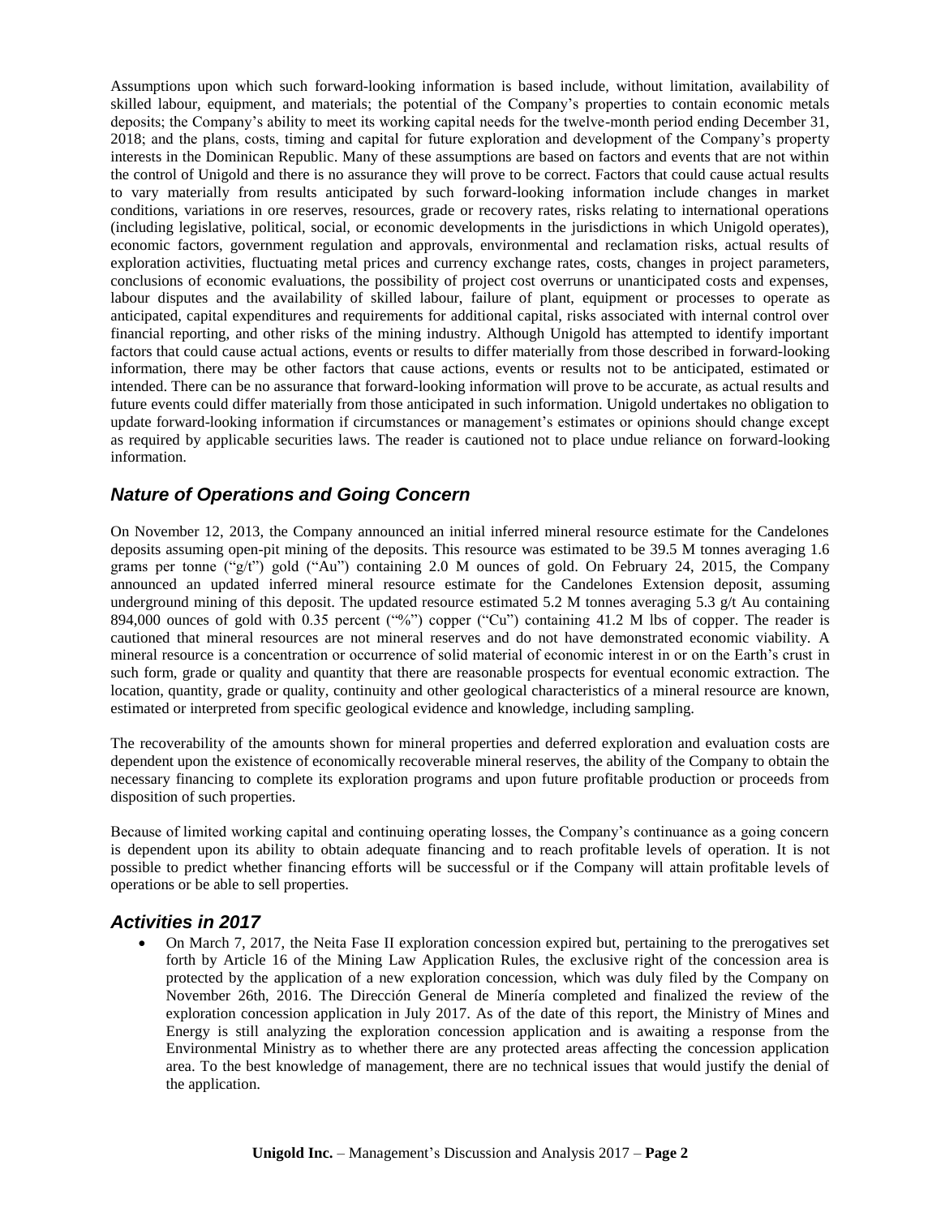Assumptions upon which such forward-looking information is based include, without limitation, availability of skilled labour, equipment, and materials; the potential of the Company's properties to contain economic metals deposits; the Company's ability to meet its working capital needs for the twelve-month period ending December 31, 2018; and the plans, costs, timing and capital for future exploration and development of the Company's property interests in the Dominican Republic. Many of these assumptions are based on factors and events that are not within the control of Unigold and there is no assurance they will prove to be correct. Factors that could cause actual results to vary materially from results anticipated by such forward-looking information include changes in market conditions, variations in ore reserves, resources, grade or recovery rates, risks relating to international operations (including legislative, political, social, or economic developments in the jurisdictions in which Unigold operates), economic factors, government regulation and approvals, environmental and reclamation risks, actual results of exploration activities, fluctuating metal prices and currency exchange rates, costs, changes in project parameters, conclusions of economic evaluations, the possibility of project cost overruns or unanticipated costs and expenses, labour disputes and the availability of skilled labour, failure of plant, equipment or processes to operate as anticipated, capital expenditures and requirements for additional capital, risks associated with internal control over financial reporting, and other risks of the mining industry. Although Unigold has attempted to identify important factors that could cause actual actions, events or results to differ materially from those described in forward-looking information, there may be other factors that cause actions, events or results not to be anticipated, estimated or intended. There can be no assurance that forward-looking information will prove to be accurate, as actual results and future events could differ materially from those anticipated in such information. Unigold undertakes no obligation to update forward-looking information if circumstances or management's estimates or opinions should change except as required by applicable securities laws. The reader is cautioned not to place undue reliance on forward-looking information.

## *Nature of Operations and Going Concern*

On November 12, 2013, the Company announced an initial inferred mineral resource estimate for the Candelones deposits assuming open-pit mining of the deposits. This resource was estimated to be 39.5 M tonnes averaging 1.6 grams per tonne ("g/t") gold ("Au") containing 2.0 M ounces of gold. On February 24, 2015, the Company announced an updated inferred mineral resource estimate for the Candelones Extension deposit, assuming underground mining of this deposit. The updated resource estimated 5.2 M tonnes averaging 5.3 g/t Au containing 894,000 ounces of gold with 0.35 percent ("%") copper ("Cu") containing 41.2 M lbs of copper. The reader is cautioned that mineral resources are not mineral reserves and do not have demonstrated economic viability. A mineral resource is a concentration or occurrence of solid material of economic interest in or on the Earth's crust in such form, grade or quality and quantity that there are reasonable prospects for eventual economic extraction. The location, quantity, grade or quality, continuity and other geological characteristics of a mineral resource are known, estimated or interpreted from specific geological evidence and knowledge, including sampling.

The recoverability of the amounts shown for mineral properties and deferred exploration and evaluation costs are dependent upon the existence of economically recoverable mineral reserves, the ability of the Company to obtain the necessary financing to complete its exploration programs and upon future profitable production or proceeds from disposition of such properties.

Because of limited working capital and continuing operating losses, the Company's continuance as a going concern is dependent upon its ability to obtain adequate financing and to reach profitable levels of operation. It is not possible to predict whether financing efforts will be successful or if the Company will attain profitable levels of operations or be able to sell properties.

## *Activities in 2017*

- On March 7, 2017, the Neita Fase II exploration concession expired but, pertaining to the prerogatives set forth by Article 16 of the Mining Law Application Rules, the exclusive right of the concession area is protected by the application of a new exploration concession, which was duly filed by the Company on November 26th, 2016. The Dirección General de Minería completed and finalized the review of the exploration concession application in July 2017. As of the date of this report, the Ministry of Mines and Energy is still analyzing the exploration concession application and is awaiting a response from the Environmental Ministry as to whether there are any protected areas affecting the concession application area. To the best knowledge of management, there are no technical issues that would justify the denial of the application.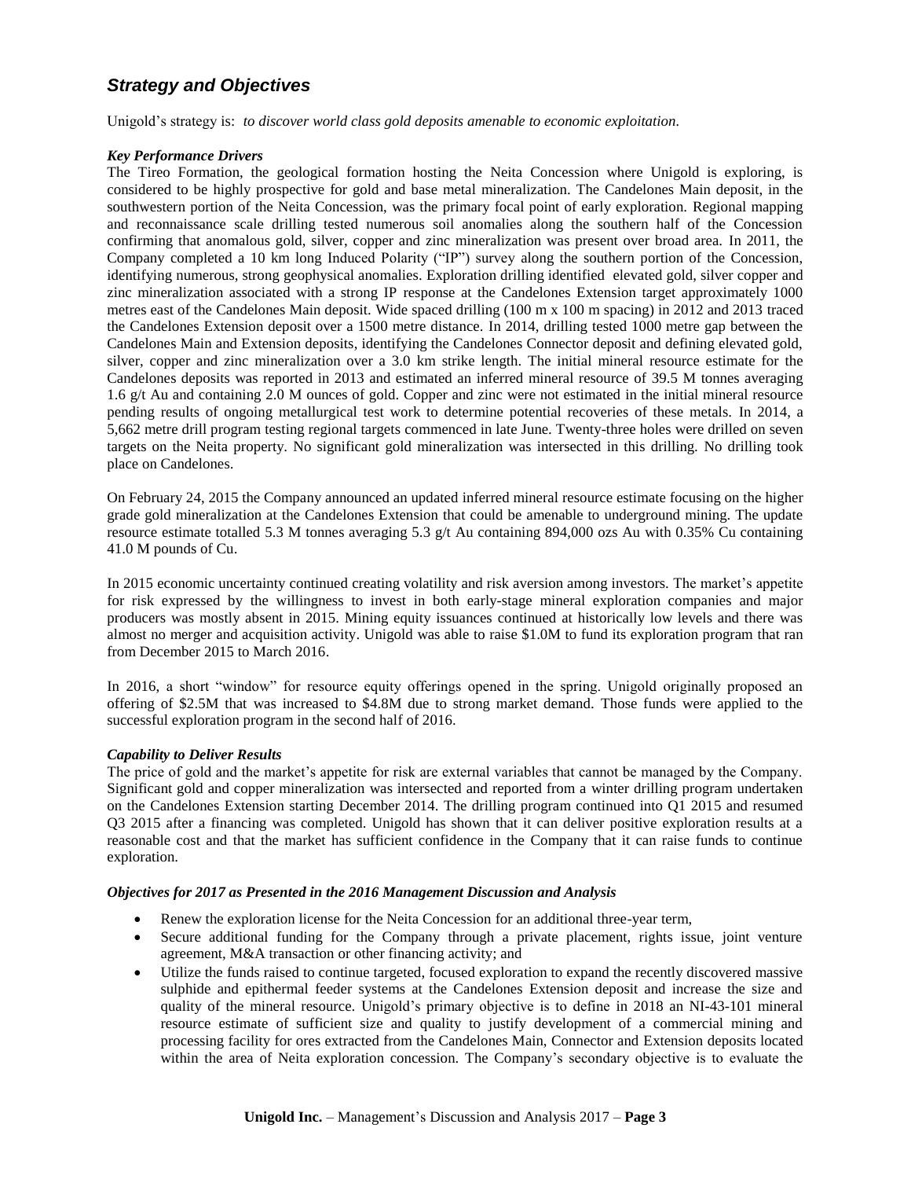## *Strategy and Objectives*

Unigold's strategy is: *to discover world class gold deposits amenable to economic exploitation.*

***Key Performance Drivers***

The Tireo Formation, the geological formation hosting the Neita Concession where Unigold is exploring, is considered to be highly prospective for gold and base metal mineralization. The Candelones Main deposit, in the southwestern portion of the Neita Concession, was the primary focal point of early exploration. Regional mapping and reconnaissance scale drilling tested numerous soil anomalies along the southern half of the Concession confirming that anomalous gold, silver, copper and zinc mineralization was present over broad area. In 2011, the Company completed a 10 km long Induced Polarity ("IP") survey along the southern portion of the Concession, identifying numerous, strong geophysical anomalies. Exploration drilling identified elevated gold, silver copper and zinc mineralization associated with a strong IP response at the Candelones Extension target approximately 1000 metres east of the Candelones Main deposit. Wide spaced drilling (100 m x 100 m spacing) in 2012 and 2013 traced the Candelones Extension deposit over a 1500 metre distance. In 2014, drilling tested 1000 metre gap between the Candelones Main and Extension deposits, identifying the Candelones Connector deposit and defining elevated gold, silver, copper and zinc mineralization over a 3.0 km strike length. The initial mineral resource estimate for the Candelones deposits was reported in 2013 and estimated an inferred mineral resource of 39.5 M tonnes averaging 1.6 g/t Au and containing 2.0 M ounces of gold. Copper and zinc were not estimated in the initial mineral resource pending results of ongoing metallurgical test work to determine potential recoveries of these metals. In 2014, a 5,662 metre drill program testing regional targets commenced in late June. Twenty-three holes were drilled on seven targets on the Neita property. No significant gold mineralization was intersected in this drilling. No drilling took place on Candelones.

On February 24, 2015 the Company announced an updated inferred mineral resource estimate focusing on the higher grade gold mineralization at the Candelones Extension that could be amenable to underground mining. The update resource estimate totalled 5.3 M tonnes averaging 5.3 g/t Au containing 894,000 ozs Au with 0.35% Cu containing 41.0 M pounds of Cu.

In 2015 economic uncertainty continued creating volatility and risk aversion among investors. The market's appetite for risk expressed by the willingness to invest in both early-stage mineral exploration companies and major producers was mostly absent in 2015. Mining equity issuances continued at historically low levels and there was almost no merger and acquisition activity. Unigold was able to raise $1.0M to fund its exploration program that ran from December 2015 to March 2016.

In 2016, a short "window" for resource equity offerings opened in the spring. Unigold originally proposed an offering of $2.5M that was increased to $4.8M due to strong market demand. Those funds were applied to the successful exploration program in the second half of 2016.

***Capability to Deliver Results***

The price of gold and the market's appetite for risk are external variables that cannot be managed by the Company. Significant gold and copper mineralization was intersected and reported from a winter drilling program undertaken on the Candelones Extension starting December 2014. The drilling program continued into Q1 2015 and resumed Q3 2015 after a financing was completed. Unigold has shown that it can deliver positive exploration results at a reasonable cost and that the market has sufficient confidence in the Company that it can raise funds to continue exploration.

***Objectives for 2017 as Presented in the 2016 Management Discussion and Analysis***

- Renew the exploration license for the Neita Concession for an additional three-year term,
- Secure additional funding for the Company through a private placement, rights issue, joint venture agreement, M&A transaction or other financing activity; and
- Utilize the funds raised to continue targeted, focused exploration to expand the recently discovered massive sulphide and epithermal feeder systems at the Candelones Extension deposit and increase the size and quality of the mineral resource. Unigold's primary objective is to define in 2018 an NI-43-101 mineral resource estimate of sufficient size and quality to justify development of a commercial mining and processing facility for ores extracted from the Candelones Main, Connector and Extension deposits located within the area of Neita exploration concession. The Company's secondary objective is to evaluate the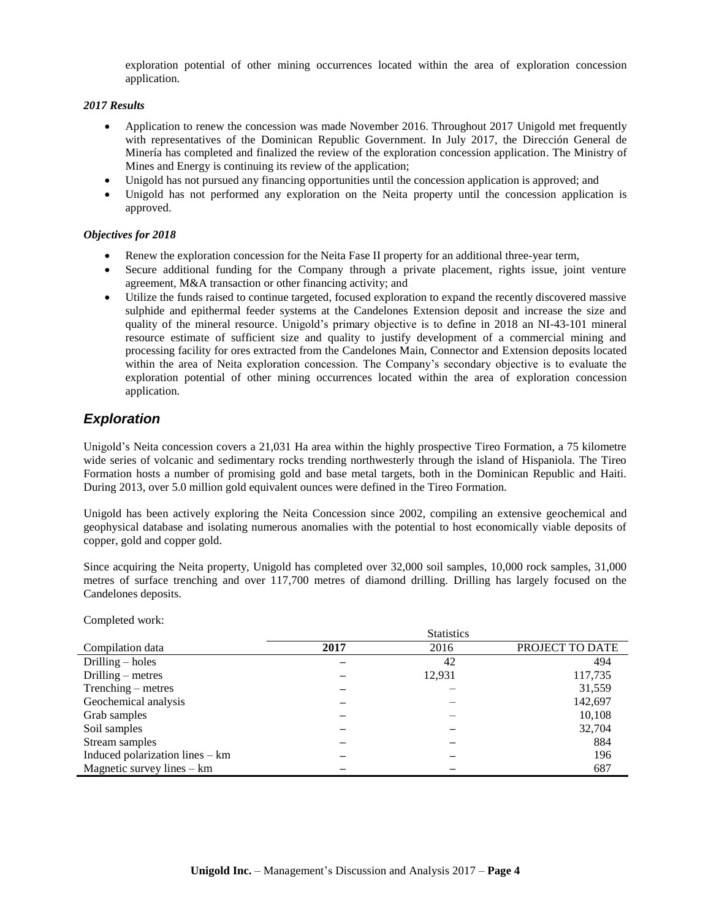exploration potential of other mining occurrences located within the area of exploration concession application.

***2017 Results***

- Application to renew the concession was made November 2016. Throughout 2017 Unigold met frequently with representatives of the Dominican Republic Government. In July 2017, the Dirección General de Minería has completed and finalized the review of the exploration concession application. The Ministry of Mines and Energy is continuing its review of the application;
- Unigold has not pursued any financing opportunities until the concession application is approved; and
- Unigold has not performed any exploration on the Neita property until the concession application is approved.

***Objectives for 2018***

- Renew the exploration concession for the Neita Fase II property for an additional three-year term,
- Secure additional funding for the Company through a private placement, rights issue, joint venture agreement, M&A transaction or other financing activity; and
- Utilize the funds raised to continue targeted, focused exploration to expand the recently discovered massive sulphide and epithermal feeder systems at the Candelones Extension deposit and increase the size and quality of the mineral resource. Unigold's primary objective is to define in 2018 an NI-43-101 mineral resource estimate of sufficient size and quality to justify development of a commercial mining and processing facility for ores extracted from the Candelones Main, Connector and Extension deposits located within the area of Neita exploration concession. The Company's secondary objective is to evaluate the exploration potential of other mining occurrences located within the area of exploration concession application.

## *Exploration*

Unigold's Neita concession covers a 21,031 Ha area within the highly prospective Tireo Formation, a 75 kilometre wide series of volcanic and sedimentary rocks trending northwesterly through the island of Hispaniola. The Tireo Formation hosts a number of promising gold and base metal targets, both in the Dominican Republic and Haiti. During 2013, over 5.0 million gold equivalent ounces were defined in the Tireo Formation.

Unigold has been actively exploring the Neita Concession since 2002, compiling an extensive geochemical and geophysical database and isolating numerous anomalies with the potential to host economically viable deposits of copper, gold and copper gold.

Since acquiring the Neita property, Unigold has completed over 32,000 soil samples, 10,000 rock samples, 31,000 metres of surface trenching and over 117,700 metres of diamond drilling. Drilling has largely focused on the Candelones deposits.

Completed work:

| | Statistics | | |
|---|---|---|---|
| Compilation data | **2017** | 2016 | PROJECT TO DATE |
| Drilling – holes | – | 42 | 494 |
| Drilling – metres | – | 12,931 | 117,735 |
| Trenching – metres | – | – | 31,559 |
| Geochemical analysis | – | – | 142,697 |
| Grab samples | – | – | 10,108 |
| Soil samples | – | – | 32,704 |
| Stream samples | – | – | 884 |
| Induced polarization lines – km | – | – | 196 |
| Magnetic survey lines – km | – | – | 687 |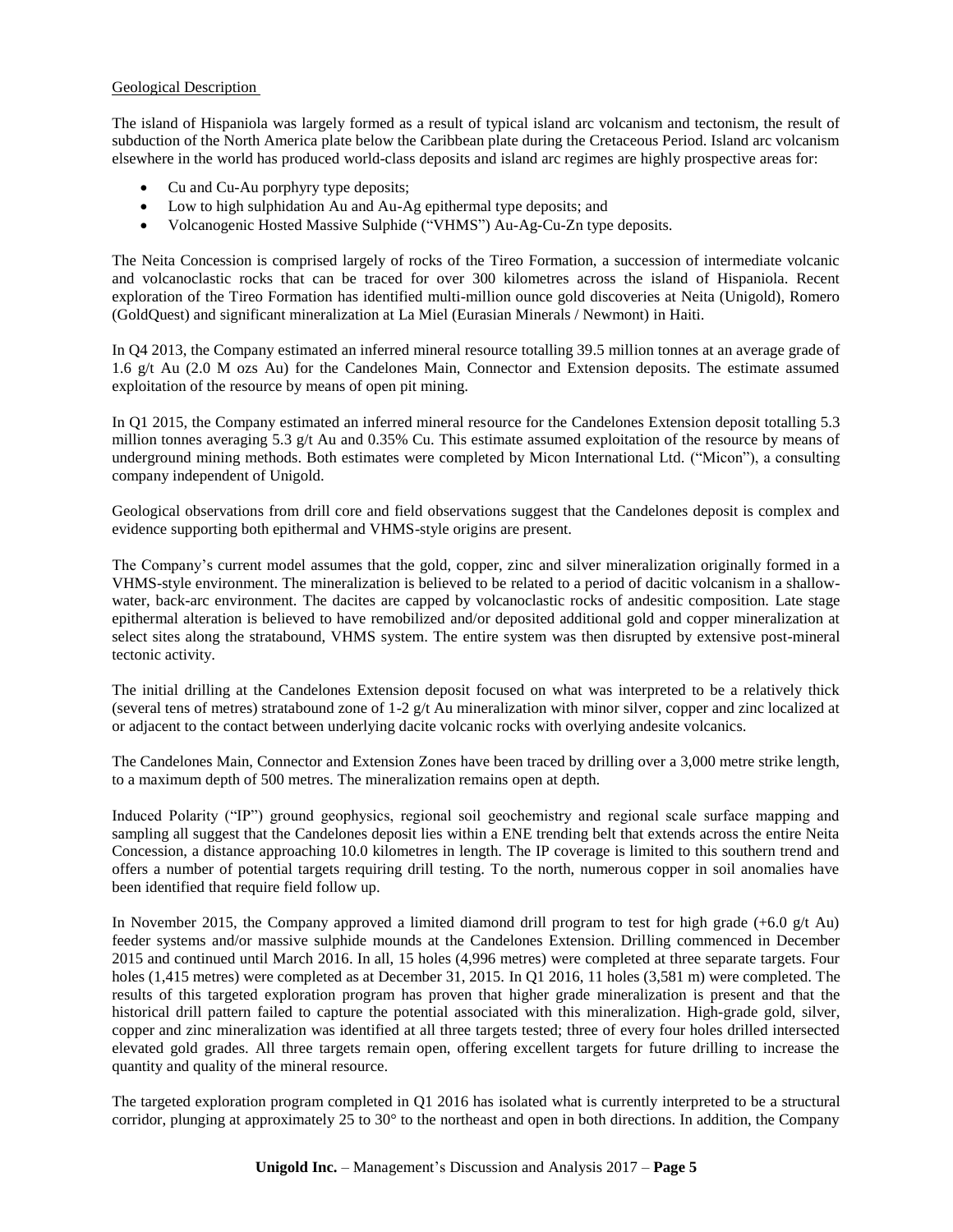Geological Description

The island of Hispaniola was largely formed as a result of typical island arc volcanism and tectonism, the result of subduction of the North America plate below the Caribbean plate during the Cretaceous Period. Island arc volcanism elsewhere in the world has produced world-class deposits and island arc regimes are highly prospective areas for:

- Cu and Cu-Au porphyry type deposits;
- Low to high sulphidation Au and Au-Ag epithermal type deposits; and
- Volcanogenic Hosted Massive Sulphide ("VHMS") Au-Ag-Cu-Zn type deposits.

The Neita Concession is comprised largely of rocks of the Tireo Formation, a succession of intermediate volcanic and volcanoclastic rocks that can be traced for over 300 kilometres across the island of Hispaniola. Recent exploration of the Tireo Formation has identified multi-million ounce gold discoveries at Neita (Unigold), Romero (GoldQuest) and significant mineralization at La Miel (Eurasian Minerals / Newmont) in Haiti.

In Q4 2013, the Company estimated an inferred mineral resource totalling 39.5 million tonnes at an average grade of 1.6 g/t Au (2.0 M ozs Au) for the Candelones Main, Connector and Extension deposits. The estimate assumed exploitation of the resource by means of open pit mining.

In Q1 2015, the Company estimated an inferred mineral resource for the Candelones Extension deposit totalling 5.3 million tonnes averaging 5.3 g/t Au and 0.35% Cu. This estimate assumed exploitation of the resource by means of underground mining methods. Both estimates were completed by Micon International Ltd. ("Micon"), a consulting company independent of Unigold.

Geological observations from drill core and field observations suggest that the Candelones deposit is complex and evidence supporting both epithermal and VHMS-style origins are present.

The Company's current model assumes that the gold, copper, zinc and silver mineralization originally formed in a VHMS-style environment. The mineralization is believed to be related to a period of dacitic volcanism in a shallow-water, back-arc environment. The dacites are capped by volcanoclastic rocks of andesitic composition. Late stage epithermal alteration is believed to have remobilized and/or deposited additional gold and copper mineralization at select sites along the stratabound, VHMS system. The entire system was then disrupted by extensive post-mineral tectonic activity.

The initial drilling at the Candelones Extension deposit focused on what was interpreted to be a relatively thick (several tens of metres) stratabound zone of 1-2 g/t Au mineralization with minor silver, copper and zinc localized at or adjacent to the contact between underlying dacite volcanic rocks with overlying andesite volcanics.

The Candelones Main, Connector and Extension Zones have been traced by drilling over a 3,000 metre strike length, to a maximum depth of 500 metres. The mineralization remains open at depth.

Induced Polarity ("IP") ground geophysics, regional soil geochemistry and regional scale surface mapping and sampling all suggest that the Candelones deposit lies within a ENE trending belt that extends across the entire Neita Concession, a distance approaching 10.0 kilometres in length. The IP coverage is limited to this southern trend and offers a number of potential targets requiring drill testing. To the north, numerous copper in soil anomalies have been identified that require field follow up.

In November 2015, the Company approved a limited diamond drill program to test for high grade (+6.0 g/t Au) feeder systems and/or massive sulphide mounds at the Candelones Extension. Drilling commenced in December 2015 and continued until March 2016. In all, 15 holes (4,996 metres) were completed at three separate targets. Four holes (1,415 metres) were completed as at December 31, 2015. In Q1 2016, 11 holes (3,581 m) were completed. The results of this targeted exploration program has proven that higher grade mineralization is present and that the historical drill pattern failed to capture the potential associated with this mineralization. High-grade gold, silver, copper and zinc mineralization was identified at all three targets tested; three of every four holes drilled intersected elevated gold grades. All three targets remain open, offering excellent targets for future drilling to increase the quantity and quality of the mineral resource.

The targeted exploration program completed in Q1 2016 has isolated what is currently interpreted to be a structural corridor, plunging at approximately 25 to 30° to the northeast and open in both directions. In addition, the Company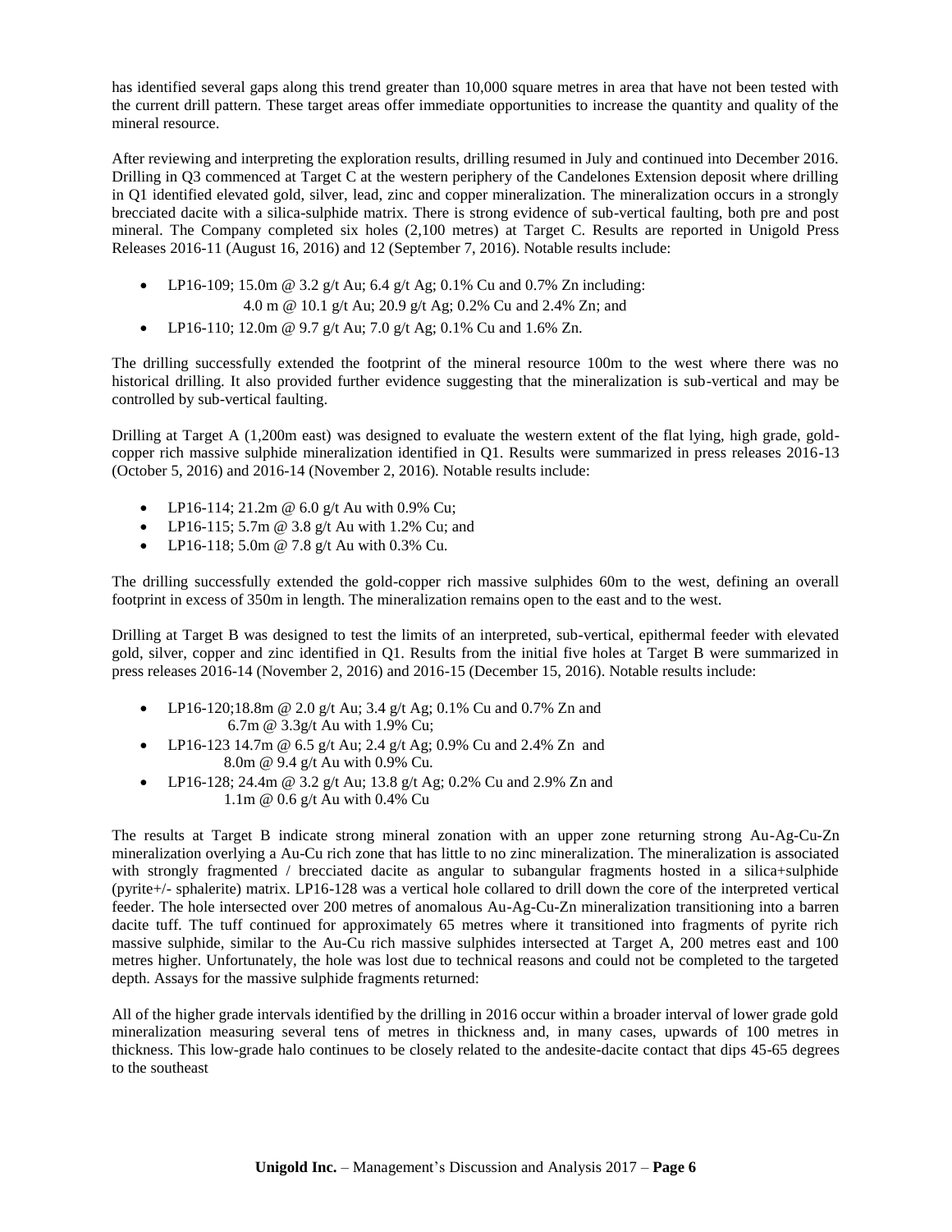has identified several gaps along this trend greater than 10,000 square metres in area that have not been tested with the current drill pattern. These target areas offer immediate opportunities to increase the quantity and quality of the mineral resource.

After reviewing and interpreting the exploration results, drilling resumed in July and continued into December 2016. Drilling in Q3 commenced at Target C at the western periphery of the Candelones Extension deposit where drilling in Q1 identified elevated gold, silver, lead, zinc and copper mineralization. The mineralization occurs in a strongly brecciated dacite with a silica-sulphide matrix. There is strong evidence of sub-vertical faulting, both pre and post mineral. The Company completed six holes (2,100 metres) at Target C. Results are reported in Unigold Press Releases 2016-11 (August 16, 2016) and 12 (September 7, 2016). Notable results include:

- LP16-109; 15.0m @ 3.2 g/t Au; 6.4 g/t Ag; 0.1% Cu and 0.7% Zn including:
  4.0 m @ 10.1 g/t Au; 20.9 g/t Ag; 0.2% Cu and 2.4% Zn; and
- LP16-110; 12.0m @ 9.7 g/t Au; 7.0 g/t Ag; 0.1% Cu and 1.6% Zn.

The drilling successfully extended the footprint of the mineral resource 100m to the west where there was no historical drilling. It also provided further evidence suggesting that the mineralization is sub-vertical and may be controlled by sub-vertical faulting.

Drilling at Target A (1,200m east) was designed to evaluate the western extent of the flat lying, high grade, gold-copper rich massive sulphide mineralization identified in Q1. Results were summarized in press releases 2016-13 (October 5, 2016) and 2016-14 (November 2, 2016). Notable results include:

- LP16-114; 21.2m @ 6.0 g/t Au with 0.9% Cu;
- LP16-115; 5.7m @ 3.8 g/t Au with 1.2% Cu; and
- LP16-118; 5.0m @ 7.8 g/t Au with 0.3% Cu.

The drilling successfully extended the gold-copper rich massive sulphides 60m to the west, defining an overall footprint in excess of 350m in length. The mineralization remains open to the east and to the west.

Drilling at Target B was designed to test the limits of an interpreted, sub-vertical, epithermal feeder with elevated gold, silver, copper and zinc identified in Q1. Results from the initial five holes at Target B were summarized in press releases 2016-14 (November 2, 2016) and 2016-15 (December 15, 2016). Notable results include:

- LP16-120;18.8m @ 2.0 g/t Au; 3.4 g/t Ag; 0.1% Cu and 0.7% Zn and
  6.7m @ 3.3g/t Au with 1.9% Cu;
- LP16-123 14.7m @ 6.5 g/t Au; 2.4 g/t Ag; 0.9% Cu and 2.4% Zn and
  8.0m @ 9.4 g/t Au with 0.9% Cu.
- LP16-128; 24.4m @ 3.2 g/t Au; 13.8 g/t Ag; 0.2% Cu and 2.9% Zn and
  1.1m @ 0.6 g/t Au with 0.4% Cu

The results at Target B indicate strong mineral zonation with an upper zone returning strong Au-Ag-Cu-Zn mineralization overlying a Au-Cu rich zone that has little to no zinc mineralization. The mineralization is associated with strongly fragmented / brecciated dacite as angular to subangular fragments hosted in a silica+sulphide (pyrite+/- sphalerite) matrix. LP16-128 was a vertical hole collared to drill down the core of the interpreted vertical feeder. The hole intersected over 200 metres of anomalous Au-Ag-Cu-Zn mineralization transitioning into a barren dacite tuff. The tuff continued for approximately 65 metres where it transitioned into fragments of pyrite rich massive sulphide, similar to the Au-Cu rich massive sulphides intersected at Target A, 200 metres east and 100 metres higher. Unfortunately, the hole was lost due to technical reasons and could not be completed to the targeted depth. Assays for the massive sulphide fragments returned:

All of the higher grade intervals identified by the drilling in 2016 occur within a broader interval of lower grade gold mineralization measuring several tens of metres in thickness and, in many cases, upwards of 100 metres in thickness. This low-grade halo continues to be closely related to the andesite-dacite contact that dips 45-65 degrees to the southeast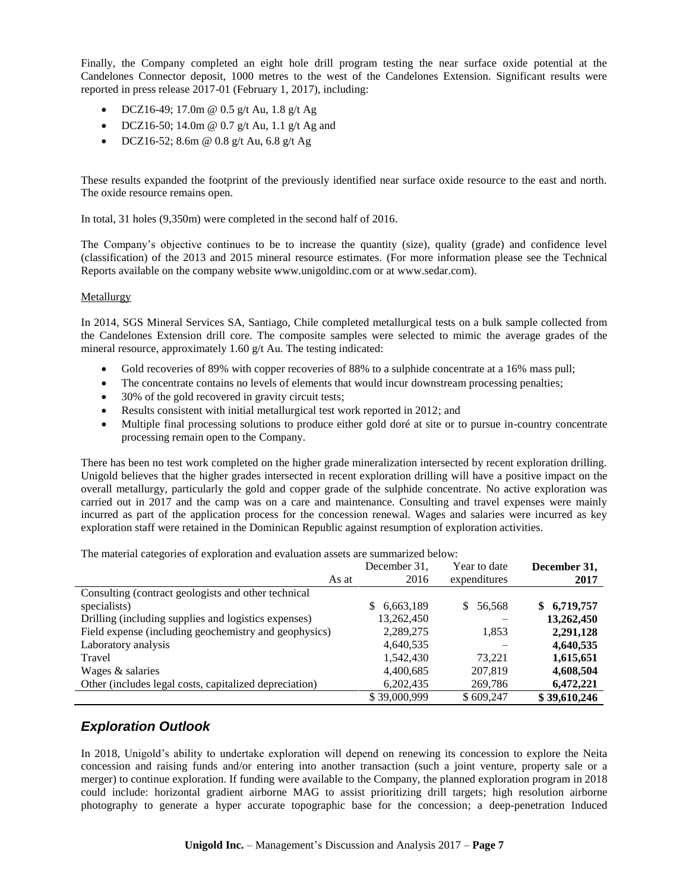Finally, the Company completed an eight hole drill program testing the near surface oxide potential at the Candelones Connector deposit, 1000 metres to the west of the Candelones Extension. Significant results were reported in press release 2017-01 (February 1, 2017), including:

- DCZ16-49; 17.0m @ 0.5 g/t Au, 1.8 g/t Ag
- DCZ16-50; 14.0m @ 0.7 g/t Au, 1.1 g/t Ag and
- DCZ16-52; 8.6m @ 0.8 g/t Au, 6.8 g/t Ag

These results expanded the footprint of the previously identified near surface oxide resource to the east and north. The oxide resource remains open.

In total, 31 holes (9,350m) were completed in the second half of 2016.

The Company's objective continues to be to increase the quantity (size), quality (grade) and confidence level (classification) of the 2013 and 2015 mineral resource estimates. (For more information please see the Technical Reports available on the company website www.unigoldinc.com or at www.sedar.com).

Metallurgy

In 2014, SGS Mineral Services SA, Santiago, Chile completed metallurgical tests on a bulk sample collected from the Candelones Extension drill core. The composite samples were selected to mimic the average grades of the mineral resource, approximately 1.60 g/t Au. The testing indicated:

- Gold recoveries of 89% with copper recoveries of 88% to a sulphide concentrate at a 16% mass pull;
- The concentrate contains no levels of elements that would incur downstream processing penalties;
- 30% of the gold recovered in gravity circuit tests;
- Results consistent with initial metallurgical test work reported in 2012; and
- Multiple final processing solutions to produce either gold doré at site or to pursue in-country concentrate processing remain open to the Company.

There has been no test work completed on the higher grade mineralization intersected by recent exploration drilling. Unigold believes that the higher grades intersected in recent exploration drilling will have a positive impact on the overall metallurgy, particularly the gold and copper grade of the sulphide concentrate. No active exploration was carried out in 2017 and the camp was on a care and maintenance. Consulting and travel expenses were mainly incurred as part of the application process for the concession renewal. Wages and salaries were incurred as key exploration staff were retained in the Dominican Republic against resumption of exploration activities.

The material categories of exploration and evaluation assets are summarized below:

| As at | December 31, 2016 | Year to date expenditures | **December 31, 2017** |
|---|---|---|---|
| Consulting (contract geologists and other technical specialists) | $ 6,663,189 | $ 56,568 | **$ 6,719,757** |
| Drilling (including supplies and logistics expenses) | 13,262,450 | – | **13,262,450** |
| Field expense (including geochemistry and geophysics) | 2,289,275 | 1,853 | **2,291,128** |
| Laboratory analysis | 4,640,535 | – | **4,640,535** |
| Travel | 1,542,430 | 73,221 | **1,615,651** |
| Wages & salaries | 4,400,685 | 207,819 | **4,608,504** |
| Other (includes legal costs, capitalized depreciation) | 6,202,435 | 269,786 | **6,472,221** |
| | $ 39,000,999 | $ 609,247 | **$ 39,610,246** |

## *Exploration Outlook*

In 2018, Unigold's ability to undertake exploration will depend on renewing its concession to explore the Neita concession and raising funds and/or entering into another transaction (such a joint venture, property sale or a merger) to continue exploration. If funding were available to the Company, the planned exploration program in 2018 could include: horizontal gradient airborne MAG to assist prioritizing drill targets; high resolution airborne photography to generate a hyper accurate topographic base for the concession; a deep-penetration Induced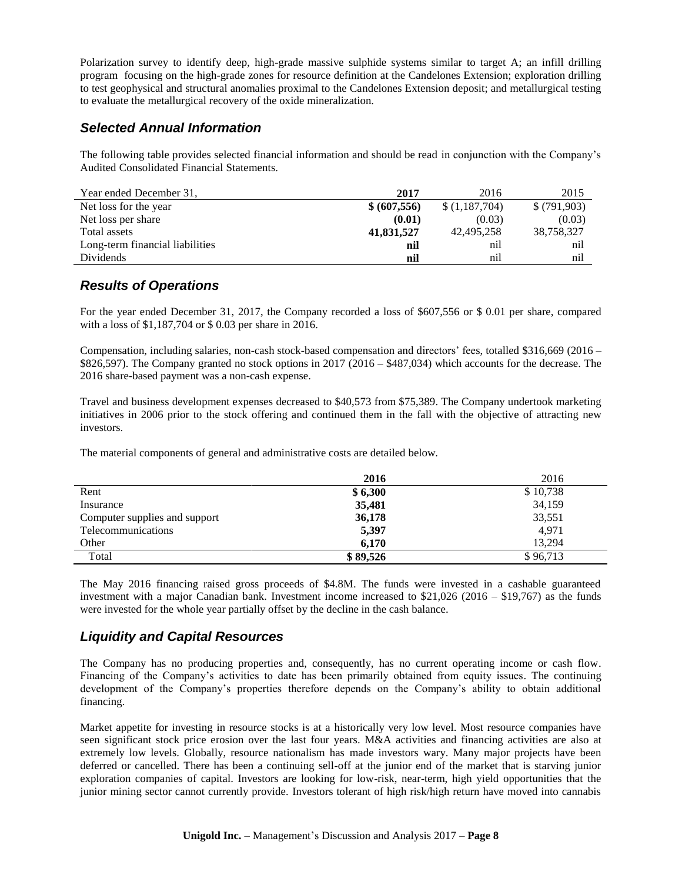Polarization survey to identify deep, high-grade massive sulphide systems similar to target A; an infill drilling program focusing on the high-grade zones for resource definition at the Candelones Extension; exploration drilling to test geophysical and structural anomalies proximal to the Candelones Extension deposit; and metallurgical testing to evaluate the metallurgical recovery of the oxide mineralization.

## *Selected Annual Information*

The following table provides selected financial information and should be read in conjunction with the Company's Audited Consolidated Financial Statements.

| Year ended December 31, | **2017** | 2016 | 2015 |
|---|---|---|---|
| Net loss for the year | **$ (607,556)** | $ (1,187,704) | $ (791,903) |
| Net loss per share | **(0.01)** | (0.03) | (0.03) |
| Total assets | **41,831,527** | 42,495,258 | 38,758,327 |
| Long-term financial liabilities | **nil** | nil | nil |
| Dividends | **nil** | nil | nil |

## *Results of Operations*

For the year ended December 31, 2017, the Company recorded a loss of $607,556 or $ 0.01 per share, compared with a loss of $1,187,704 or $ 0.03 per share in 2016.

Compensation, including salaries, non-cash stock-based compensation and directors' fees, totalled $316,669 (2016 – $826,597). The Company granted no stock options in 2017 (2016 – $487,034) which accounts for the decrease. The 2016 share-based payment was a non-cash expense.

Travel and business development expenses decreased to $40,573 from $75,389. The Company undertook marketing initiatives in 2006 prior to the stock offering and continued them in the fall with the objective of attracting new investors.

The material components of general and administrative costs are detailed below.

| | **2016** | 2016 |
|---|---|---|
| Rent | **$ 6,300** | $ 10,738 |
| Insurance | **35,481** | 34,159 |
| Computer supplies and support | **36,178** | 33,551 |
| Telecommunications | **5,397** | 4,971 |
| Other | **6,170** | 13,294 |
| Total | **$ 89,526** | $ 96,713 |

The May 2016 financing raised gross proceeds of $4.8M. The funds were invested in a cashable guaranteed investment with a major Canadian bank. Investment income increased to $21,026 (2016 – $19,767) as the funds were invested for the whole year partially offset by the decline in the cash balance.

## *Liquidity and Capital Resources*

The Company has no producing properties and, consequently, has no current operating income or cash flow. Financing of the Company's activities to date has been primarily obtained from equity issues. The continuing development of the Company's properties therefore depends on the Company's ability to obtain additional financing.

Market appetite for investing in resource stocks is at a historically very low level. Most resource companies have seen significant stock price erosion over the last four years. M&A activities and financing activities are also at extremely low levels. Globally, resource nationalism has made investors wary. Many major projects have been deferred or cancelled. There has been a continuing sell-off at the junior end of the market that is starving junior exploration companies of capital. Investors are looking for low-risk, near-term, high yield opportunities that the junior mining sector cannot currently provide. Investors tolerant of high risk/high return have moved into cannabis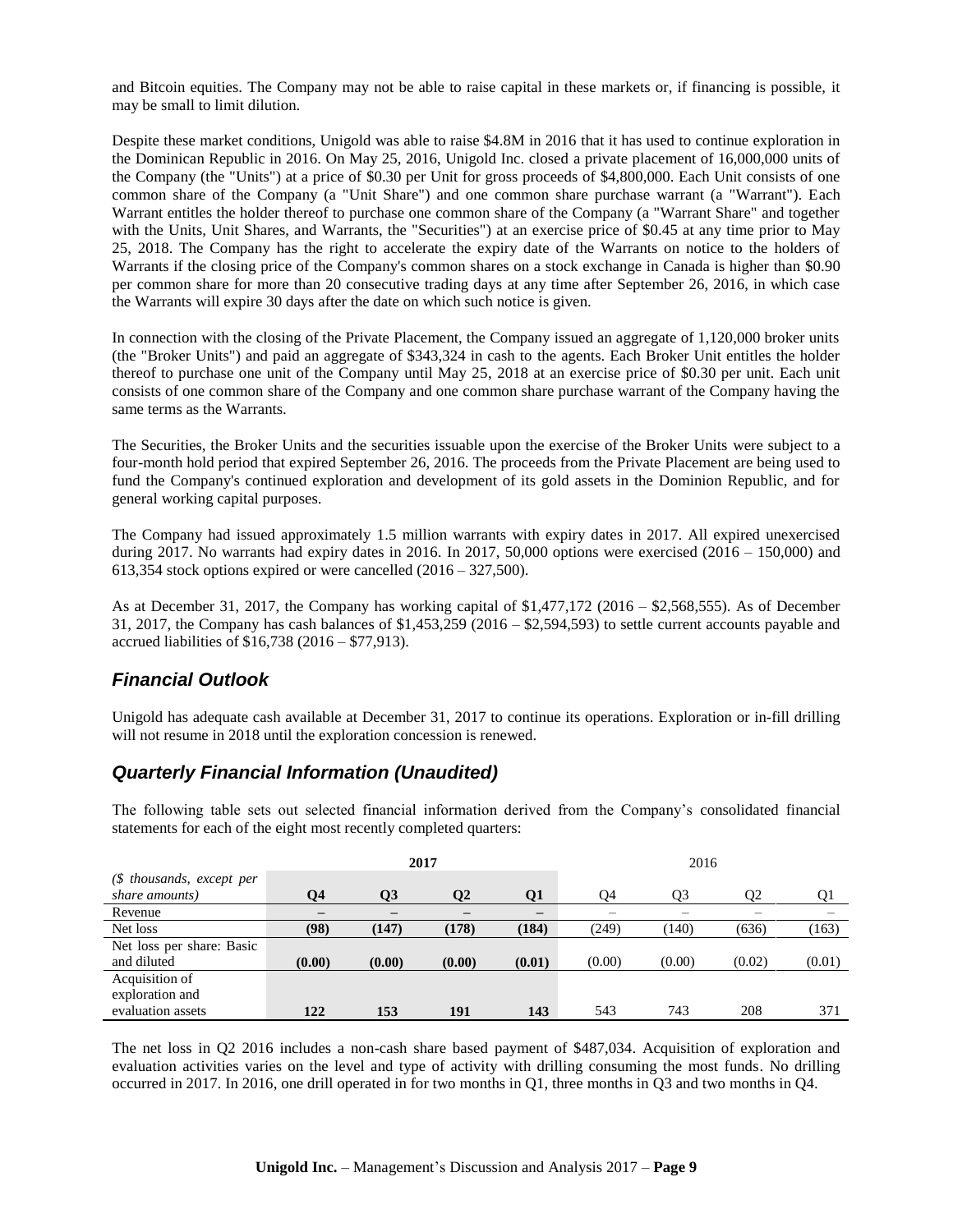and Bitcoin equities. The Company may not be able to raise capital in these markets or, if financing is possible, it may be small to limit dilution.

Despite these market conditions, Unigold was able to raise $4.8M in 2016 that it has used to continue exploration in the Dominican Republic in 2016. On May 25, 2016, Unigold Inc. closed a private placement of 16,000,000 units of the Company (the "Units") at a price of $0.30 per Unit for gross proceeds of $4,800,000. Each Unit consists of one common share of the Company (a "Unit Share") and one common share purchase warrant (a "Warrant"). Each Warrant entitles the holder thereof to purchase one common share of the Company (a "Warrant Share" and together with the Units, Unit Shares, and Warrants, the "Securities") at an exercise price of $0.45 at any time prior to May 25, 2018. The Company has the right to accelerate the expiry date of the Warrants on notice to the holders of Warrants if the closing price of the Company's common shares on a stock exchange in Canada is higher than $0.90 per common share for more than 20 consecutive trading days at any time after September 26, 2016, in which case the Warrants will expire 30 days after the date on which such notice is given.

In connection with the closing of the Private Placement, the Company issued an aggregate of 1,120,000 broker units (the "Broker Units") and paid an aggregate of $343,324 in cash to the agents. Each Broker Unit entitles the holder thereof to purchase one unit of the Company until May 25, 2018 at an exercise price of $0.30 per unit. Each unit consists of one common share of the Company and one common share purchase warrant of the Company having the same terms as the Warrants.

The Securities, the Broker Units and the securities issuable upon the exercise of the Broker Units were subject to a four-month hold period that expired September 26, 2016. The proceeds from the Private Placement are being used to fund the Company's continued exploration and development of its gold assets in the Dominion Republic, and for general working capital purposes.

The Company had issued approximately 1.5 million warrants with expiry dates in 2017. All expired unexercised during 2017. No warrants had expiry dates in 2016. In 2017, 50,000 options were exercised (2016 – 150,000) and 613,354 stock options expired or were cancelled (2016 – 327,500).

As at December 31, 2017, the Company has working capital of $1,477,172 (2016 – $2,568,555). As of December 31, 2017, the Company has cash balances of $1,453,259 (2016 – $2,594,593) to settle current accounts payable and accrued liabilities of $16,738 (2016 – $77,913).

## *Financial Outlook*

Unigold has adequate cash available at December 31, 2017 to continue its operations. Exploration or in-fill drilling will not resume in 2018 until the exploration concession is renewed.

## *Quarterly Financial Information (Unaudited)*

The following table sets out selected financial information derived from the Company's consolidated financial statements for each of the eight most recently completed quarters:

| | **2017** | | | | 2016 | | | |
|---|---|---|---|---|---|---|---|---|
| *($ thousands, except per share amounts)* | **Q4** | **Q3** | **Q2** | **Q1** | Q4 | Q3 | Q2 | Q1 |
| Revenue | **–** | **–** | **–** | **–** | – | – | – | – |
| Net loss | **(98)** | **(147)** | **(178)** | **(184)** | (249) | (140) | (636) | (163) |
| Net loss per share: Basic and diluted | **(0.00)** | **(0.00)** | **(0.00)** | **(0.01)** | (0.00) | (0.00) | (0.02) | (0.01) |
| Acquisition of exploration and evaluation assets | **122** | **153** | **191** | **143** | 543 | 743 | 208 | 371 |

The net loss in Q2 2016 includes a non-cash share based payment of $487,034. Acquisition of exploration and evaluation activities varies on the level and type of activity with drilling consuming the most funds. No drilling occurred in 2017. In 2016, one drill operated in for two months in Q1, three months in Q3 and two months in Q4.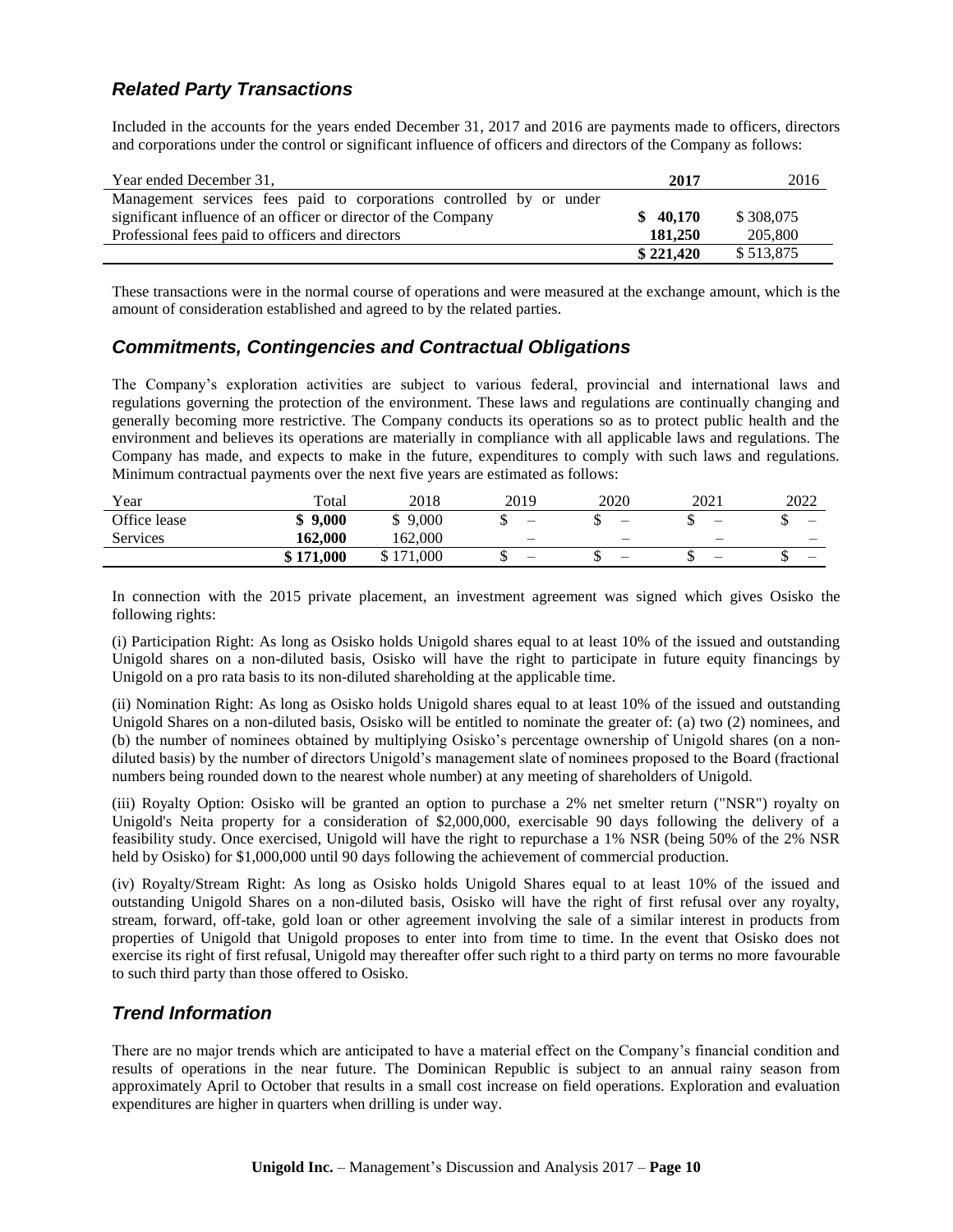## *Related Party Transactions*

Included in the accounts for the years ended December 31, 2017 and 2016 are payments made to officers, directors and corporations under the control or significant influence of officers and directors of the Company as follows:

| Year ended December 31, | 2017 | 2016 |
|---|---|---|
| Management services fees paid to corporations controlled by or under significant influence of an officer or director of the Company | **$ 40,170** | $ 308,075 |
| Professional fees paid to officers and directors | **181,250** | 205,800 |
| | **$ 221,420** | $ 513,875 |

These transactions were in the normal course of operations and were measured at the exchange amount, which is the amount of consideration established and agreed to by the related parties.

## *Commitments, Contingencies and Contractual Obligations*

The Company's exploration activities are subject to various federal, provincial and international laws and regulations governing the protection of the environment. These laws and regulations are continually changing and generally becoming more restrictive. The Company conducts its operations so as to protect public health and the environment and believes its operations are materially in compliance with all applicable laws and regulations. The Company has made, and expects to make in the future, expenditures to comply with such laws and regulations. Minimum contractual payments over the next five years are estimated as follows:

| Year | Total | 2018 | 2019 | 2020 | 2021 | 2022 |
|---|---|---|---|---|---|---|
| Office lease | **$ 9,000** | $ 9,000 | $ – | $ – | $ – | $ – |
| Services | **162,000** | 162,000 | – | – | – | – |
| | **$ 171,000** | $ 171,000 | $ – | $ – | $ – | $ – |

In connection with the 2015 private placement, an investment agreement was signed which gives Osisko the following rights:

(i) Participation Right: As long as Osisko holds Unigold shares equal to at least 10% of the issued and outstanding Unigold shares on a non-diluted basis, Osisko will have the right to participate in future equity financings by Unigold on a pro rata basis to its non-diluted shareholding at the applicable time.

(ii) Nomination Right: As long as Osisko holds Unigold shares equal to at least 10% of the issued and outstanding Unigold Shares on a non-diluted basis, Osisko will be entitled to nominate the greater of: (a) two (2) nominees, and (b) the number of nominees obtained by multiplying Osisko's percentage ownership of Unigold shares (on a non-diluted basis) by the number of directors Unigold's management slate of nominees proposed to the Board (fractional numbers being rounded down to the nearest whole number) at any meeting of shareholders of Unigold.

(iii) Royalty Option: Osisko will be granted an option to purchase a 2% net smelter return ("NSR") royalty on Unigold's Neita property for a consideration of $2,000,000, exercisable 90 days following the delivery of a feasibility study. Once exercised, Unigold will have the right to repurchase a 1% NSR (being 50% of the 2% NSR held by Osisko) for $1,000,000 until 90 days following the achievement of commercial production.

(iv) Royalty/Stream Right: As long as Osisko holds Unigold Shares equal to at least 10% of the issued and outstanding Unigold Shares on a non-diluted basis, Osisko will have the right of first refusal over any royalty, stream, forward, off-take, gold loan or other agreement involving the sale of a similar interest in products from properties of Unigold that Unigold proposes to enter into from time to time. In the event that Osisko does not exercise its right of first refusal, Unigold may thereafter offer such right to a third party on terms no more favourable to such third party than those offered to Osisko.

## *Trend Information*

There are no major trends which are anticipated to have a material effect on the Company's financial condition and results of operations in the near future. The Dominican Republic is subject to an annual rainy season from approximately April to October that results in a small cost increase on field operations. Exploration and evaluation expenditures are higher in quarters when drilling is under way.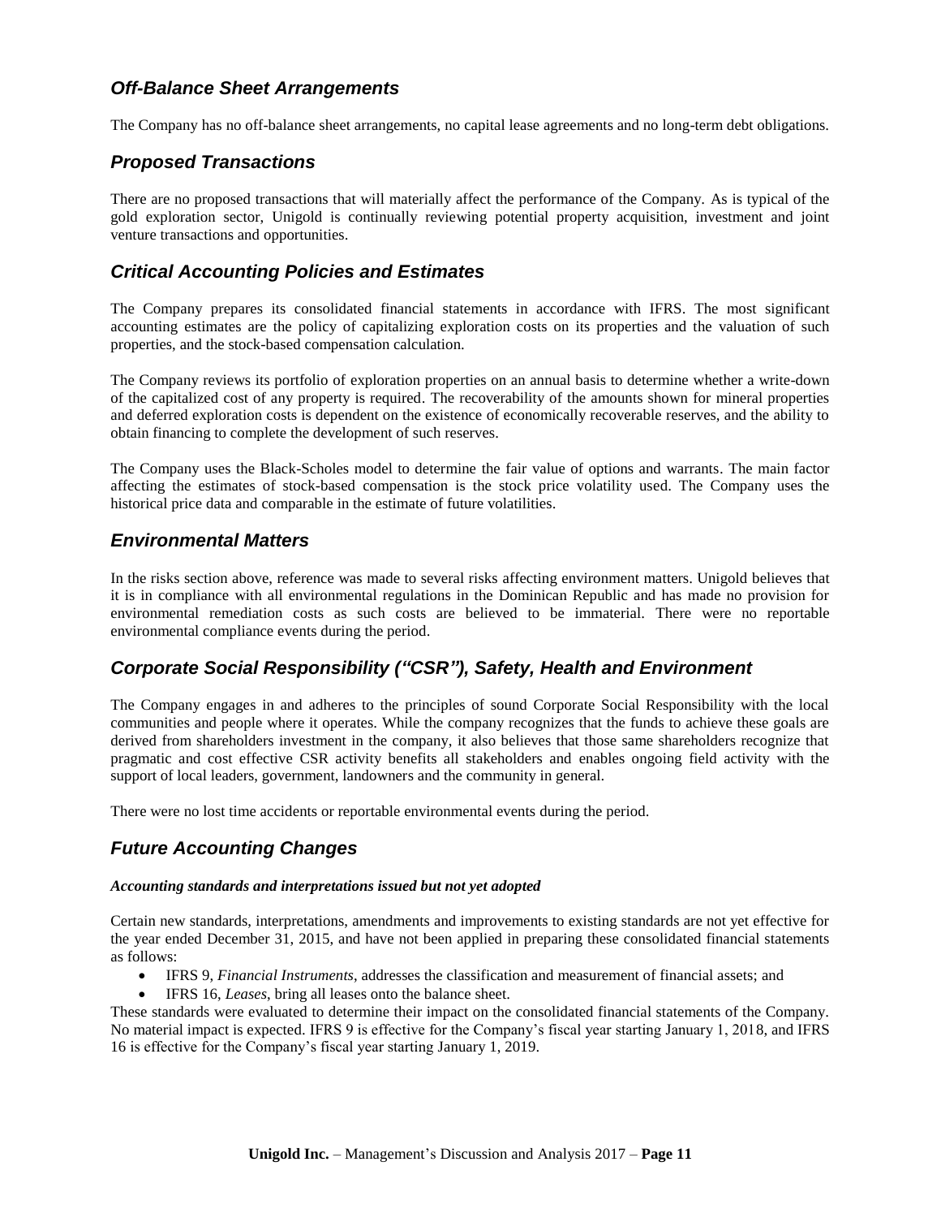## *Off-Balance Sheet Arrangements*

The Company has no off-balance sheet arrangements, no capital lease agreements and no long-term debt obligations.

## *Proposed Transactions*

There are no proposed transactions that will materially affect the performance of the Company. As is typical of the gold exploration sector, Unigold is continually reviewing potential property acquisition, investment and joint venture transactions and opportunities.

## *Critical Accounting Policies and Estimates*

The Company prepares its consolidated financial statements in accordance with IFRS. The most significant accounting estimates are the policy of capitalizing exploration costs on its properties and the valuation of such properties, and the stock-based compensation calculation.

The Company reviews its portfolio of exploration properties on an annual basis to determine whether a write-down of the capitalized cost of any property is required. The recoverability of the amounts shown for mineral properties and deferred exploration costs is dependent on the existence of economically recoverable reserves, and the ability to obtain financing to complete the development of such reserves.

The Company uses the Black-Scholes model to determine the fair value of options and warrants. The main factor affecting the estimates of stock-based compensation is the stock price volatility used. The Company uses the historical price data and comparable in the estimate of future volatilities.

## *Environmental Matters*

In the risks section above, reference was made to several risks affecting environment matters. Unigold believes that it is in compliance with all environmental regulations in the Dominican Republic and has made no provision for environmental remediation costs as such costs are believed to be immaterial. There were no reportable environmental compliance events during the period.

## *Corporate Social Responsibility ("CSR"), Safety, Health and Environment*

The Company engages in and adheres to the principles of sound Corporate Social Responsibility with the local communities and people where it operates. While the company recognizes that the funds to achieve these goals are derived from shareholders investment in the company, it also believes that those same shareholders recognize that pragmatic and cost effective CSR activity benefits all stakeholders and enables ongoing field activity with the support of local leaders, government, landowners and the community in general.

There were no lost time accidents or reportable environmental events during the period.

## *Future Accounting Changes*

***Accounting standards and interpretations issued but not yet adopted***

Certain new standards, interpretations, amendments and improvements to existing standards are not yet effective for the year ended December 31, 2015, and have not been applied in preparing these consolidated financial statements as follows:

- IFRS 9, *Financial Instruments*, addresses the classification and measurement of financial assets; and
- IFRS 16, *Leases*, bring all leases onto the balance sheet.

These standards were evaluated to determine their impact on the consolidated financial statements of the Company. No material impact is expected. IFRS 9 is effective for the Company's fiscal year starting January 1, 2018, and IFRS 16 is effective for the Company's fiscal year starting January 1, 2019.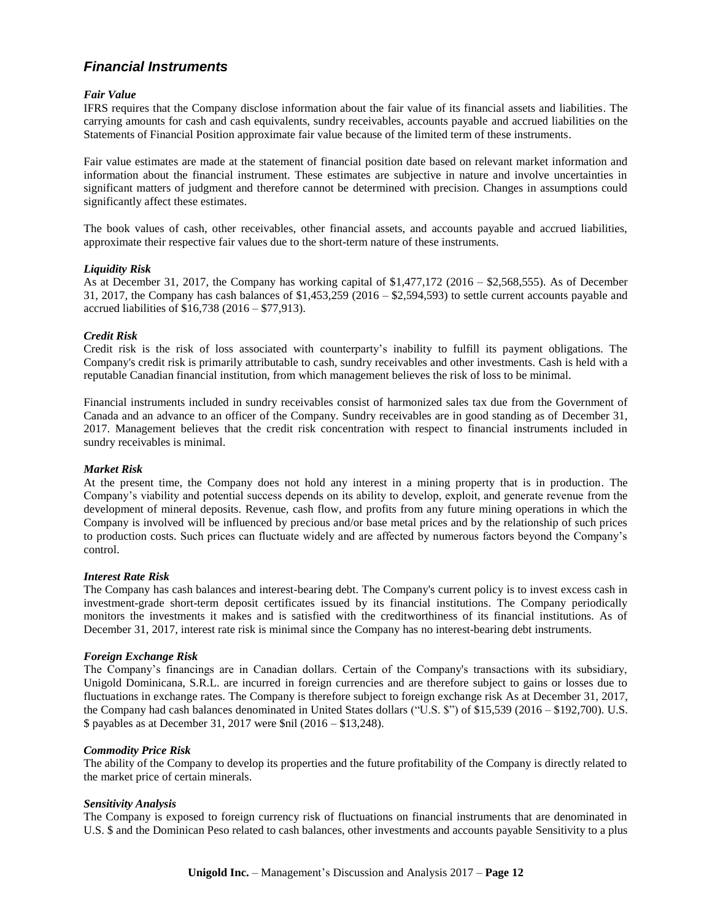## *Financial Instruments*

***Fair Value***

IFRS requires that the Company disclose information about the fair value of its financial assets and liabilities. The carrying amounts for cash and cash equivalents, sundry receivables, accounts payable and accrued liabilities on the Statements of Financial Position approximate fair value because of the limited term of these instruments.

Fair value estimates are made at the statement of financial position date based on relevant market information and information about the financial instrument. These estimates are subjective in nature and involve uncertainties in significant matters of judgment and therefore cannot be determined with precision. Changes in assumptions could significantly affect these estimates.

The book values of cash, other receivables, other financial assets, and accounts payable and accrued liabilities, approximate their respective fair values due to the short-term nature of these instruments.

***Liquidity Risk***

As at December 31, 2017, the Company has working capital of $1,477,172 (2016 – $2,568,555). As of December 31, 2017, the Company has cash balances of $1,453,259 (2016 – $2,594,593) to settle current accounts payable and accrued liabilities of $16,738 (2016 – $77,913).

***Credit Risk***

Credit risk is the risk of loss associated with counterparty's inability to fulfill its payment obligations. The Company's credit risk is primarily attributable to cash, sundry receivables and other investments. Cash is held with a reputable Canadian financial institution, from which management believes the risk of loss to be minimal.

Financial instruments included in sundry receivables consist of harmonized sales tax due from the Government of Canada and an advance to an officer of the Company. Sundry receivables are in good standing as of December 31, 2017. Management believes that the credit risk concentration with respect to financial instruments included in sundry receivables is minimal.

***Market Risk***

At the present time, the Company does not hold any interest in a mining property that is in production. The Company's viability and potential success depends on its ability to develop, exploit, and generate revenue from the development of mineral deposits. Revenue, cash flow, and profits from any future mining operations in which the Company is involved will be influenced by precious and/or base metal prices and by the relationship of such prices to production costs. Such prices can fluctuate widely and are affected by numerous factors beyond the Company's control.

***Interest Rate Risk***

The Company has cash balances and interest-bearing debt. The Company's current policy is to invest excess cash in investment-grade short-term deposit certificates issued by its financial institutions. The Company periodically monitors the investments it makes and is satisfied with the creditworthiness of its financial institutions. As of December 31, 2017, interest rate risk is minimal since the Company has no interest-bearing debt instruments.

***Foreign Exchange Risk***

The Company's financings are in Canadian dollars. Certain of the Company's transactions with its subsidiary, Unigold Dominicana, S.R.L. are incurred in foreign currencies and are therefore subject to gains or losses due to fluctuations in exchange rates. The Company is therefore subject to foreign exchange risk As at December 31, 2017, the Company had cash balances denominated in United States dollars ("U.S. $") of $15,539 (2016 – $192,700). U.S. $ payables as at December 31, 2017 were $nil (2016 – $13,248).

***Commodity Price Risk***

The ability of the Company to develop its properties and the future profitability of the Company is directly related to the market price of certain minerals.

***Sensitivity Analysis***

The Company is exposed to foreign currency risk of fluctuations on financial instruments that are denominated in U.S. $ and the Dominican Peso related to cash balances, other investments and accounts payable Sensitivity to a plus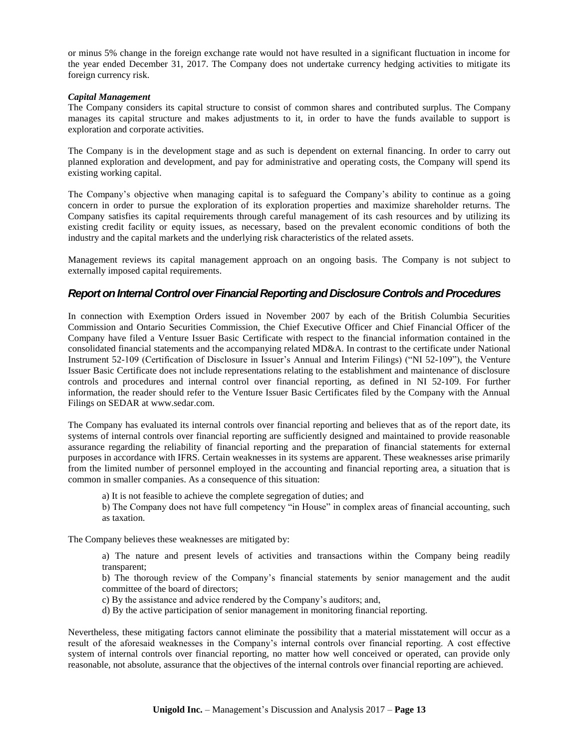or minus 5% change in the foreign exchange rate would not have resulted in a significant fluctuation in income for the year ended December 31, 2017. The Company does not undertake currency hedging activities to mitigate its foreign currency risk.

***Capital Management***

The Company considers its capital structure to consist of common shares and contributed surplus. The Company manages its capital structure and makes adjustments to it, in order to have the funds available to support is exploration and corporate activities.

The Company is in the development stage and as such is dependent on external financing. In order to carry out planned exploration and development, and pay for administrative and operating costs, the Company will spend its existing working capital.

The Company's objective when managing capital is to safeguard the Company's ability to continue as a going concern in order to pursue the exploration of its exploration properties and maximize shareholder returns. The Company satisfies its capital requirements through careful management of its cash resources and by utilizing its existing credit facility or equity issues, as necessary, based on the prevalent economic conditions of both the industry and the capital markets and the underlying risk characteristics of the related assets.

Management reviews its capital management approach on an ongoing basis. The Company is not subject to externally imposed capital requirements.

## *Report on Internal Control over Financial Reporting and Disclosure Controls and Procedures*

In connection with Exemption Orders issued in November 2007 by each of the British Columbia Securities Commission and Ontario Securities Commission, the Chief Executive Officer and Chief Financial Officer of the Company have filed a Venture Issuer Basic Certificate with respect to the financial information contained in the consolidated financial statements and the accompanying related MD&A. In contrast to the certificate under National Instrument 52-109 (Certification of Disclosure in Issuer's Annual and Interim Filings) ("NI 52-109"), the Venture Issuer Basic Certificate does not include representations relating to the establishment and maintenance of disclosure controls and procedures and internal control over financial reporting, as defined in NI 52-109. For further information, the reader should refer to the Venture Issuer Basic Certificates filed by the Company with the Annual Filings on SEDAR at www.sedar.com.

The Company has evaluated its internal controls over financial reporting and believes that as of the report date, its systems of internal controls over financial reporting are sufficiently designed and maintained to provide reasonable assurance regarding the reliability of financial reporting and the preparation of financial statements for external purposes in accordance with IFRS. Certain weaknesses in its systems are apparent. These weaknesses arise primarily from the limited number of personnel employed in the accounting and financial reporting area, a situation that is common in smaller companies. As a consequence of this situation:

a) It is not feasible to achieve the complete segregation of duties; and

b) The Company does not have full competency "in House" in complex areas of financial accounting, such as taxation.

The Company believes these weaknesses are mitigated by:

a) The nature and present levels of activities and transactions within the Company being readily transparent;

b) The thorough review of the Company's financial statements by senior management and the audit committee of the board of directors;

c) By the assistance and advice rendered by the Company's auditors; and,

d) By the active participation of senior management in monitoring financial reporting.

Nevertheless, these mitigating factors cannot eliminate the possibility that a material misstatement will occur as a result of the aforesaid weaknesses in the Company's internal controls over financial reporting. A cost effective system of internal controls over financial reporting, no matter how well conceived or operated, can provide only reasonable, not absolute, assurance that the objectives of the internal controls over financial reporting are achieved.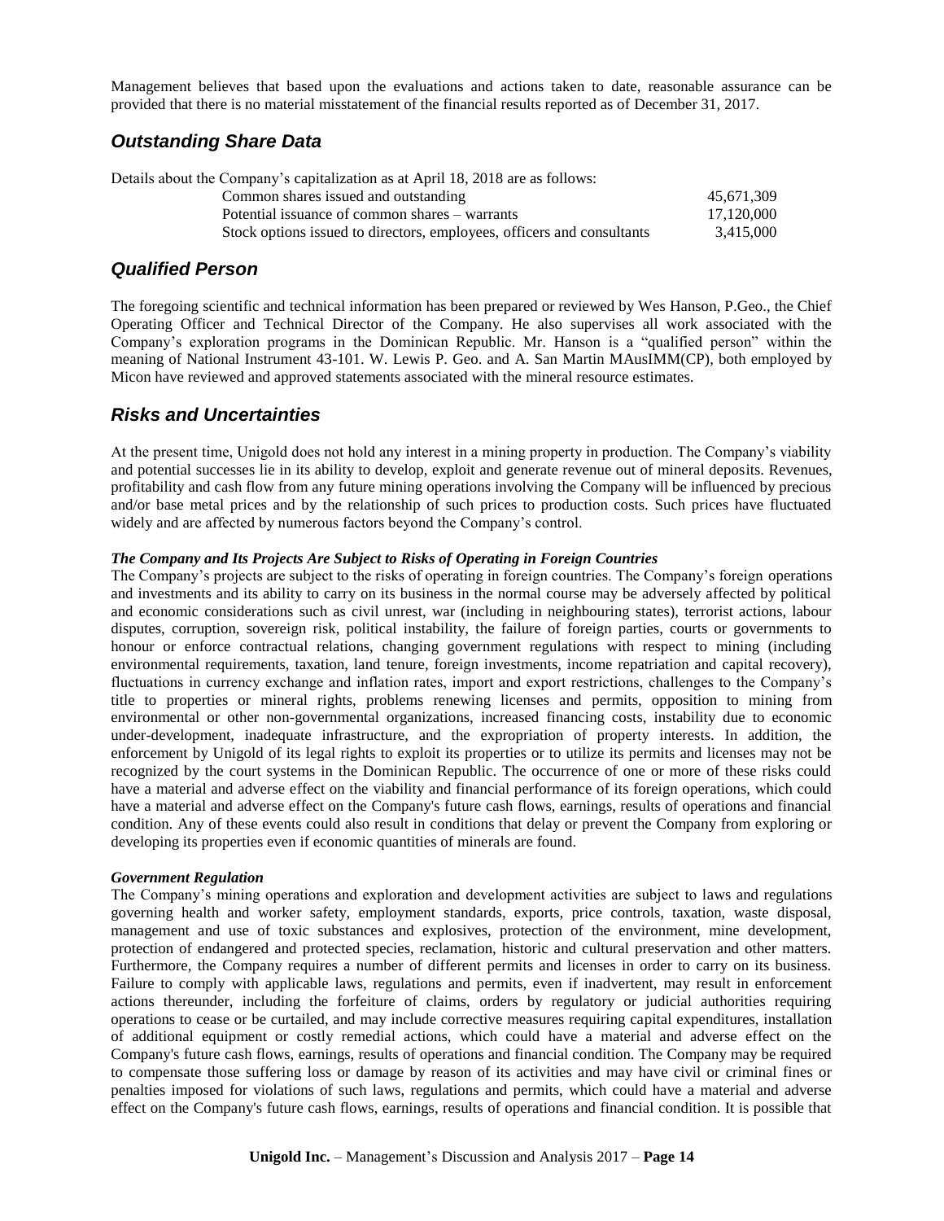Management believes that based upon the evaluations and actions taken to date, reasonable assurance can be provided that there is no material misstatement of the financial results reported as of December 31, 2017.

## *Outstanding Share Data*

Details about the Company's capitalization as at April 18, 2018 are as follows:

| | |
|---|---|
| Common shares issued and outstanding | 45,671,309 |
| Potential issuance of common shares – warrants | 17,120,000 |
| Stock options issued to directors, employees, officers and consultants | 3,415,000 |

## *Qualified Person*

The foregoing scientific and technical information has been prepared or reviewed by Wes Hanson, P.Geo., the Chief Operating Officer and Technical Director of the Company. He also supervises all work associated with the Company's exploration programs in the Dominican Republic. Mr. Hanson is a "qualified person" within the meaning of National Instrument 43-101. W. Lewis P. Geo. and A. San Martin MAusIMM(CP), both employed by Micon have reviewed and approved statements associated with the mineral resource estimates.

## *Risks and Uncertainties*

At the present time, Unigold does not hold any interest in a mining property in production. The Company's viability and potential successes lie in its ability to develop, exploit and generate revenue out of mineral deposits. Revenues, profitability and cash flow from any future mining operations involving the Company will be influenced by precious and/or base metal prices and by the relationship of such prices to production costs. Such prices have fluctuated widely and are affected by numerous factors beyond the Company's control.

***The Company and Its Projects Are Subject to Risks of Operating in Foreign Countries***

The Company's projects are subject to the risks of operating in foreign countries. The Company's foreign operations and investments and its ability to carry on its business in the normal course may be adversely affected by political and economic considerations such as civil unrest, war (including in neighbouring states), terrorist actions, labour disputes, corruption, sovereign risk, political instability, the failure of foreign parties, courts or governments to honour or enforce contractual relations, changing government regulations with respect to mining (including environmental requirements, taxation, land tenure, foreign investments, income repatriation and capital recovery), fluctuations in currency exchange and inflation rates, import and export restrictions, challenges to the Company's title to properties or mineral rights, problems renewing licenses and permits, opposition to mining from environmental or other non-governmental organizations, increased financing costs, instability due to economic under-development, inadequate infrastructure, and the expropriation of property interests. In addition, the enforcement by Unigold of its legal rights to exploit its properties or to utilize its permits and licenses may not be recognized by the court systems in the Dominican Republic. The occurrence of one or more of these risks could have a material and adverse effect on the viability and financial performance of its foreign operations, which could have a material and adverse effect on the Company's future cash flows, earnings, results of operations and financial condition. Any of these events could also result in conditions that delay or prevent the Company from exploring or developing its properties even if economic quantities of minerals are found.

***Government Regulation***

The Company's mining operations and exploration and development activities are subject to laws and regulations governing health and worker safety, employment standards, exports, price controls, taxation, waste disposal, management and use of toxic substances and explosives, protection of the environment, mine development, protection of endangered and protected species, reclamation, historic and cultural preservation and other matters. Furthermore, the Company requires a number of different permits and licenses in order to carry on its business. Failure to comply with applicable laws, regulations and permits, even if inadvertent, may result in enforcement actions thereunder, including the forfeiture of claims, orders by regulatory or judicial authorities requiring operations to cease or be curtailed, and may include corrective measures requiring capital expenditures, installation of additional equipment or costly remedial actions, which could have a material and adverse effect on the Company's future cash flows, earnings, results of operations and financial condition. The Company may be required to compensate those suffering loss or damage by reason of its activities and may have civil or criminal fines or penalties imposed for violations of such laws, regulations and permits, which could have a material and adverse effect on the Company's future cash flows, earnings, results of operations and financial condition. It is possible that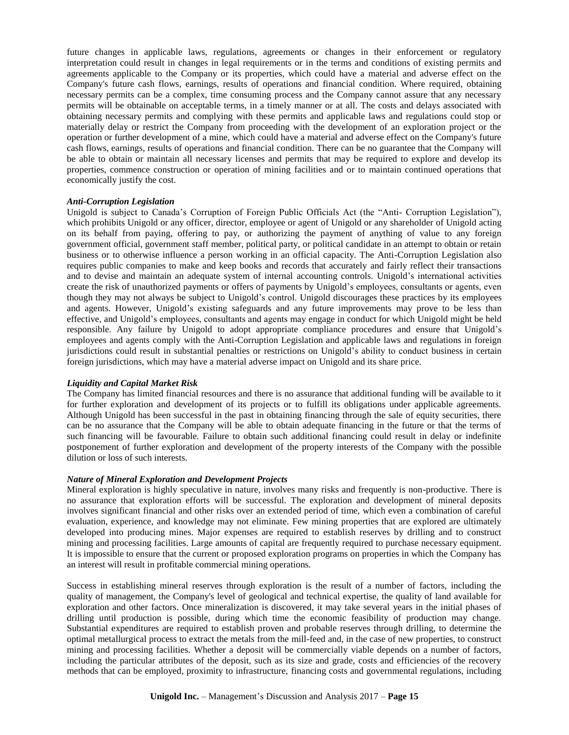future changes in applicable laws, regulations, agreements or changes in their enforcement or regulatory interpretation could result in changes in legal requirements or in the terms and conditions of existing permits and agreements applicable to the Company or its properties, which could have a material and adverse effect on the Company's future cash flows, earnings, results of operations and financial condition. Where required, obtaining necessary permits can be a complex, time consuming process and the Company cannot assure that any necessary permits will be obtainable on acceptable terms, in a timely manner or at all. The costs and delays associated with obtaining necessary permits and complying with these permits and applicable laws and regulations could stop or materially delay or restrict the Company from proceeding with the development of an exploration project or the operation or further development of a mine, which could have a material and adverse effect on the Company's future cash flows, earnings, results of operations and financial condition. There can be no guarantee that the Company will be able to obtain or maintain all necessary licenses and permits that may be required to explore and develop its properties, commence construction or operation of mining facilities and or to maintain continued operations that economically justify the cost.

***Anti-Corruption Legislation***

Unigold is subject to Canada's Corruption of Foreign Public Officials Act (the "Anti- Corruption Legislation"), which prohibits Unigold or any officer, director, employee or agent of Unigold or any shareholder of Unigold acting on its behalf from paying, offering to pay, or authorizing the payment of anything of value to any foreign government official, government staff member, political party, or political candidate in an attempt to obtain or retain business or to otherwise influence a person working in an official capacity. The Anti-Corruption Legislation also requires public companies to make and keep books and records that accurately and fairly reflect their transactions and to devise and maintain an adequate system of internal accounting controls. Unigold's international activities create the risk of unauthorized payments or offers of payments by Unigold's employees, consultants or agents, even though they may not always be subject to Unigold's control. Unigold discourages these practices by its employees and agents. However, Unigold's existing safeguards and any future improvements may prove to be less than effective, and Unigold's employees, consultants and agents may engage in conduct for which Unigold might be held responsible. Any failure by Unigold to adopt appropriate compliance procedures and ensure that Unigold's employees and agents comply with the Anti-Corruption Legislation and applicable laws and regulations in foreign jurisdictions could result in substantial penalties or restrictions on Unigold's ability to conduct business in certain foreign jurisdictions, which may have a material adverse impact on Unigold and its share price.

***Liquidity and Capital Market Risk***

The Company has limited financial resources and there is no assurance that additional funding will be available to it for further exploration and development of its projects or to fulfill its obligations under applicable agreements. Although Unigold has been successful in the past in obtaining financing through the sale of equity securities, there can be no assurance that the Company will be able to obtain adequate financing in the future or that the terms of such financing will be favourable. Failure to obtain such additional financing could result in delay or indefinite postponement of further exploration and development of the property interests of the Company with the possible dilution or loss of such interests.

***Nature of Mineral Exploration and Development Projects***

Mineral exploration is highly speculative in nature, involves many risks and frequently is non-productive. There is no assurance that exploration efforts will be successful. The exploration and development of mineral deposits involves significant financial and other risks over an extended period of time, which even a combination of careful evaluation, experience, and knowledge may not eliminate. Few mining properties that are explored are ultimately developed into producing mines. Major expenses are required to establish reserves by drilling and to construct mining and processing facilities. Large amounts of capital are frequently required to purchase necessary equipment. It is impossible to ensure that the current or proposed exploration programs on properties in which the Company has an interest will result in profitable commercial mining operations.

Success in establishing mineral reserves through exploration is the result of a number of factors, including the quality of management, the Company's level of geological and technical expertise, the quality of land available for exploration and other factors. Once mineralization is discovered, it may take several years in the initial phases of drilling until production is possible, during which time the economic feasibility of production may change. Substantial expenditures are required to establish proven and probable reserves through drilling, to determine the optimal metallurgical process to extract the metals from the mill-feed and, in the case of new properties, to construct mining and processing facilities. Whether a deposit will be commercially viable depends on a number of factors, including the particular attributes of the deposit, such as its size and grade, costs and efficiencies of the recovery methods that can be employed, proximity to infrastructure, financing costs and governmental regulations, including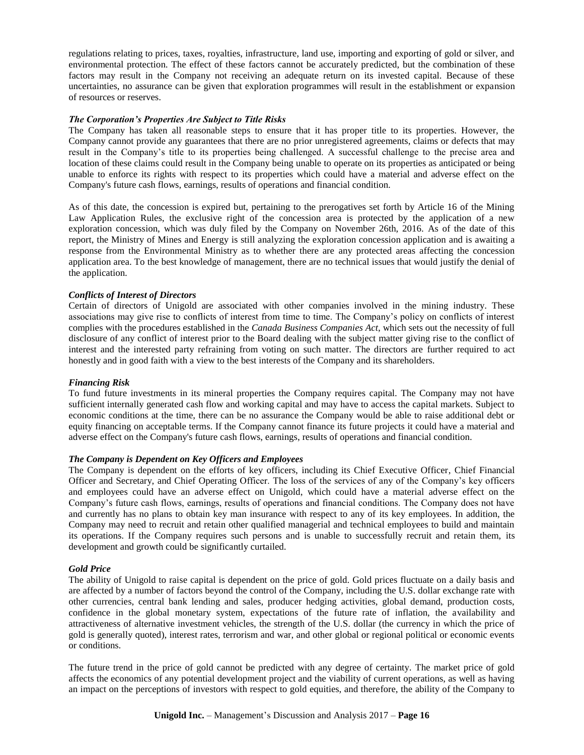regulations relating to prices, taxes, royalties, infrastructure, land use, importing and exporting of gold or silver, and environmental protection. The effect of these factors cannot be accurately predicted, but the combination of these factors may result in the Company not receiving an adequate return on its invested capital. Because of these uncertainties, no assurance can be given that exploration programmes will result in the establishment or expansion of resources or reserves.

***The Corporation's Properties Are Subject to Title Risks***

The Company has taken all reasonable steps to ensure that it has proper title to its properties. However, the Company cannot provide any guarantees that there are no prior unregistered agreements, claims or defects that may result in the Company's title to its properties being challenged. A successful challenge to the precise area and location of these claims could result in the Company being unable to operate on its properties as anticipated or being unable to enforce its rights with respect to its properties which could have a material and adverse effect on the Company's future cash flows, earnings, results of operations and financial condition.

As of this date, the concession is expired but, pertaining to the prerogatives set forth by Article 16 of the Mining Law Application Rules, the exclusive right of the concession area is protected by the application of a new exploration concession, which was duly filed by the Company on November 26th, 2016. As of the date of this report, the Ministry of Mines and Energy is still analyzing the exploration concession application and is awaiting a response from the Environmental Ministry as to whether there are any protected areas affecting the concession application area. To the best knowledge of management, there are no technical issues that would justify the denial of the application.

***Conflicts of Interest of Directors***

Certain of directors of Unigold are associated with other companies involved in the mining industry. These associations may give rise to conflicts of interest from time to time. The Company's policy on conflicts of interest complies with the procedures established in the *Canada Business Companies Act*, which sets out the necessity of full disclosure of any conflict of interest prior to the Board dealing with the subject matter giving rise to the conflict of interest and the interested party refraining from voting on such matter. The directors are further required to act honestly and in good faith with a view to the best interests of the Company and its shareholders.

***Financing Risk***

To fund future investments in its mineral properties the Company requires capital. The Company may not have sufficient internally generated cash flow and working capital and may have to access the capital markets. Subject to economic conditions at the time, there can be no assurance the Company would be able to raise additional debt or equity financing on acceptable terms. If the Company cannot finance its future projects it could have a material and adverse effect on the Company's future cash flows, earnings, results of operations and financial condition.

***The Company is Dependent on Key Officers and Employees***

The Company is dependent on the efforts of key officers, including its Chief Executive Officer, Chief Financial Officer and Secretary, and Chief Operating Officer. The loss of the services of any of the Company's key officers and employees could have an adverse effect on Unigold, which could have a material adverse effect on the Company's future cash flows, earnings, results of operations and financial conditions. The Company does not have and currently has no plans to obtain key man insurance with respect to any of its key employees. In addition, the Company may need to recruit and retain other qualified managerial and technical employees to build and maintain its operations. If the Company requires such persons and is unable to successfully recruit and retain them, its development and growth could be significantly curtailed.

***Gold Price***

The ability of Unigold to raise capital is dependent on the price of gold. Gold prices fluctuate on a daily basis and are affected by a number of factors beyond the control of the Company, including the U.S. dollar exchange rate with other currencies, central bank lending and sales, producer hedging activities, global demand, production costs, confidence in the global monetary system, expectations of the future rate of inflation, the availability and attractiveness of alternative investment vehicles, the strength of the U.S. dollar (the currency in which the price of gold is generally quoted), interest rates, terrorism and war, and other global or regional political or economic events or conditions.

The future trend in the price of gold cannot be predicted with any degree of certainty. The market price of gold affects the economics of any potential development project and the viability of current operations, as well as having an impact on the perceptions of investors with respect to gold equities, and therefore, the ability of the Company to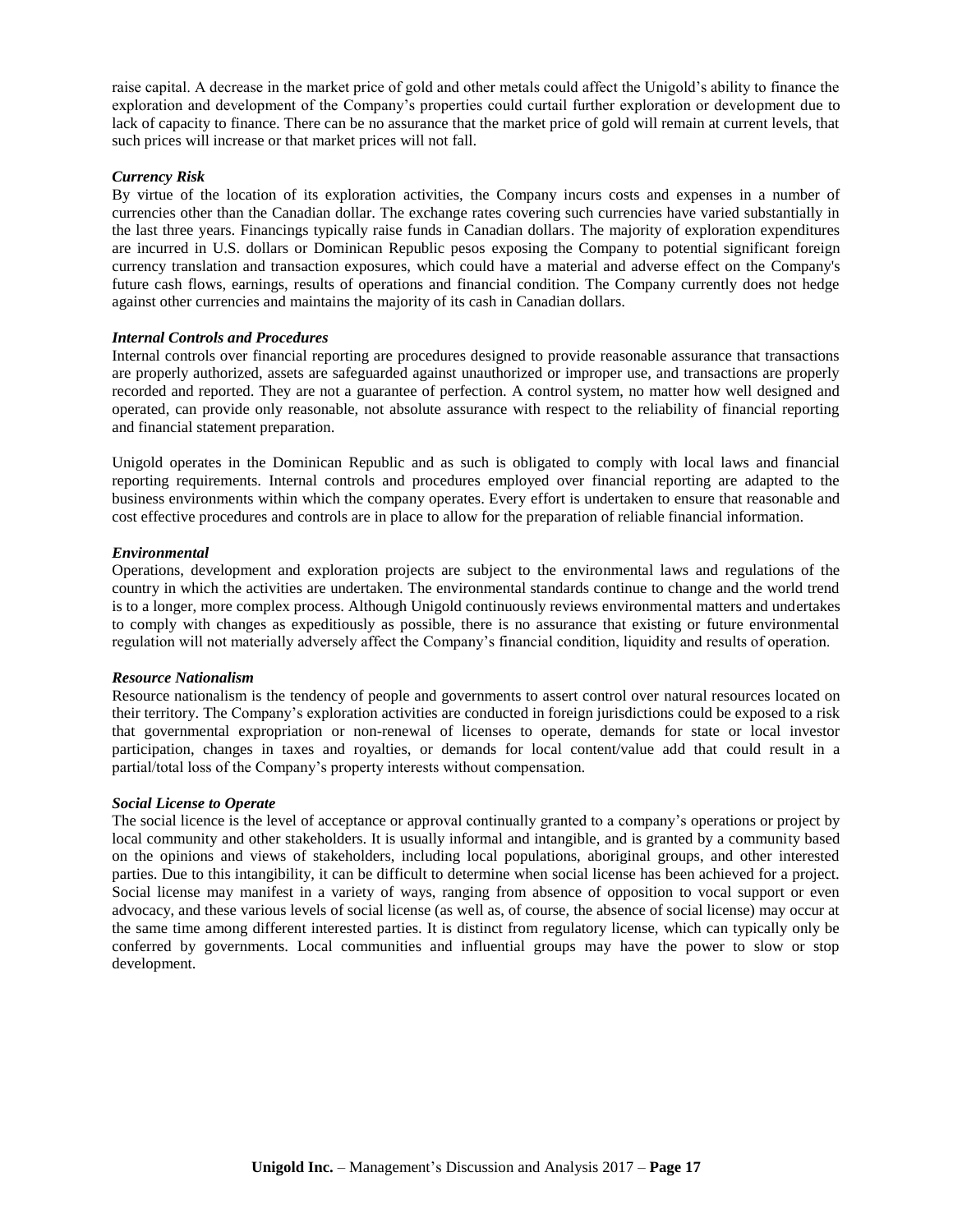raise capital. A decrease in the market price of gold and other metals could affect the Unigold's ability to finance the exploration and development of the Company's properties could curtail further exploration or development due to lack of capacity to finance. There can be no assurance that the market price of gold will remain at current levels, that such prices will increase or that market prices will not fall.

***Currency Risk***

By virtue of the location of its exploration activities, the Company incurs costs and expenses in a number of currencies other than the Canadian dollar. The exchange rates covering such currencies have varied substantially in the last three years. Financings typically raise funds in Canadian dollars. The majority of exploration expenditures are incurred in U.S. dollars or Dominican Republic pesos exposing the Company to potential significant foreign currency translation and transaction exposures, which could have a material and adverse effect on the Company's future cash flows, earnings, results of operations and financial condition. The Company currently does not hedge against other currencies and maintains the majority of its cash in Canadian dollars.

***Internal Controls and Procedures***

Internal controls over financial reporting are procedures designed to provide reasonable assurance that transactions are properly authorized, assets are safeguarded against unauthorized or improper use, and transactions are properly recorded and reported. They are not a guarantee of perfection. A control system, no matter how well designed and operated, can provide only reasonable, not absolute assurance with respect to the reliability of financial reporting and financial statement preparation.

Unigold operates in the Dominican Republic and as such is obligated to comply with local laws and financial reporting requirements. Internal controls and procedures employed over financial reporting are adapted to the business environments within which the company operates. Every effort is undertaken to ensure that reasonable and cost effective procedures and controls are in place to allow for the preparation of reliable financial information.

***Environmental***

Operations, development and exploration projects are subject to the environmental laws and regulations of the country in which the activities are undertaken. The environmental standards continue to change and the world trend is to a longer, more complex process. Although Unigold continuously reviews environmental matters and undertakes to comply with changes as expeditiously as possible, there is no assurance that existing or future environmental regulation will not materially adversely affect the Company's financial condition, liquidity and results of operation.

***Resource Nationalism***

Resource nationalism is the tendency of people and governments to assert control over natural resources located on their territory. The Company's exploration activities are conducted in foreign jurisdictions could be exposed to a risk that governmental expropriation or non-renewal of licenses to operate, demands for state or local investor participation, changes in taxes and royalties, or demands for local content/value add that could result in a partial/total loss of the Company's property interests without compensation.

***Social License to Operate***

The social licence is the level of acceptance or approval continually granted to a company's operations or project by local community and other stakeholders. It is usually informal and intangible, and is granted by a community based on the opinions and views of stakeholders, including local populations, aboriginal groups, and other interested parties. Due to this intangibility, it can be difficult to determine when social license has been achieved for a project. Social license may manifest in a variety of ways, ranging from absence of opposition to vocal support or even advocacy, and these various levels of social license (as well as, of course, the absence of social license) may occur at the same time among different interested parties. It is distinct from regulatory license, which can typically only be conferred by governments. Local communities and influential groups may have the power to slow or stop development.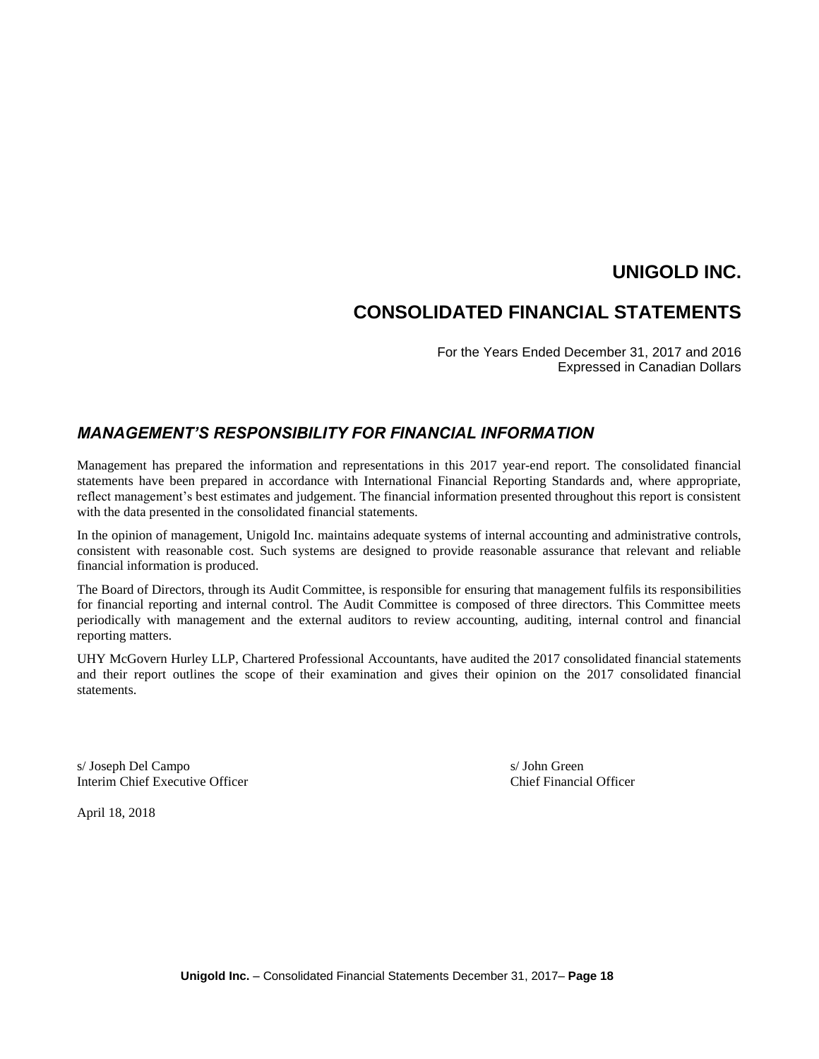# UNIGOLD INC.

# CONSOLIDATED FINANCIAL STATEMENTS

For the Years Ended December 31, 2017 and 2016
Expressed in Canadian Dollars

## *MANAGEMENT'S RESPONSIBILITY FOR FINANCIAL INFORMATION*

Management has prepared the information and representations in this 2017 year-end report. The consolidated financial statements have been prepared in accordance with International Financial Reporting Standards and, where appropriate, reflect management's best estimates and judgement. The financial information presented throughout this report is consistent with the data presented in the consolidated financial statements.

In the opinion of management, Unigold Inc. maintains adequate systems of internal accounting and administrative controls, consistent with reasonable cost. Such systems are designed to provide reasonable assurance that relevant and reliable financial information is produced.

The Board of Directors, through its Audit Committee, is responsible for ensuring that management fulfils its responsibilities for financial reporting and internal control. The Audit Committee is composed of three directors. This Committee meets periodically with management and the external auditors to review accounting, auditing, internal control and financial reporting matters.

UHY McGovern Hurley LLP, Chartered Professional Accountants, have audited the 2017 consolidated financial statements and their report outlines the scope of their examination and gives their opinion on the 2017 consolidated financial statements.

s/ Joseph Del Campo
Interim Chief Executive Officer

s/ John Green
Chief Financial Officer

April 18, 2018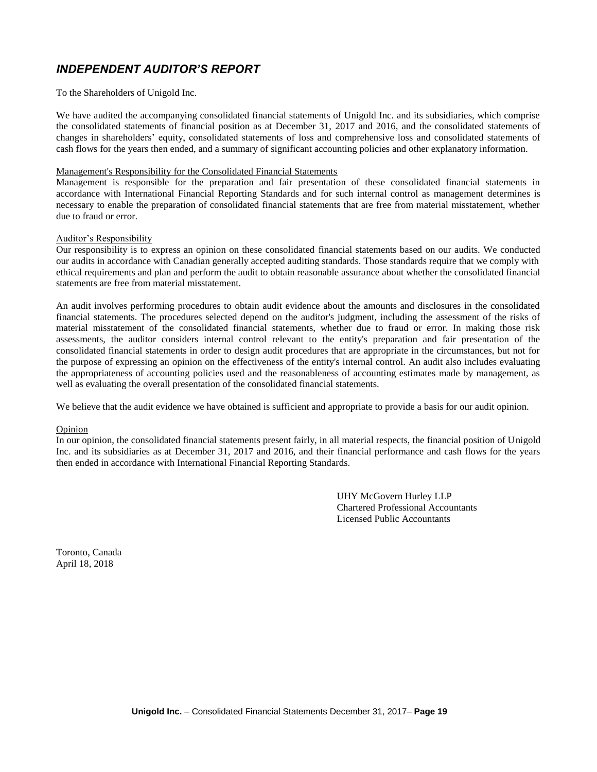# *INDEPENDENT AUDITOR'S REPORT*

To the Shareholders of Unigold Inc.

We have audited the accompanying consolidated financial statements of Unigold Inc. and its subsidiaries, which comprise the consolidated statements of financial position as at December 31, 2017 and 2016, and the consolidated statements of changes in shareholders' equity, consolidated statements of loss and comprehensive loss and consolidated statements of cash flows for the years then ended, and a summary of significant accounting policies and other explanatory information.

Management's Responsibility for the Consolidated Financial Statements

Management is responsible for the preparation and fair presentation of these consolidated financial statements in accordance with International Financial Reporting Standards and for such internal control as management determines is necessary to enable the preparation of consolidated financial statements that are free from material misstatement, whether due to fraud or error.

Auditor's Responsibility

Our responsibility is to express an opinion on these consolidated financial statements based on our audits. We conducted our audits in accordance with Canadian generally accepted auditing standards. Those standards require that we comply with ethical requirements and plan and perform the audit to obtain reasonable assurance about whether the consolidated financial statements are free from material misstatement.

An audit involves performing procedures to obtain audit evidence about the amounts and disclosures in the consolidated financial statements. The procedures selected depend on the auditor's judgment, including the assessment of the risks of material misstatement of the consolidated financial statements, whether due to fraud or error. In making those risk assessments, the auditor considers internal control relevant to the entity's preparation and fair presentation of the consolidated financial statements in order to design audit procedures that are appropriate in the circumstances, but not for the purpose of expressing an opinion on the effectiveness of the entity's internal control. An audit also includes evaluating the appropriateness of accounting policies used and the reasonableness of accounting estimates made by management, as well as evaluating the overall presentation of the consolidated financial statements.

We believe that the audit evidence we have obtained is sufficient and appropriate to provide a basis for our audit opinion.

Opinion

In our opinion, the consolidated financial statements present fairly, in all material respects, the financial position of Unigold Inc. and its subsidiaries as at December 31, 2017 and 2016, and their financial performance and cash flows for the years then ended in accordance with International Financial Reporting Standards.

UHY McGovern Hurley LLP
Chartered Professional Accountants
Licensed Public Accountants

Toronto, Canada
April 18, 2018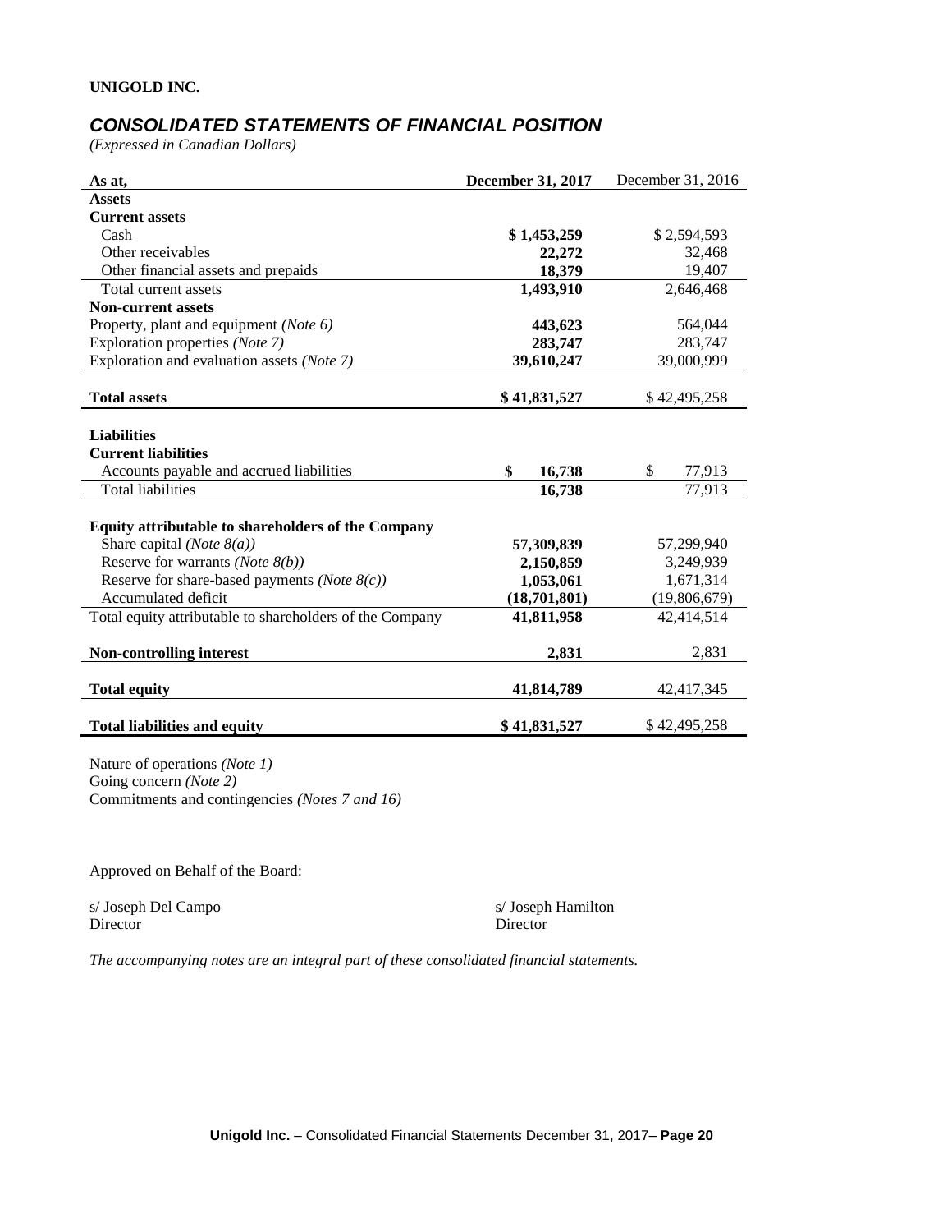**UNIGOLD INC.**

## *CONSOLIDATED STATEMENTS OF FINANCIAL POSITION*

*(Expressed in Canadian Dollars)*

| As at, | December 31, 2017 | December 31, 2016 |
|---|---|---|
| **Assets** | | |
| **Current assets** | | |
| Cash | **$ 1,453,259** | $ 2,594,593 |
| Other receivables | **22,272** | 32,468 |
| Other financial assets and prepaids | **18,379** | 19,407 |
| Total current assets | **1,493,910** | 2,646,468 |
| **Non-current assets** | | |
| Property, plant and equipment *(Note 6)* | **443,623** | 564,044 |
| Exploration properties *(Note 7)* | **283,747** | 283,747 |
| Exploration and evaluation assets *(Note 7)* | **39,610,247** | 39,000,999 |
| **Total assets** | **$ 41,831,527** | $ 42,495,258 |
| | | |
| **Liabilities** | | |
| **Current liabilities** | | |
| Accounts payable and accrued liabilities | **$ 16,738** | $ 77,913 |
| Total liabilities | **16,738** | 77,913 |
| | | |
| **Equity attributable to shareholders of the Company** | | |
| Share capital *(Note 8(a))* | **57,309,839** | 57,299,940 |
| Reserve for warrants *(Note 8(b))* | **2,150,859** | 3,249,939 |
| Reserve for share-based payments *(Note 8(c))* | **1,053,061** | 1,671,314 |
| Accumulated deficit | **(18,701,801)** | (19,806,679) |
| Total equity attributable to shareholders of the Company | **41,811,958** | 42,414,514 |
| **Non-controlling interest** | **2,831** | 2,831 |
| **Total equity** | **41,814,789** | 42,417,345 |
| **Total liabilities and equity** | **$ 41,831,527** | $ 42,495,258 |

Nature of operations *(Note 1)*
Going concern *(Note 2)*
Commitments and contingencies *(Notes 7 and 16)*

Approved on Behalf of the Board:

s/ Joseph Del Campo
Director

s/ Joseph Hamilton
Director

*The accompanying notes are an integral part of these consolidated financial statements.*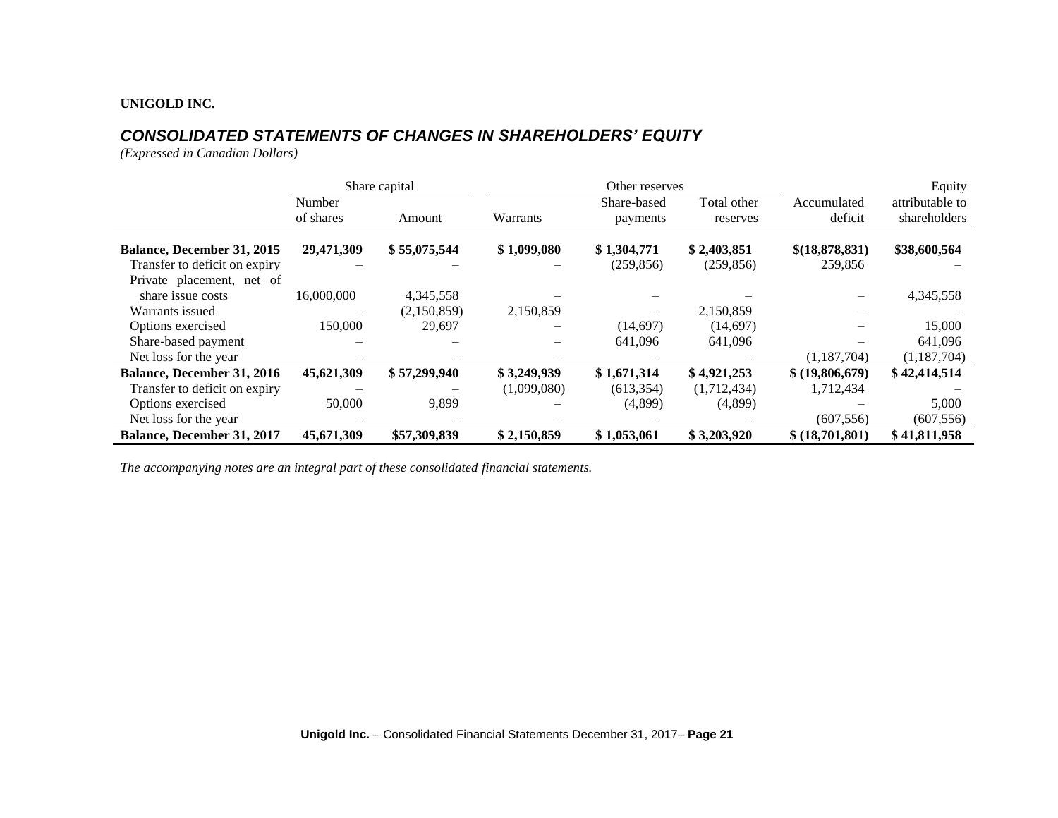**UNIGOLD INC.**

## *CONSOLIDATED STATEMENTS OF CHANGES IN SHAREHOLDERS' EQUITY*

*(Expressed in Canadian Dollars)*

| | Share capital | | Other reserves | | | | Equity |
|---|---|---|---|---|---|---|---|
| | Number of shares | Amount | Warrants | Share-based payments | Total other reserves | Accumulated deficit | attributable to shareholders |
| **Balance, December 31, 2015** | **29,471,309** | **$ 55,075,544** | **$ 1,099,080** | **$ 1,304,771** | **$ 2,403,851** | **$(18,878,831)** | **$38,600,564** |
| Transfer to deficit on expiry | – | – | – | (259,856) | (259,856) | 259,856 | – |
| Private placement, net of share issue costs | 16,000,000 | 4,345,558 | – | – | – | – | 4,345,558 |
| Warrants issued | – | (2,150,859) | 2,150,859 | – | 2,150,859 | – | – |
| Options exercised | 150,000 | 29,697 | – | (14,697) | (14,697) | – | 15,000 |
| Share-based payment | – | – | – | 641,096 | 641,096 | – | 641,096 |
| Net loss for the year | – | – | – | – | – | (1,187,704) | (1,187,704) |
| **Balance, December 31, 2016** | **45,621,309** | **$ 57,299,940** | **$ 3,249,939** | **$ 1,671,314** | **$ 4,921,253** | **$ (19,806,679)** | **$ 42,414,514** |
| Transfer to deficit on expiry | – | – | (1,099,080) | (613,354) | (1,712,434) | 1,712,434 | – |
| Options exercised | 50,000 | 9,899 | – | (4,899) | (4,899) | – | 5,000 |
| Net loss for the year | – | – | – | – | – | (607,556) | (607,556) |
| **Balance, December 31, 2017** | **45,671,309** | **$57,309,839** | **$ 2,150,859** | **$ 1,053,061** | **$ 3,203,920** | **$ (18,701,801)** | **$ 41,811,958** |

*The accompanying notes are an integral part of these consolidated financial statements.*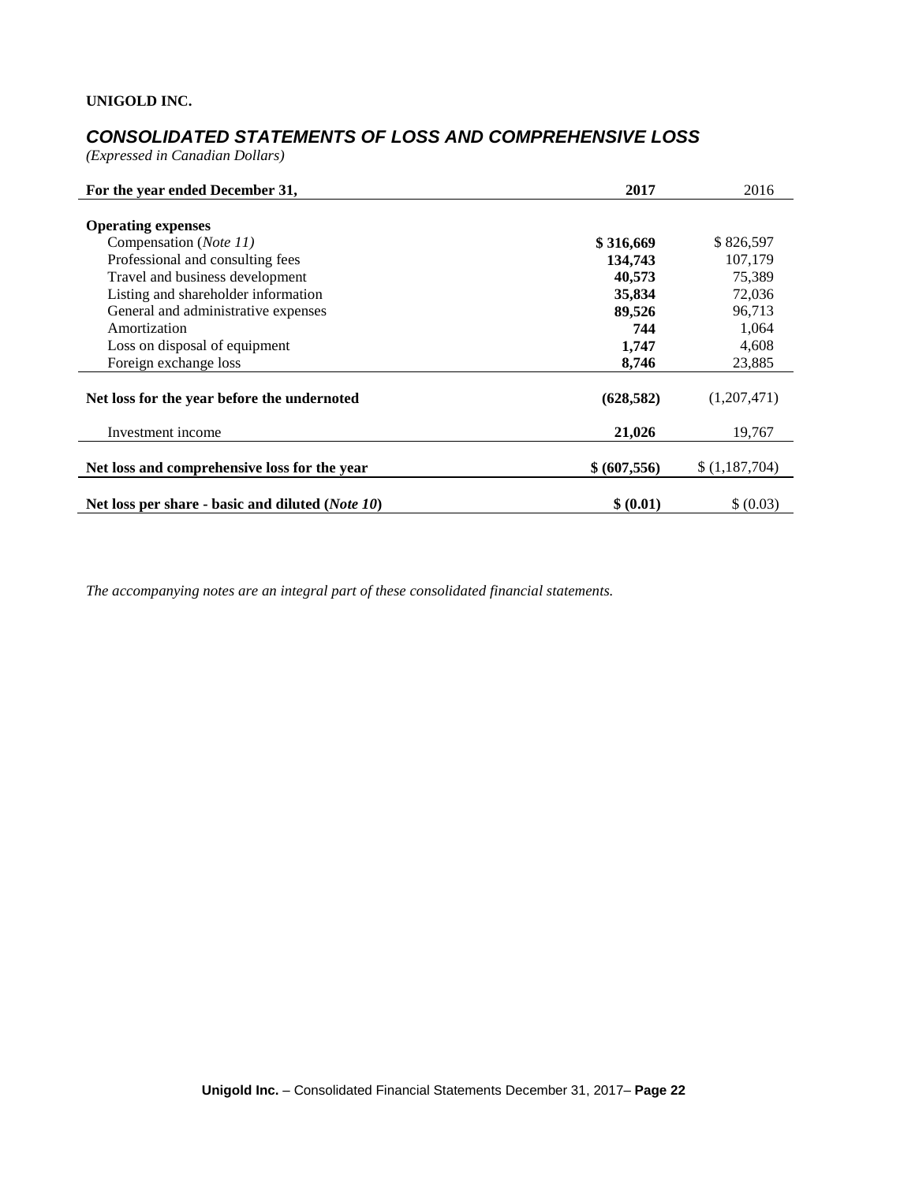**UNIGOLD INC.**

## *CONSOLIDATED STATEMENTS OF LOSS AND COMPREHENSIVE LOSS*

*(Expressed in Canadian Dollars)*

| For the year ended December 31, | 2017 | 2016 |
|---|---|---|
| **Operating expenses** | | |
| Compensation (*Note 11)* | **$ 316,669** | $ 826,597 |
| Professional and consulting fees | **134,743** | 107,179 |
| Travel and business development | **40,573** | 75,389 |
| Listing and shareholder information | **35,834** | 72,036 |
| General and administrative expenses | **89,526** | 96,713 |
| Amortization | **744** | 1,064 |
| Loss on disposal of equipment | **1,747** | 4,608 |
| Foreign exchange loss | **8,746** | 23,885 |
| **Net loss for the year before the undernoted** | **(628,582)** | (1,207,471) |
| Investment income | **21,026** | 19,767 |
| **Net loss and comprehensive loss for the year** | **$ (607,556)** | $ (1,187,704) |
| **Net loss per share - basic and diluted (*Note 10*)** | **$ (0.01)** | $ (0.03) |

*The accompanying notes are an integral part of these consolidated financial statements.*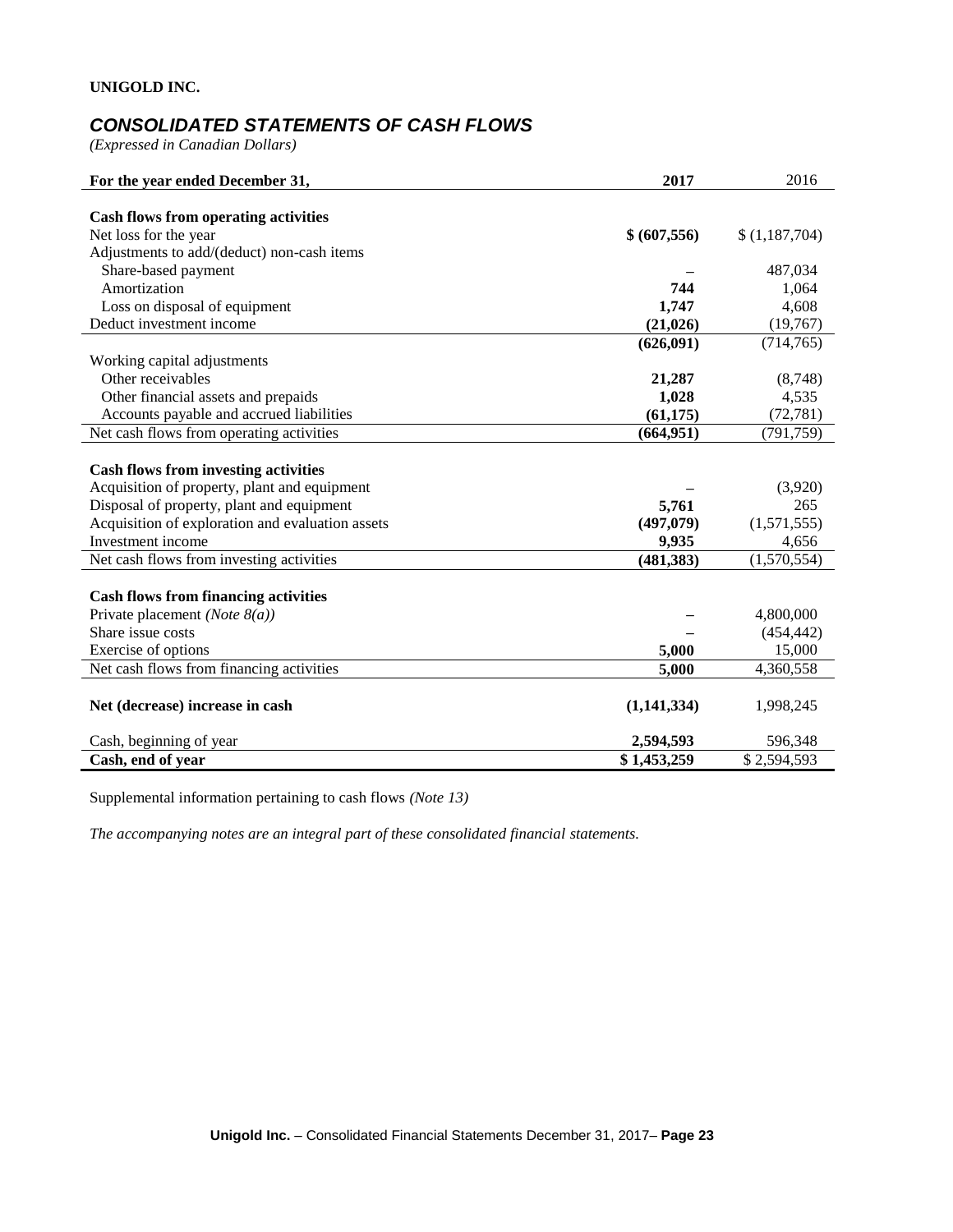**UNIGOLD INC.**

## *CONSOLIDATED STATEMENTS OF CASH FLOWS*

*(Expressed in Canadian Dollars)*

| For the year ended December 31, | 2017 | 2016 |
|---|---|---|
| **Cash flows from operating activities** | | |
| Net loss for the year | **$ (607,556)** | $ (1,187,704) |
| Adjustments to add/(deduct) non-cash items | | |
| Share-based payment | – | 487,034 |
| Amortization | **744** | 1,064 |
| Loss on disposal of equipment | **1,747** | 4,608 |
| Deduct investment income | **(21,026)** | (19,767) |
| | **(626,091)** | (714,765) |
| Working capital adjustments | | |
| Other receivables | **21,287** | (8,748) |
| Other financial assets and prepaids | **1,028** | 4,535 |
| Accounts payable and accrued liabilities | **(61,175)** | (72,781) |
| Net cash flows from operating activities | **(664,951)** | (791,759) |
| **Cash flows from investing activities** | | |
| Acquisition of property, plant and equipment | – | (3,920) |
| Disposal of property, plant and equipment | **5,761** | 265 |
| Acquisition of exploration and evaluation assets | **(497,079)** | (1,571,555) |
| Investment income | **9,935** | 4,656 |
| Net cash flows from investing activities | **(481,383)** | (1,570,554) |
| **Cash flows from financing activities** | | |
| Private placement *(Note 8(a))* | – | 4,800,000 |
| Share issue costs | – | (454,442) |
| Exercise of options | **5,000** | 15,000 |
| Net cash flows from financing activities | **5,000** | 4,360,558 |
| **Net (decrease) increase in cash** | **(1,141,334)** | 1,998,245 |
| Cash, beginning of year | **2,594,593** | 596,348 |
| **Cash, end of year** | **$ 1,453,259** | $ 2,594,593 |

Supplemental information pertaining to cash flows *(Note 13)*

*The accompanying notes are an integral part of these consolidated financial statements.*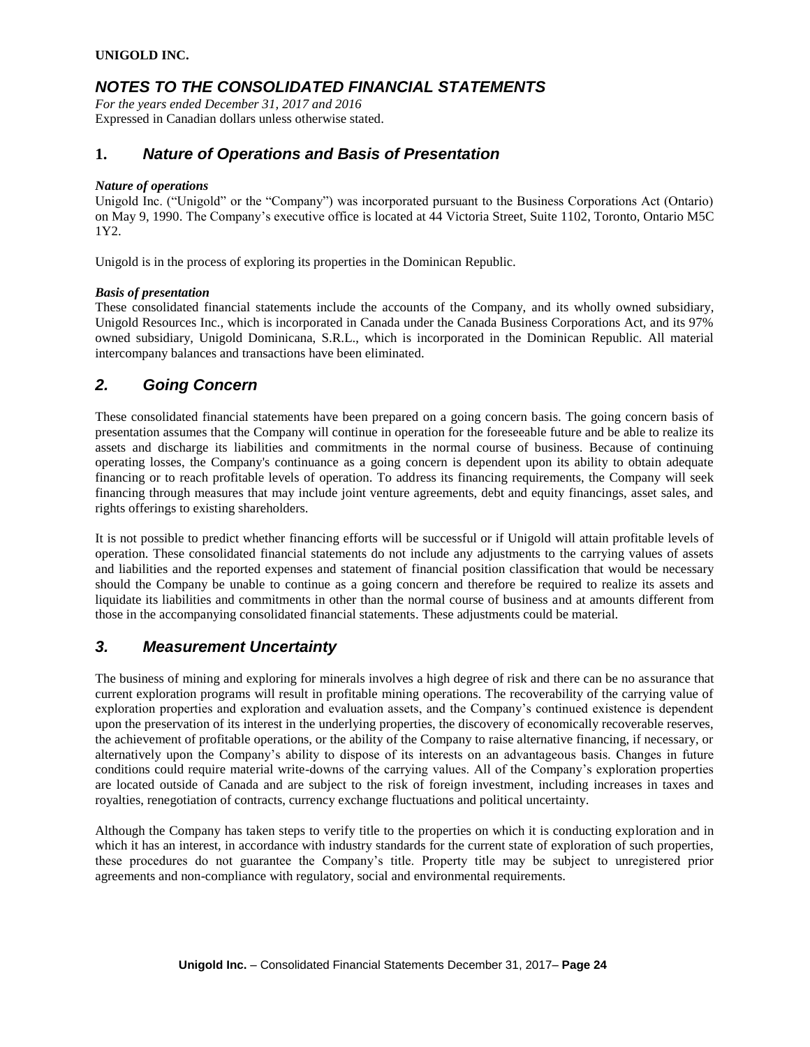**UNIGOLD INC.**

# *NOTES TO THE CONSOLIDATED FINANCIAL STATEMENTS*

*For the years ended December 31, 2017 and 2016*
Expressed in Canadian dollars unless otherwise stated.

## 1. *Nature of Operations and Basis of Presentation*

***Nature of operations***
Unigold Inc. ("Unigold" or the "Company") was incorporated pursuant to the Business Corporations Act (Ontario) on May 9, 1990. The Company's executive office is located at 44 Victoria Street, Suite 1102, Toronto, Ontario M5C 1Y2.

Unigold is in the process of exploring its properties in the Dominican Republic.

***Basis of presentation***
These consolidated financial statements include the accounts of the Company, and its wholly owned subsidiary, Unigold Resources Inc., which is incorporated in Canada under the Canada Business Corporations Act, and its 97% owned subsidiary, Unigold Dominicana, S.R.L., which is incorporated in the Dominican Republic. All material intercompany balances and transactions have been eliminated.

## *2. Going Concern*

These consolidated financial statements have been prepared on a going concern basis. The going concern basis of presentation assumes that the Company will continue in operation for the foreseeable future and be able to realize its assets and discharge its liabilities and commitments in the normal course of business. Because of continuing operating losses, the Company's continuance as a going concern is dependent upon its ability to obtain adequate financing or to reach profitable levels of operation. To address its financing requirements, the Company will seek financing through measures that may include joint venture agreements, debt and equity financings, asset sales, and rights offerings to existing shareholders.

It is not possible to predict whether financing efforts will be successful or if Unigold will attain profitable levels of operation. These consolidated financial statements do not include any adjustments to the carrying values of assets and liabilities and the reported expenses and statement of financial position classification that would be necessary should the Company be unable to continue as a going concern and therefore be required to realize its assets and liquidate its liabilities and commitments in other than the normal course of business and at amounts different from those in the accompanying consolidated financial statements. These adjustments could be material.

## *3. Measurement Uncertainty*

The business of mining and exploring for minerals involves a high degree of risk and there can be no assurance that current exploration programs will result in profitable mining operations. The recoverability of the carrying value of exploration properties and exploration and evaluation assets, and the Company's continued existence is dependent upon the preservation of its interest in the underlying properties, the discovery of economically recoverable reserves, the achievement of profitable operations, or the ability of the Company to raise alternative financing, if necessary, or alternatively upon the Company's ability to dispose of its interests on an advantageous basis. Changes in future conditions could require material write-downs of the carrying values. All of the Company's exploration properties are located outside of Canada and are subject to the risk of foreign investment, including increases in taxes and royalties, renegotiation of contracts, currency exchange fluctuations and political uncertainty.

Although the Company has taken steps to verify title to the properties on which it is conducting exploration and in which it has an interest, in accordance with industry standards for the current state of exploration of such properties, these procedures do not guarantee the Company's title. Property title may be subject to unregistered prior agreements and non-compliance with regulatory, social and environmental requirements.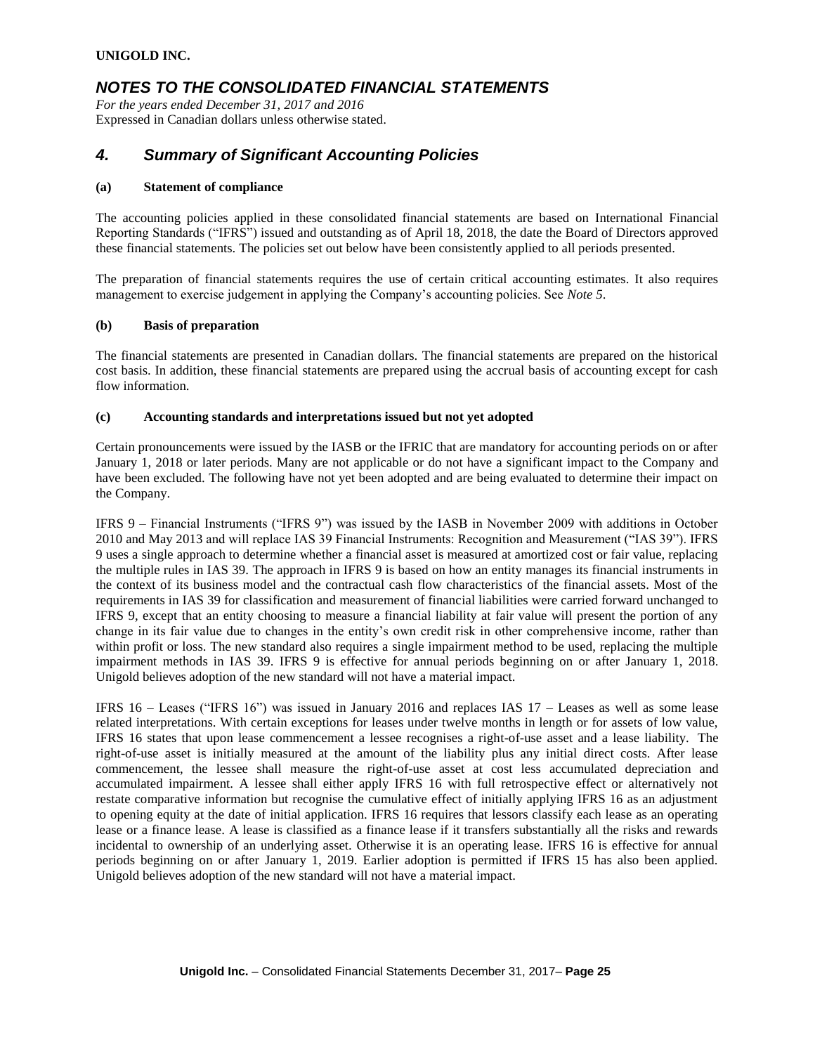# *NOTES TO THE CONSOLIDATED FINANCIAL STATEMENTS*

*For the years ended December 31, 2017 and 2016*
Expressed in Canadian dollars unless otherwise stated.

## *4. Summary of Significant Accounting Policies*

### (a) Statement of compliance

The accounting policies applied in these consolidated financial statements are based on International Financial Reporting Standards ("IFRS") issued and outstanding as of April 18, 2018, the date the Board of Directors approved these financial statements. The policies set out below have been consistently applied to all periods presented.

The preparation of financial statements requires the use of certain critical accounting estimates. It also requires management to exercise judgement in applying the Company's accounting policies. See *Note 5*.

### (b) Basis of preparation

The financial statements are presented in Canadian dollars. The financial statements are prepared on the historical cost basis. In addition, these financial statements are prepared using the accrual basis of accounting except for cash flow information.

### (c) Accounting standards and interpretations issued but not yet adopted

Certain pronouncements were issued by the IASB or the IFRIC that are mandatory for accounting periods on or after January 1, 2018 or later periods. Many are not applicable or do not have a significant impact to the Company and have been excluded. The following have not yet been adopted and are being evaluated to determine their impact on the Company.

IFRS 9 – Financial Instruments ("IFRS 9") was issued by the IASB in November 2009 with additions in October 2010 and May 2013 and will replace IAS 39 Financial Instruments: Recognition and Measurement ("IAS 39"). IFRS 9 uses a single approach to determine whether a financial asset is measured at amortized cost or fair value, replacing the multiple rules in IAS 39. The approach in IFRS 9 is based on how an entity manages its financial instruments in the context of its business model and the contractual cash flow characteristics of the financial assets. Most of the requirements in IAS 39 for classification and measurement of financial liabilities were carried forward unchanged to IFRS 9, except that an entity choosing to measure a financial liability at fair value will present the portion of any change in its fair value due to changes in the entity's own credit risk in other comprehensive income, rather than within profit or loss. The new standard also requires a single impairment method to be used, replacing the multiple impairment methods in IAS 39. IFRS 9 is effective for annual periods beginning on or after January 1, 2018. Unigold believes adoption of the new standard will not have a material impact.

IFRS 16 – Leases ("IFRS 16") was issued in January 2016 and replaces IAS 17 – Leases as well as some lease related interpretations. With certain exceptions for leases under twelve months in length or for assets of low value, IFRS 16 states that upon lease commencement a lessee recognises a right-of-use asset and a lease liability. The right-of-use asset is initially measured at the amount of the liability plus any initial direct costs. After lease commencement, the lessee shall measure the right-of-use asset at cost less accumulated depreciation and accumulated impairment. A lessee shall either apply IFRS 16 with full retrospective effect or alternatively not restate comparative information but recognise the cumulative effect of initially applying IFRS 16 as an adjustment to opening equity at the date of initial application. IFRS 16 requires that lessors classify each lease as an operating lease or a finance lease. A lease is classified as a finance lease if it transfers substantially all the risks and rewards incidental to ownership of an underlying asset. Otherwise it is an operating lease. IFRS 16 is effective for annual periods beginning on or after January 1, 2019. Earlier adoption is permitted if IFRS 15 has also been applied. Unigold believes adoption of the new standard will not have a material impact.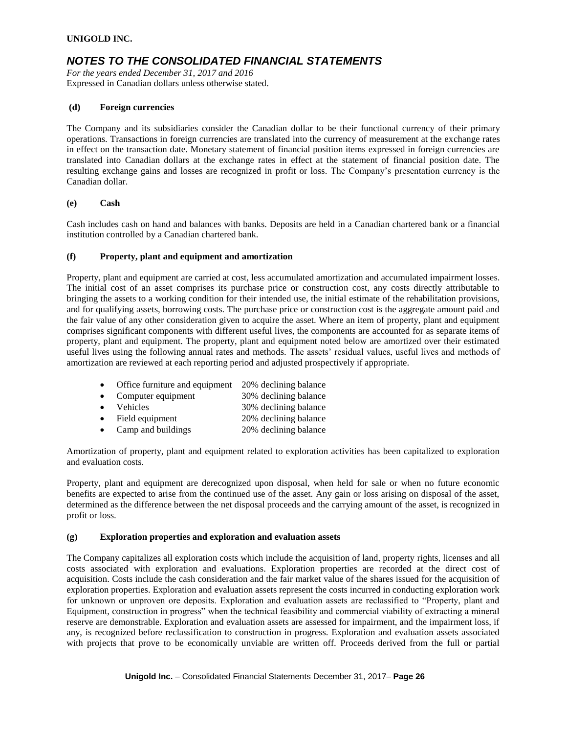#### (d) Foreign currencies

The Company and its subsidiaries consider the Canadian dollar to be their functional currency of their primary operations. Transactions in foreign currencies are translated into the currency of measurement at the exchange rates in effect on the transaction date. Monetary statement of financial position items expressed in foreign currencies are translated into Canadian dollars at the exchange rates in effect at the statement of financial position date. The resulting exchange gains and losses are recognized in profit or loss. The Company's presentation currency is the Canadian dollar.

#### (e) Cash

Cash includes cash on hand and balances with banks. Deposits are held in a Canadian chartered bank or a financial institution controlled by a Canadian chartered bank.

#### (f) Property, plant and equipment and amortization

Property, plant and equipment are carried at cost, less accumulated amortization and accumulated impairment losses. The initial cost of an asset comprises its purchase price or construction cost, any costs directly attributable to bringing the assets to a working condition for their intended use, the initial estimate of the rehabilitation provisions, and for qualifying assets, borrowing costs. The purchase price or construction cost is the aggregate amount paid and the fair value of any other consideration given to acquire the asset. Where an item of property, plant and equipment comprises significant components with different useful lives, the components are accounted for as separate items of property, plant and equipment. The property, plant and equipment noted below are amortized over their estimated useful lives using the following annual rates and methods. The assets' residual values, useful lives and methods of amortization are reviewed at each reporting period and adjusted prospectively if appropriate.

- Office furniture and equipment 20% declining balance
- Computer equipment 30% declining balance
- Vehicles 30% declining balance
- Field equipment 20% declining balance
- Camp and buildings 20% declining balance

Amortization of property, plant and equipment related to exploration activities has been capitalized to exploration and evaluation costs.

Property, plant and equipment are derecognized upon disposal, when held for sale or when no future economic benefits are expected to arise from the continued use of the asset. Any gain or loss arising on disposal of the asset, determined as the difference between the net disposal proceeds and the carrying amount of the asset, is recognized in profit or loss.

#### (g) Exploration properties and exploration and evaluation assets

The Company capitalizes all exploration costs which include the acquisition of land, property rights, licenses and all costs associated with exploration and evaluations. Exploration properties are recorded at the direct cost of acquisition. Costs include the cash consideration and the fair market value of the shares issued for the acquisition of exploration properties. Exploration and evaluation assets represent the costs incurred in conducting exploration work for unknown or unproven ore deposits. Exploration and evaluation assets are reclassified to "Property, plant and Equipment, construction in progress" when the technical feasibility and commercial viability of extracting a mineral reserve are demonstrable. Exploration and evaluation assets are assessed for impairment, and the impairment loss, if any, is recognized before reclassification to construction in progress. Exploration and evaluation assets associated with projects that prove to be economically unviable are written off. Proceeds derived from the full or partial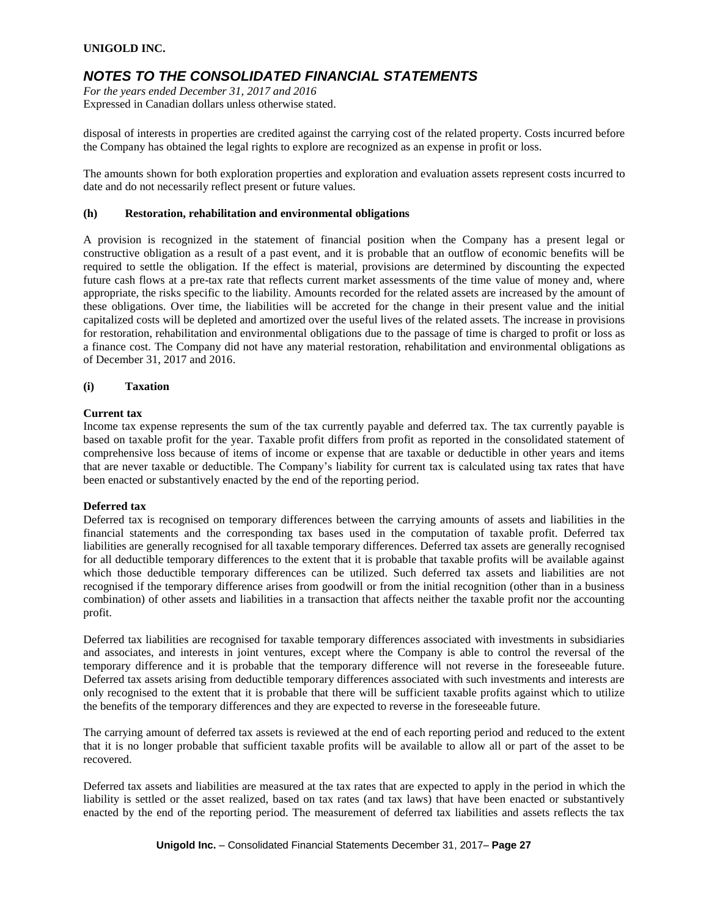disposal of interests in properties are credited against the carrying cost of the related property. Costs incurred before the Company has obtained the legal rights to explore are recognized as an expense in profit or loss.

The amounts shown for both exploration properties and exploration and evaluation assets represent costs incurred to date and do not necessarily reflect present or future values.

### (h) Restoration, rehabilitation and environmental obligations

A provision is recognized in the statement of financial position when the Company has a present legal or constructive obligation as a result of a past event, and it is probable that an outflow of economic benefits will be required to settle the obligation. If the effect is material, provisions are determined by discounting the expected future cash flows at a pre-tax rate that reflects current market assessments of the time value of money and, where appropriate, the risks specific to the liability. Amounts recorded for the related assets are increased by the amount of these obligations. Over time, the liabilities will be accreted for the change in their present value and the initial capitalized costs will be depleted and amortized over the useful lives of the related assets. The increase in provisions for restoration, rehabilitation and environmental obligations due to the passage of time is charged to profit or loss as a finance cost. The Company did not have any material restoration, rehabilitation and environmental obligations as of December 31, 2017 and 2016.

### (i) Taxation

**Current tax**

Income tax expense represents the sum of the tax currently payable and deferred tax. The tax currently payable is based on taxable profit for the year. Taxable profit differs from profit as reported in the consolidated statement of comprehensive loss because of items of income or expense that are taxable or deductible in other years and items that are never taxable or deductible. The Company's liability for current tax is calculated using tax rates that have been enacted or substantively enacted by the end of the reporting period.

**Deferred tax**

Deferred tax is recognised on temporary differences between the carrying amounts of assets and liabilities in the financial statements and the corresponding tax bases used in the computation of taxable profit. Deferred tax liabilities are generally recognised for all taxable temporary differences. Deferred tax assets are generally recognised for all deductible temporary differences to the extent that it is probable that taxable profits will be available against which those deductible temporary differences can be utilized. Such deferred tax assets and liabilities are not recognised if the temporary difference arises from goodwill or from the initial recognition (other than in a business combination) of other assets and liabilities in a transaction that affects neither the taxable profit nor the accounting profit.

Deferred tax liabilities are recognised for taxable temporary differences associated with investments in subsidiaries and associates, and interests in joint ventures, except where the Company is able to control the reversal of the temporary difference and it is probable that the temporary difference will not reverse in the foreseeable future. Deferred tax assets arising from deductible temporary differences associated with such investments and interests are only recognised to the extent that it is probable that there will be sufficient taxable profits against which to utilize the benefits of the temporary differences and they are expected to reverse in the foreseeable future.

The carrying amount of deferred tax assets is reviewed at the end of each reporting period and reduced to the extent that it is no longer probable that sufficient taxable profits will be available to allow all or part of the asset to be recovered.

Deferred tax assets and liabilities are measured at the tax rates that are expected to apply in the period in which the liability is settled or the asset realized, based on tax rates (and tax laws) that have been enacted or substantively enacted by the end of the reporting period. The measurement of deferred tax liabilities and assets reflects the tax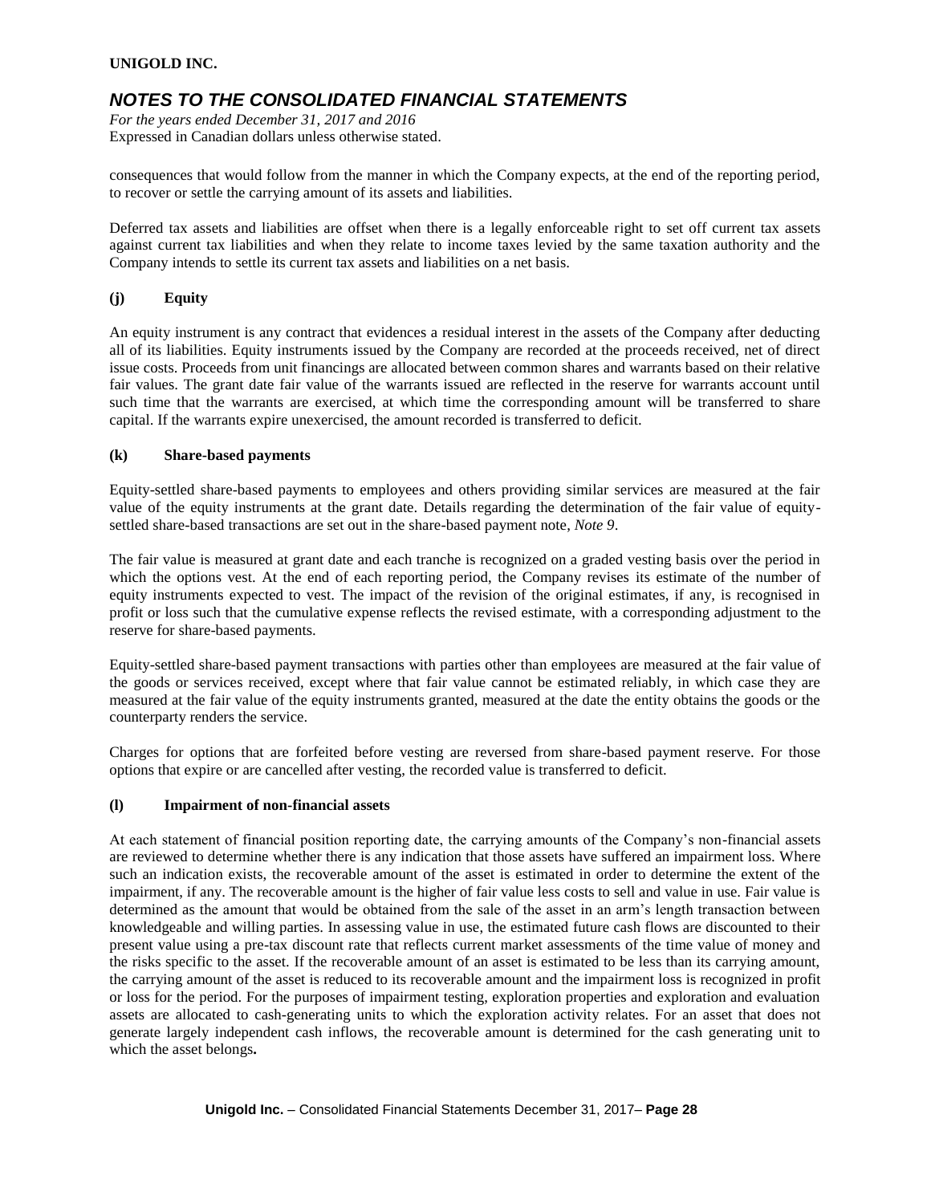consequences that would follow from the manner in which the Company expects, at the end of the reporting period, to recover or settle the carrying amount of its assets and liabilities.

Deferred tax assets and liabilities are offset when there is a legally enforceable right to set off current tax assets against current tax liabilities and when they relate to income taxes levied by the same taxation authority and the Company intends to settle its current tax assets and liabilities on a net basis.

### (j) Equity

An equity instrument is any contract that evidences a residual interest in the assets of the Company after deducting all of its liabilities. Equity instruments issued by the Company are recorded at the proceeds received, net of direct issue costs. Proceeds from unit financings are allocated between common shares and warrants based on their relative fair values. The grant date fair value of the warrants issued are reflected in the reserve for warrants account until such time that the warrants are exercised, at which time the corresponding amount will be transferred to share capital. If the warrants expire unexercised, the amount recorded is transferred to deficit.

### (k) Share-based payments

Equity-settled share-based payments to employees and others providing similar services are measured at the fair value of the equity instruments at the grant date. Details regarding the determination of the fair value of equity-settled share-based transactions are set out in the share-based payment note, *Note 9*.

The fair value is measured at grant date and each tranche is recognized on a graded vesting basis over the period in which the options vest. At the end of each reporting period, the Company revises its estimate of the number of equity instruments expected to vest. The impact of the revision of the original estimates, if any, is recognised in profit or loss such that the cumulative expense reflects the revised estimate, with a corresponding adjustment to the reserve for share-based payments.

Equity-settled share-based payment transactions with parties other than employees are measured at the fair value of the goods or services received, except where that fair value cannot be estimated reliably, in which case they are measured at the fair value of the equity instruments granted, measured at the date the entity obtains the goods or the counterparty renders the service.

Charges for options that are forfeited before vesting are reversed from share-based payment reserve. For those options that expire or are cancelled after vesting, the recorded value is transferred to deficit.

### (l) Impairment of non-financial assets

At each statement of financial position reporting date, the carrying amounts of the Company's non-financial assets are reviewed to determine whether there is any indication that those assets have suffered an impairment loss. Where such an indication exists, the recoverable amount of the asset is estimated in order to determine the extent of the impairment, if any. The recoverable amount is the higher of fair value less costs to sell and value in use. Fair value is determined as the amount that would be obtained from the sale of the asset in an arm's length transaction between knowledgeable and willing parties. In assessing value in use, the estimated future cash flows are discounted to their present value using a pre-tax discount rate that reflects current market assessments of the time value of money and the risks specific to the asset. If the recoverable amount of an asset is estimated to be less than its carrying amount, the carrying amount of the asset is reduced to its recoverable amount and the impairment loss is recognized in profit or loss for the period. For the purposes of impairment testing, exploration properties and exploration and evaluation assets are allocated to cash-generating units to which the exploration activity relates. For an asset that does not generate largely independent cash inflows, the recoverable amount is determined for the cash generating unit to which the asset belongs**.**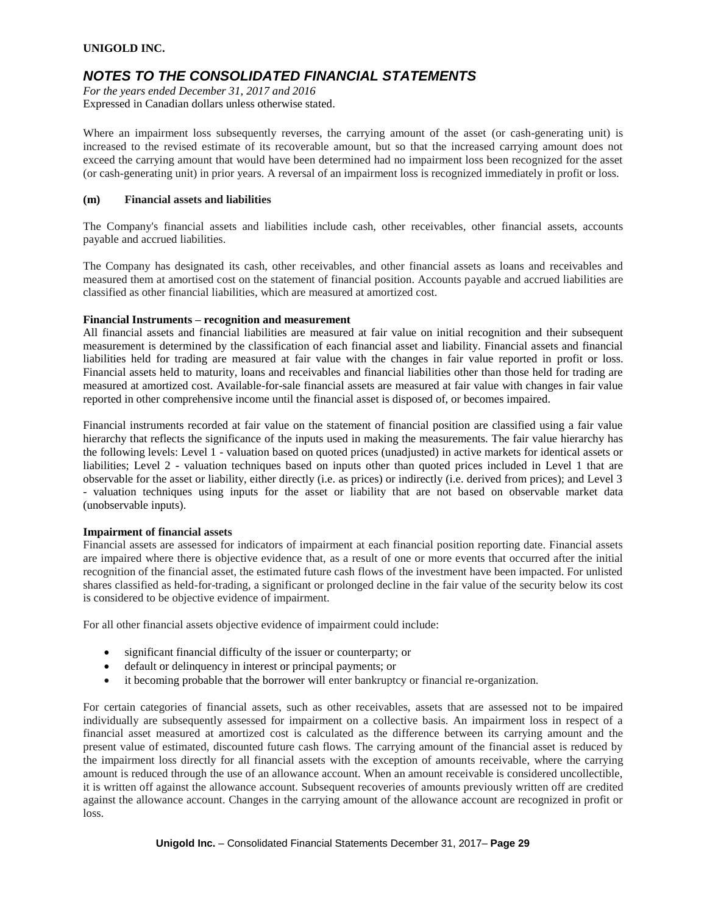Where an impairment loss subsequently reverses, the carrying amount of the asset (or cash-generating unit) is increased to the revised estimate of its recoverable amount, but so that the increased carrying amount does not exceed the carrying amount that would have been determined had no impairment loss been recognized for the asset (or cash-generating unit) in prior years. A reversal of an impairment loss is recognized immediately in profit or loss.

**(m) Financial assets and liabilities**

The Company's financial assets and liabilities include cash, other receivables, other financial assets, accounts payable and accrued liabilities.

The Company has designated its cash, other receivables, and other financial assets as loans and receivables and measured them at amortised cost on the statement of financial position. Accounts payable and accrued liabilities are classified as other financial liabilities, which are measured at amortized cost.

**Financial Instruments – recognition and measurement**

All financial assets and financial liabilities are measured at fair value on initial recognition and their subsequent measurement is determined by the classification of each financial asset and liability. Financial assets and financial liabilities held for trading are measured at fair value with the changes in fair value reported in profit or loss. Financial assets held to maturity, loans and receivables and financial liabilities other than those held for trading are measured at amortized cost. Available-for-sale financial assets are measured at fair value with changes in fair value reported in other comprehensive income until the financial asset is disposed of, or becomes impaired.

Financial instruments recorded at fair value on the statement of financial position are classified using a fair value hierarchy that reflects the significance of the inputs used in making the measurements. The fair value hierarchy has the following levels: Level 1 - valuation based on quoted prices (unadjusted) in active markets for identical assets or liabilities; Level 2 - valuation techniques based on inputs other than quoted prices included in Level 1 that are observable for the asset or liability, either directly (i.e. as prices) or indirectly (i.e. derived from prices); and Level 3 - valuation techniques using inputs for the asset or liability that are not based on observable market data (unobservable inputs).

**Impairment of financial assets**

Financial assets are assessed for indicators of impairment at each financial position reporting date. Financial assets are impaired where there is objective evidence that, as a result of one or more events that occurred after the initial recognition of the financial asset, the estimated future cash flows of the investment have been impacted. For unlisted shares classified as held-for-trading, a significant or prolonged decline in the fair value of the security below its cost is considered to be objective evidence of impairment.

For all other financial assets objective evidence of impairment could include:

- significant financial difficulty of the issuer or counterparty; or
- default or delinquency in interest or principal payments; or
- it becoming probable that the borrower will enter bankruptcy or financial re-organization.

For certain categories of financial assets, such as other receivables, assets that are assessed not to be impaired individually are subsequently assessed for impairment on a collective basis. An impairment loss in respect of a financial asset measured at amortized cost is calculated as the difference between its carrying amount and the present value of estimated, discounted future cash flows. The carrying amount of the financial asset is reduced by the impairment loss directly for all financial assets with the exception of amounts receivable, where the carrying amount is reduced through the use of an allowance account. When an amount receivable is considered uncollectible, it is written off against the allowance account. Subsequent recoveries of amounts previously written off are credited against the allowance account. Changes in the carrying amount of the allowance account are recognized in profit or loss.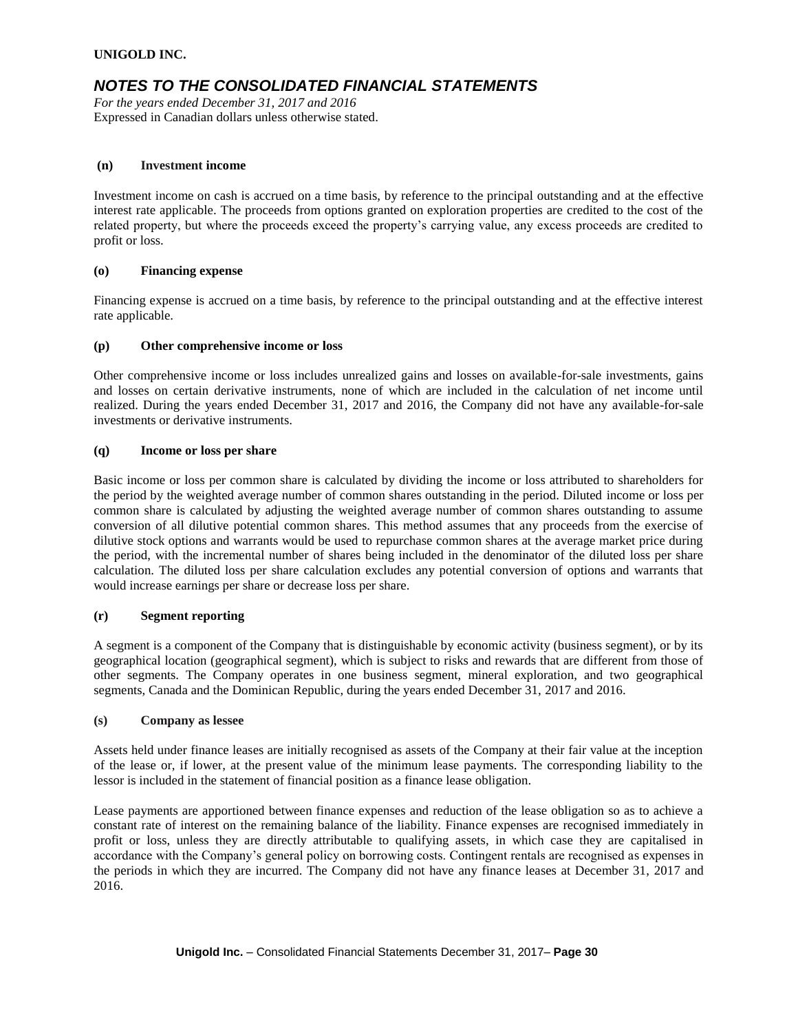#### (n) Investment income

Investment income on cash is accrued on a time basis, by reference to the principal outstanding and at the effective interest rate applicable. The proceeds from options granted on exploration properties are credited to the cost of the related property, but where the proceeds exceed the property's carrying value, any excess proceeds are credited to profit or loss.

#### (o) Financing expense

Financing expense is accrued on a time basis, by reference to the principal outstanding and at the effective interest rate applicable.

#### (p) Other comprehensive income or loss

Other comprehensive income or loss includes unrealized gains and losses on available-for-sale investments, gains and losses on certain derivative instruments, none of which are included in the calculation of net income until realized. During the years ended December 31, 2017 and 2016, the Company did not have any available-for-sale investments or derivative instruments.

#### (q) Income or loss per share

Basic income or loss per common share is calculated by dividing the income or loss attributed to shareholders for the period by the weighted average number of common shares outstanding in the period. Diluted income or loss per common share is calculated by adjusting the weighted average number of common shares outstanding to assume conversion of all dilutive potential common shares. This method assumes that any proceeds from the exercise of dilutive stock options and warrants would be used to repurchase common shares at the average market price during the period, with the incremental number of shares being included in the denominator of the diluted loss per share calculation. The diluted loss per share calculation excludes any potential conversion of options and warrants that would increase earnings per share or decrease loss per share.

#### (r) Segment reporting

A segment is a component of the Company that is distinguishable by economic activity (business segment), or by its geographical location (geographical segment), which is subject to risks and rewards that are different from those of other segments. The Company operates in one business segment, mineral exploration, and two geographical segments, Canada and the Dominican Republic, during the years ended December 31, 2017 and 2016.

#### (s) Company as lessee

Assets held under finance leases are initially recognised as assets of the Company at their fair value at the inception of the lease or, if lower, at the present value of the minimum lease payments. The corresponding liability to the lessor is included in the statement of financial position as a finance lease obligation.

Lease payments are apportioned between finance expenses and reduction of the lease obligation so as to achieve a constant rate of interest on the remaining balance of the liability. Finance expenses are recognised immediately in profit or loss, unless they are directly attributable to qualifying assets, in which case they are capitalised in accordance with the Company's general policy on borrowing costs. Contingent rentals are recognised as expenses in the periods in which they are incurred. The Company did not have any finance leases at December 31, 2017 and 2016.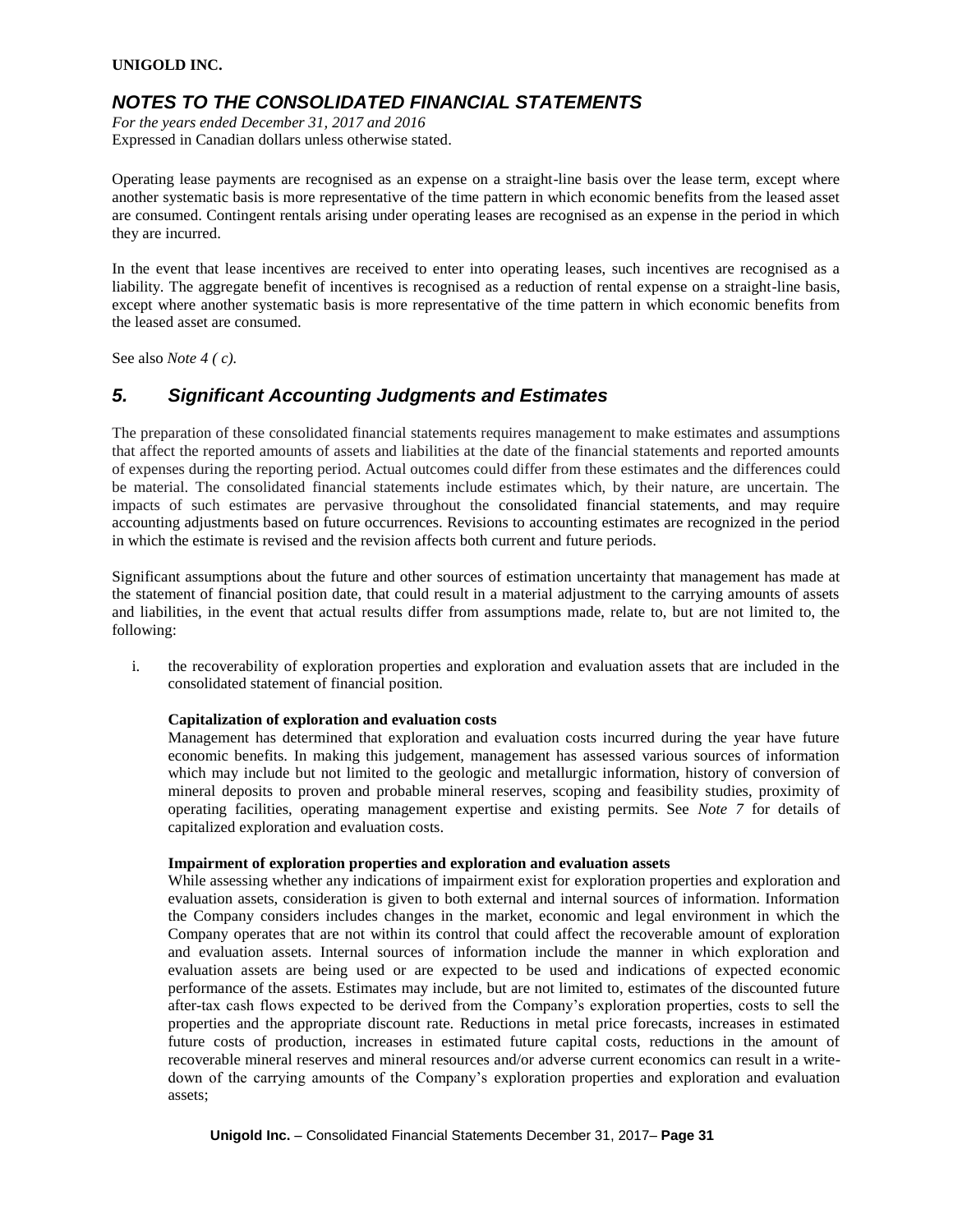Operating lease payments are recognised as an expense on a straight-line basis over the lease term, except where another systematic basis is more representative of the time pattern in which economic benefits from the leased asset are consumed. Contingent rentals arising under operating leases are recognised as an expense in the period in which they are incurred.

In the event that lease incentives are received to enter into operating leases, such incentives are recognised as a liability. The aggregate benefit of incentives is recognised as a reduction of rental expense on a straight-line basis, except where another systematic basis is more representative of the time pattern in which economic benefits from the leased asset are consumed.

See also *Note 4 ( c).*

## *5. Significant Accounting Judgments and Estimates*

The preparation of these consolidated financial statements requires management to make estimates and assumptions that affect the reported amounts of assets and liabilities at the date of the financial statements and reported amounts of expenses during the reporting period. Actual outcomes could differ from these estimates and the differences could be material. The consolidated financial statements include estimates which, by their nature, are uncertain. The impacts of such estimates are pervasive throughout the consolidated financial statements, and may require accounting adjustments based on future occurrences. Revisions to accounting estimates are recognized in the period in which the estimate is revised and the revision affects both current and future periods.

Significant assumptions about the future and other sources of estimation uncertainty that management has made at the statement of financial position date, that could result in a material adjustment to the carrying amounts of assets and liabilities, in the event that actual results differ from assumptions made, relate to, but are not limited to, the following:

i. the recoverability of exploration properties and exploration and evaluation assets that are included in the consolidated statement of financial position.

   **Capitalization of exploration and evaluation costs**
   Management has determined that exploration and evaluation costs incurred during the year have future economic benefits. In making this judgement, management has assessed various sources of information which may include but not limited to the geologic and metallurgic information, history of conversion of mineral deposits to proven and probable mineral reserves, scoping and feasibility studies, proximity of operating facilities, operating management expertise and existing permits. See *Note 7* for details of capitalized exploration and evaluation costs.

   **Impairment of exploration properties and exploration and evaluation assets**
   While assessing whether any indications of impairment exist for exploration properties and exploration and evaluation assets, consideration is given to both external and internal sources of information. Information the Company considers includes changes in the market, economic and legal environment in which the Company operates that are not within its control that could affect the recoverable amount of exploration and evaluation assets. Internal sources of information include the manner in which exploration and evaluation assets are being used or are expected to be used and indications of expected economic performance of the assets. Estimates may include, but are not limited to, estimates of the discounted future after-tax cash flows expected to be derived from the Company's exploration properties, costs to sell the properties and the appropriate discount rate. Reductions in metal price forecasts, increases in estimated future costs of production, increases in estimated future capital costs, reductions in the amount of recoverable mineral reserves and mineral resources and/or adverse current economics can result in a write-down of the carrying amounts of the Company's exploration properties and exploration and evaluation assets;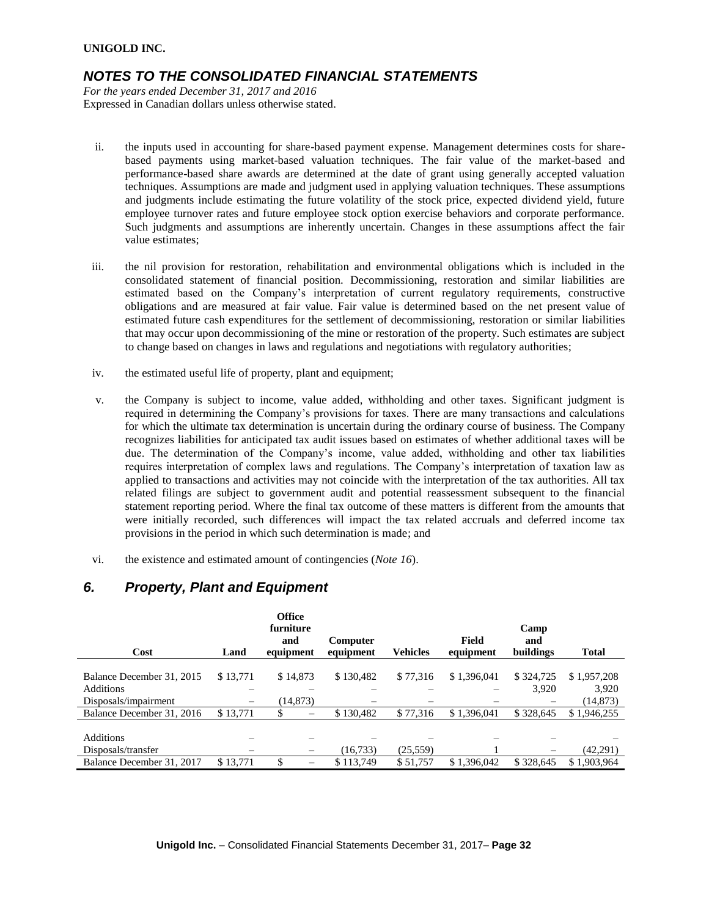ii. the inputs used in accounting for share-based payment expense. Management determines costs for share-based payments using market-based valuation techniques. The fair value of the market-based and performance-based share awards are determined at the date of grant using generally accepted valuation techniques. Assumptions are made and judgment used in applying valuation techniques. These assumptions and judgments include estimating the future volatility of the stock price, expected dividend yield, future employee turnover rates and future employee stock option exercise behaviors and corporate performance. Such judgments and assumptions are inherently uncertain. Changes in these assumptions affect the fair value estimates;

iii. the nil provision for restoration, rehabilitation and environmental obligations which is included in the consolidated statement of financial position. Decommissioning, restoration and similar liabilities are estimated based on the Company's interpretation of current regulatory requirements, constructive obligations and are measured at fair value. Fair value is determined based on the net present value of estimated future cash expenditures for the settlement of decommissioning, restoration or similar liabilities that may occur upon decommissioning of the mine or restoration of the property. Such estimates are subject to change based on changes in laws and regulations and negotiations with regulatory authorities;

iv. the estimated useful life of property, plant and equipment;

v. the Company is subject to income, value added, withholding and other taxes. Significant judgment is required in determining the Company's provisions for taxes. There are many transactions and calculations for which the ultimate tax determination is uncertain during the ordinary course of business. The Company recognizes liabilities for anticipated tax audit issues based on estimates of whether additional taxes will be due. The determination of the Company's income, value added, withholding and other tax liabilities requires interpretation of complex laws and regulations. The Company's interpretation of taxation law as applied to transactions and activities may not coincide with the interpretation of the tax authorities. All tax related filings are subject to government audit and potential reassessment subsequent to the financial statement reporting period. Where the final tax outcome of these matters is different from the amounts that were initially recorded, such differences will impact the tax related accruals and deferred income tax provisions in the period in which such determination is made; and

vi. the existence and estimated amount of contingencies (*Note 16*).

## *6. Property, Plant and Equipment*

| Cost | Land | Office furniture and equipment | Computer equipment | Vehicles | Field equipment | Camp and buildings | Total |
|---|---|---|---|---|---|---|---|
| Balance December 31, 2015 | $ 13,771 | $ 14,873 | $ 130,482 | $ 77,316 | $ 1,396,041 | $ 324,725 | $ 1,957,208 |
| Additions | – | – | – | – | – | 3,920 | 3,920 |
| Disposals/impairment | – | (14,873) | – | – | – | – | (14,873) |
| Balance December 31, 2016 | $ 13,771 | $ – | $ 130,482 | $ 77,316 | $ 1,396,041 | $ 328,645 | $ 1,946,255 |
| | | | | | | | |
| Additions | – | – | – | – | – | – | – |
| Disposals/transfer | – | – | (16,733) | (25,559) | 1 | – | (42,291) |
| Balance December 31, 2017 | $ 13,771 | $ – | $ 113,749 | $ 51,757 | $ 1,396,042 | $ 328,645 | $ 1,903,964 |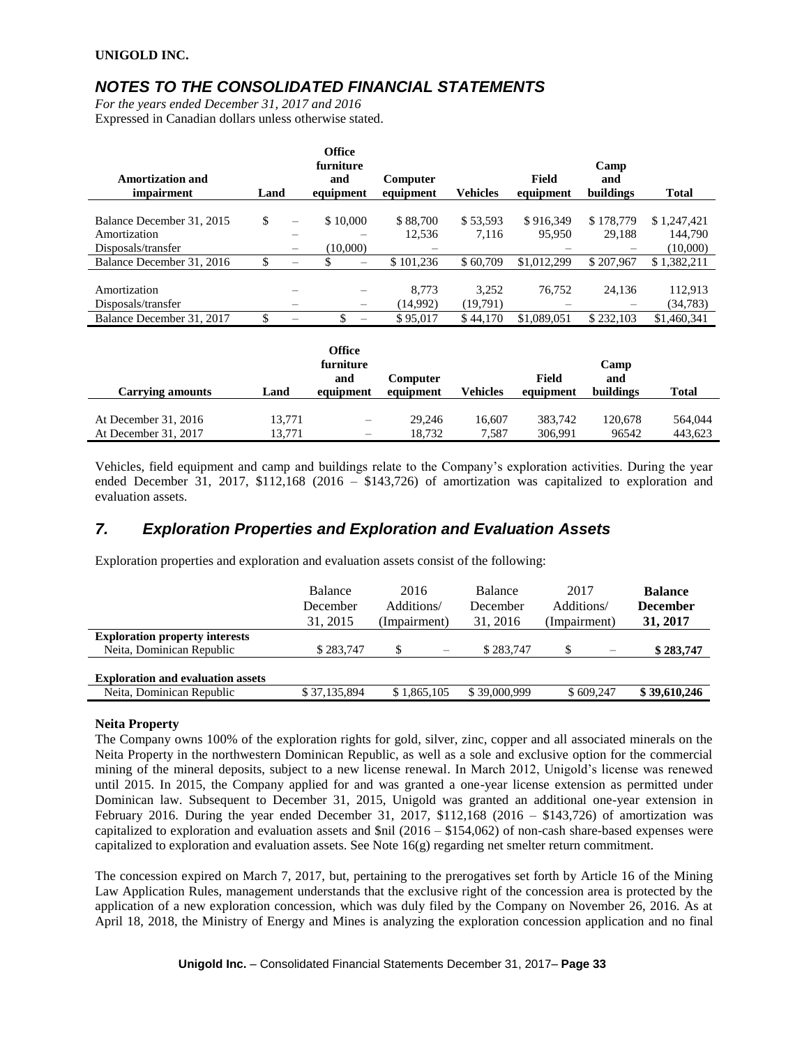# NOTES TO THE CONSOLIDATED FINANCIAL STATEMENTS

*For the years ended December 31, 2017 and 2016*
Expressed in Canadian dollars unless otherwise stated.

| Amortization and impairment | Land | Office furniture and equipment | Computer equipment | Vehicles | Field equipment | Camp and buildings | Total |
|---|---|---|---|---|---|---|---|
| Balance December 31, 2015 | $ – | $ 10,000 | $ 88,700 | $ 53,593 | $ 916,349 | $ 178,779 | $ 1,247,421 |
| Amortization | – | – | 12,536 | 7,116 | 95,950 | 29,188 | 144,790 |
| Disposals/transfer | – | (10,000) | – | | – | – | (10,000) |
| Balance December 31, 2016 | $ – | $ – | $ 101,236 | $ 60,709 | $1,012,299 | $ 207,967 | $ 1,382,211 |
| Amortization | – | – | 8,773 | 3,252 | 76,752 | 24,136 | 112,913 |
| Disposals/transfer | – | – | (14,992) | (19,791) | – | – | (34,783) |
| Balance December 31, 2017 | $ – | $ – | $ 95,017 | $ 44,170 | $1,089,051 | $ 232,103 | $1,460,341 |

| Carrying amounts | Land | Office furniture and equipment | Computer equipment | Vehicles | Field equipment | Camp and buildings | Total |
|---|---|---|---|---|---|---|---|
| At December 31, 2016 | 13,771 | – | 29,246 | 16,607 | 383,742 | 120,678 | 564,044 |
| At December 31, 2017 | 13,771 | – | 18,732 | 7,587 | 306,991 | 96542 | 443,623 |

Vehicles, field equipment and camp and buildings relate to the Company's exploration activities. During the year ended December 31, 2017, $112,168 (2016 – $143,726) of amortization was capitalized to exploration and evaluation assets.

## 7. Exploration Properties and Exploration and Evaluation Assets

Exploration properties and exploration and evaluation assets consist of the following:

| | Balance December 31, 2015 | 2016 Additions/ (Impairment) | Balance December 31, 2016 | 2017 Additions/ (Impairment) | **Balance December 31, 2017** |
|---|---|---|---|---|---|
| **Exploration property interests** | | | | | |
| Neita, Dominican Republic | $ 283,747 | $ – | $ 283,747 | $ – | **$ 283,747** |
| **Exploration and evaluation assets** | | | | | |
| Neita, Dominican Republic | $ 37,135,894 | $ 1,865,105 | $ 39,000,999 | $ 609,247 | **$ 39,610,246** |

**Neita Property**

The Company owns 100% of the exploration rights for gold, silver, zinc, copper and all associated minerals on the Neita Property in the northwestern Dominican Republic, as well as a sole and exclusive option for the commercial mining of the mineral deposits, subject to a new license renewal. In March 2012, Unigold's license was renewed until 2015. In 2015, the Company applied for and was granted a one-year license extension as permitted under Dominican law. Subsequent to December 31, 2015, Unigold was granted an additional one-year extension in February 2016. During the year ended December 31, 2017, $112,168 (2016 – $143,726) of amortization was capitalized to exploration and evaluation assets and $nil (2016 – $154,062) of non-cash share-based expenses were capitalized to exploration and evaluation assets. See Note 16(g) regarding net smelter return commitment.

The concession expired on March 7, 2017, but, pertaining to the prerogatives set forth by Article 16 of the Mining Law Application Rules, management understands that the exclusive right of the concession area is protected by the application of a new exploration concession, which was duly filed by the Company on November 26, 2016. As at April 18, 2018, the Ministry of Energy and Mines is analyzing the exploration concession application and no final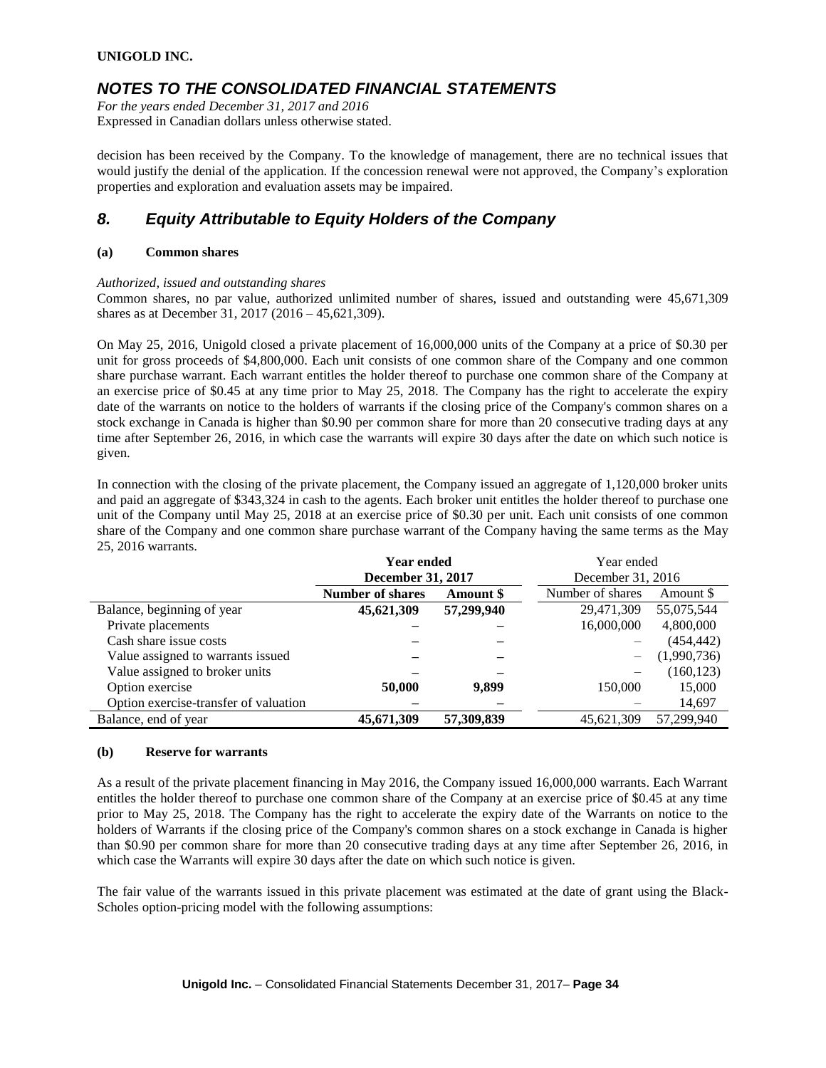decision has been received by the Company. To the knowledge of management, there are no technical issues that would justify the denial of the application. If the concession renewal were not approved, the Company's exploration properties and exploration and evaluation assets may be impaired.

## 8. Equity Attributable to Equity Holders of the Company

### (a) Common shares

*Authorized, issued and outstanding shares*

Common shares, no par value, authorized unlimited number of shares, issued and outstanding were 45,671,309 shares as at December 31, 2017 (2016 – 45,621,309).

On May 25, 2016, Unigold closed a private placement of 16,000,000 units of the Company at a price of $0.30 per unit for gross proceeds of $4,800,000. Each unit consists of one common share of the Company and one common share purchase warrant. Each warrant entitles the holder thereof to purchase one common share of the Company at an exercise price of $0.45 at any time prior to May 25, 2018. The Company has the right to accelerate the expiry date of the warrants on notice to the holders of warrants if the closing price of the Company's common shares on a stock exchange in Canada is higher than $0.90 per common share for more than 20 consecutive trading days at any time after September 26, 2016, in which case the warrants will expire 30 days after the date on which such notice is given.

In connection with the closing of the private placement, the Company issued an aggregate of 1,120,000 broker units and paid an aggregate of $343,324 in cash to the agents. Each broker unit entitles the holder thereof to purchase one unit of the Company until May 25, 2018 at an exercise price of $0.30 per unit. Each unit consists of one common share of the Company and one common share purchase warrant of the Company having the same terms as the May 25, 2016 warrants.

| | **Year ended December 31, 2017** | | Year ended December 31, 2016 | |
|---|---|---|---|---|
| | **Number of shares** | **Amount $** | Number of shares | Amount $ |
| Balance, beginning of year | **45,621,309** | **57,299,940** | 29,471,309 | 55,075,544 |
| Private placements | **–** | **–** | 16,000,000 | 4,800,000 |
| Cash share issue costs | **–** | **–** | – | (454,442) |
| Value assigned to warrants issued | **–** | **–** | – | (1,990,736) |
| Value assigned to broker units | **–** | **–** | – | (160,123) |
| Option exercise | **50,000** | **9,899** | 150,000 | 15,000 |
| Option exercise-transfer of valuation | **–** | **–** | – | 14,697 |
| Balance, end of year | **45,671,309** | **57,309,839** | 45,621,309 | 57,299,940 |

### (b) Reserve for warrants

As a result of the private placement financing in May 2016, the Company issued 16,000,000 warrants. Each Warrant entitles the holder thereof to purchase one common share of the Company at an exercise price of $0.45 at any time prior to May 25, 2018. The Company has the right to accelerate the expiry date of the Warrants on notice to the holders of Warrants if the closing price of the Company's common shares on a stock exchange in Canada is higher than $0.90 per common share for more than 20 consecutive trading days at any time after September 26, 2016, in which case the Warrants will expire 30 days after the date on which such notice is given.

The fair value of the warrants issued in this private placement was estimated at the date of grant using the Black-Scholes option-pricing model with the following assumptions: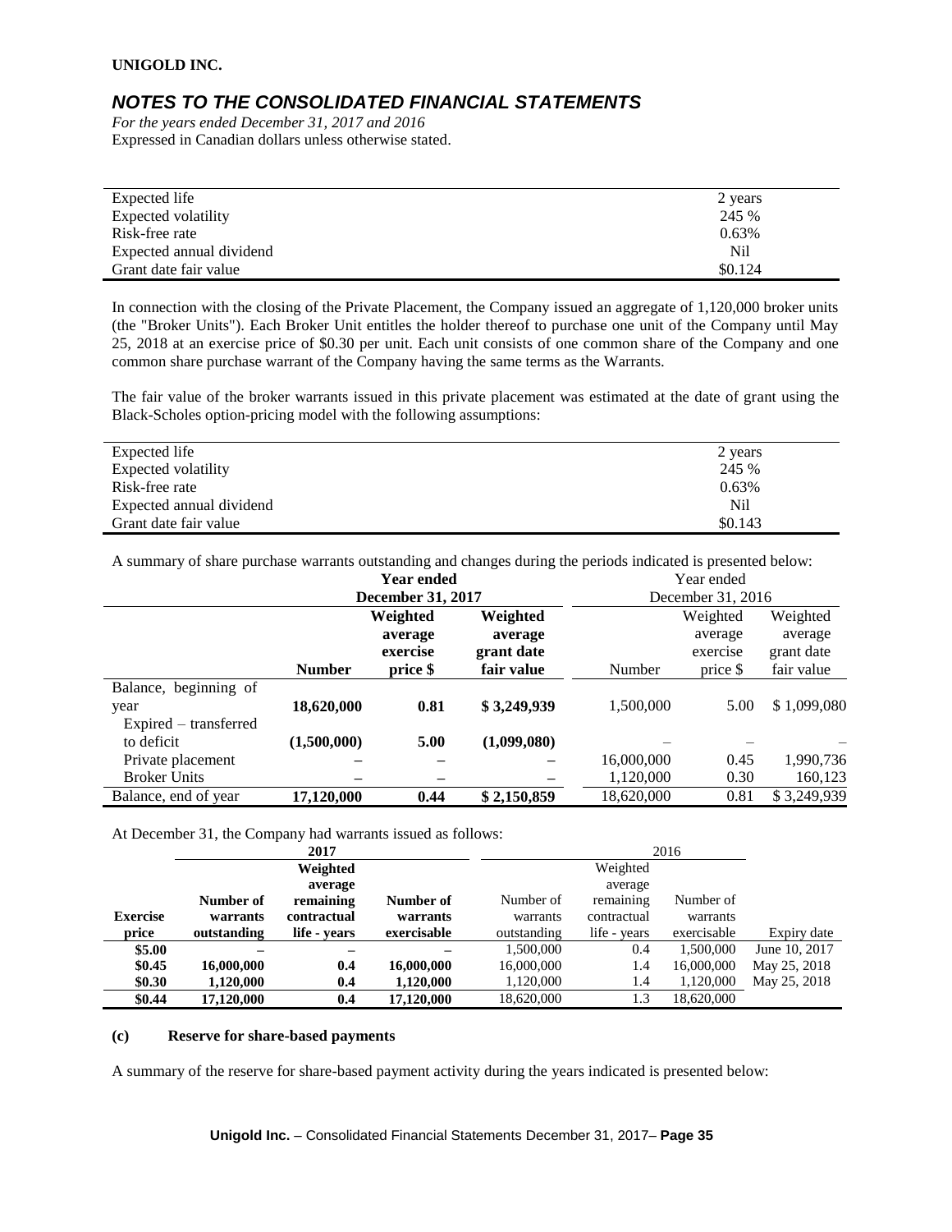| | |
|---|---|
| Expected life | 2 years |
| Expected volatility | 245 % |
| Risk-free rate | 0.63% |
| Expected annual dividend | Nil |
| Grant date fair value | $0.124 |

In connection with the closing of the Private Placement, the Company issued an aggregate of 1,120,000 broker units (the "Broker Units"). Each Broker Unit entitles the holder thereof to purchase one unit of the Company until May 25, 2018 at an exercise price of $0.30 per unit. Each unit consists of one common share of the Company and one common share purchase warrant of the Company having the same terms as the Warrants.

The fair value of the broker warrants issued in this private placement was estimated at the date of grant using the Black-Scholes option-pricing model with the following assumptions:

| | |
|---|---|
| Expected life | 2 years |
| Expected volatility | 245 % |
| Risk-free rate | 0.63% |
| Expected annual dividend | Nil |
| Grant date fair value | $0.143 |

A summary of share purchase warrants outstanding and changes during the periods indicated is presented below:

| | **Year ended December 31, 2017** | | | Year ended December 31, 2016 | | |
|---|---|---|---|---|---|---|
| | **Number** | **Weighted average exercise price $** | **Weighted average grant date fair value** | Number | Weighted average exercise price $ | Weighted average grant date fair value |
| Balance, beginning of year | **18,620,000** | **0.81** | **$ 3,249,939** | 1,500,000 | 5.00 | $ 1,099,080 |
| Expired – transferred to deficit | **(1,500,000)** | **5.00** | **(1,099,080)** | – | – | – |
| Private placement | **–** | **–** | **–** | 16,000,000 | 0.45 | 1,990,736 |
| Broker Units | **–** | **–** | **–** | 1,120,000 | 0.30 | 160,123 |
| Balance, end of year | **17,120,000** | **0.44** | **$ 2,150,859** | 18,620,000 | 0.81 | $ 3,249,939 |

At December 31, the Company had warrants issued as follows:

| | **2017** | | | 2016 | | | |
|---|---|---|---|---|---|---|---|
| **Exercise price** | **Number of warrants outstanding** | **Weighted average remaining contractual life - years** | **Number of warrants exercisable** | Number of warrants outstanding | Weighted average remaining contractual life - years | Number of warrants exercisable | Expiry date |
| **$5.00** | **–** | **–** | **–** | 1,500,000 | 0.4 | 1,500,000 | June 10, 2017 |
| **$0.45** | **16,000,000** | **0.4** | **16,000,000** | 16,000,000 | 1.4 | 16,000,000 | May 25, 2018 |
| **$0.30** | **1,120,000** | **0.4** | **1,120,000** | 1,120,000 | 1.4 | 1,120,000 | May 25, 2018 |
| **$0.44** | **17,120,000** | **0.4** | **17,120,000** | 18,620,000 | 1.3 | 18,620,000 | |

#### (c) Reserve for share-based payments

A summary of the reserve for share-based payment activity during the years indicated is presented below: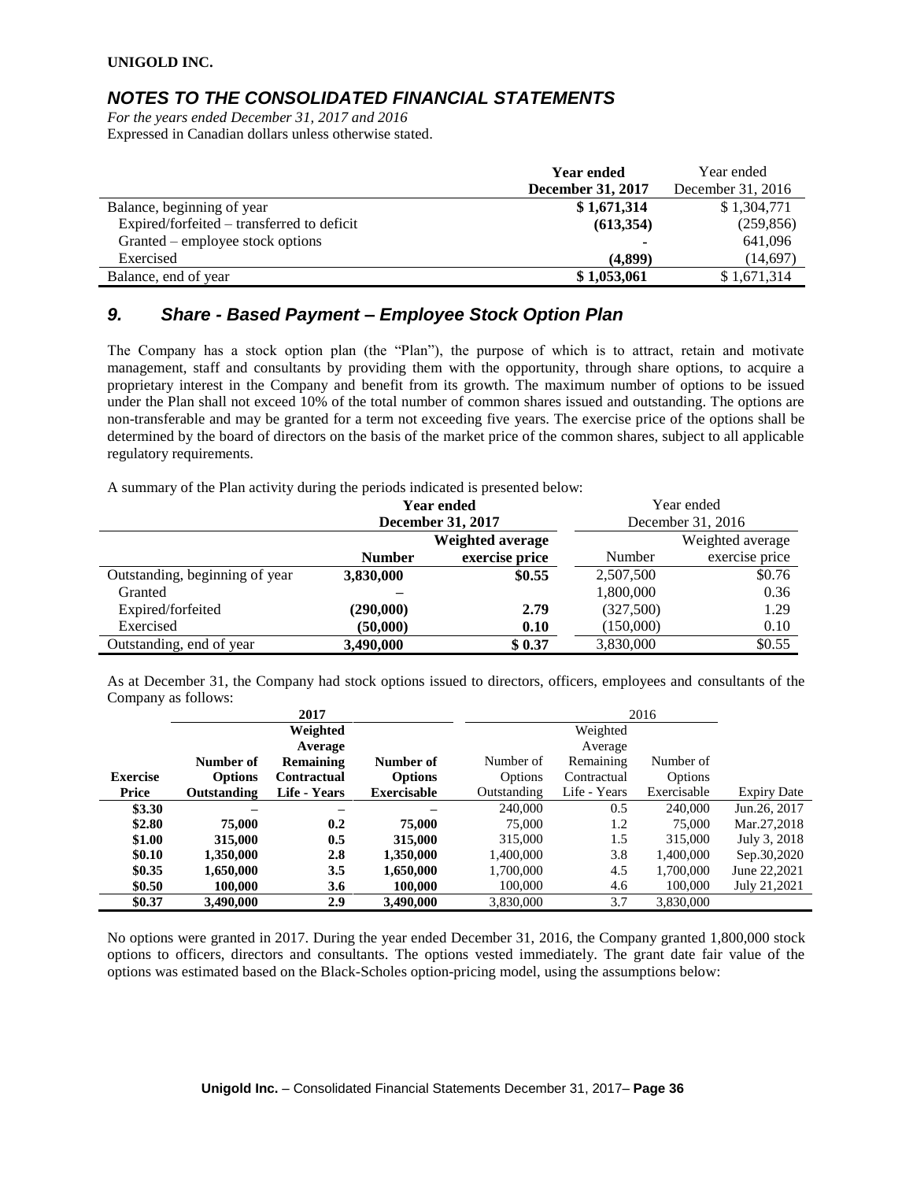|  | **Year ended December 31, 2017** | Year ended December 31, 2016 |
|---|---|---|
| Balance, beginning of year | **$ 1,671,314** | $ 1,304,771 |
| Expired/forfeited – transferred to deficit | **(613,354)** | (259,856) |
| Granted – employee stock options | **-** | 641,096 |
| Exercised | **(4,899)** | (14,697) |
| Balance, end of year | **$ 1,053,061** | $ 1,671,314 |

## *9. Share - Based Payment – Employee Stock Option Plan*

The Company has a stock option plan (the "Plan"), the purpose of which is to attract, retain and motivate management, staff and consultants by providing them with the opportunity, through share options, to acquire a proprietary interest in the Company and benefit from its growth. The maximum number of options to be issued under the Plan shall not exceed 10% of the total number of common shares issued and outstanding. The options are non-transferable and may be granted for a term not exceeding five years. The exercise price of the options shall be determined by the board of directors on the basis of the market price of the common shares, subject to all applicable regulatory requirements.

A summary of the Plan activity during the periods indicated is presented below:

|  | **Year ended December 31, 2017** |  | Year ended December 31, 2016 |  |
|---|---|---|---|---|
|  | **Number** | **Weighted average exercise price** | Number | Weighted average exercise price |
| Outstanding, beginning of year | **3,830,000** | **$0.55** | 2,507,500 | $0.76 |
| Granted | **–** |  | 1,800,000 | 0.36 |
| Expired/forfeited | **(290,000)** | **2.79** | (327,500) | 1.29 |
| Exercised | **(50,000)** | **0.10** | (150,000) | 0.10 |
| Outstanding, end of year | **3,490,000** | **$ 0.37** | 3,830,000 | $0.55 |

As at December 31, the Company had stock options issued to directors, officers, employees and consultants of the Company as follows:

|  | **2017** |  |  | 2016 |  |  |  |
|---|---|---|---|---|---|---|---|
| **Exercise Price** | **Number of Options Outstanding** | **Weighted Average Remaining Contractual Life - Years** | **Number of Options Exercisable** | Number of Options Outstanding | Weighted Average Remaining Contractual Life - Years | Number of Options Exercisable | Expiry Date |
| **$3.30** | **–** | **–** | **–** | 240,000 | 0.5 | 240,000 | Jun.26, 2017 |
| **$2.80** | **75,000** | **0.2** | **75,000** | 75,000 | 1.2 | 75,000 | Mar.27,2018 |
| **$1.00** | **315,000** | **0.5** | **315,000** | 315,000 | 1.5 | 315,000 | July 3, 2018 |
| **$0.10** | **1,350,000** | **2.8** | **1,350,000** | 1,400,000 | 3.8 | 1,400,000 | Sep.30,2020 |
| **$0.35** | **1,650,000** | **3.5** | **1,650,000** | 1,700,000 | 4.5 | 1,700,000 | June 22,2021 |
| **$0.50** | **100,000** | **3.6** | **100,000** | 100,000 | 4.6 | 100,000 | July 21,2021 |
| **$0.37** | **3,490,000** | **2.9** | **3,490,000** | 3,830,000 | 3.7 | 3,830,000 |  |

No options were granted in 2017. During the year ended December 31, 2016, the Company granted 1,800,000 stock options to officers, directors and consultants. The options vested immediately. The grant date fair value of the options was estimated based on the Black-Scholes option-pricing model, using the assumptions below: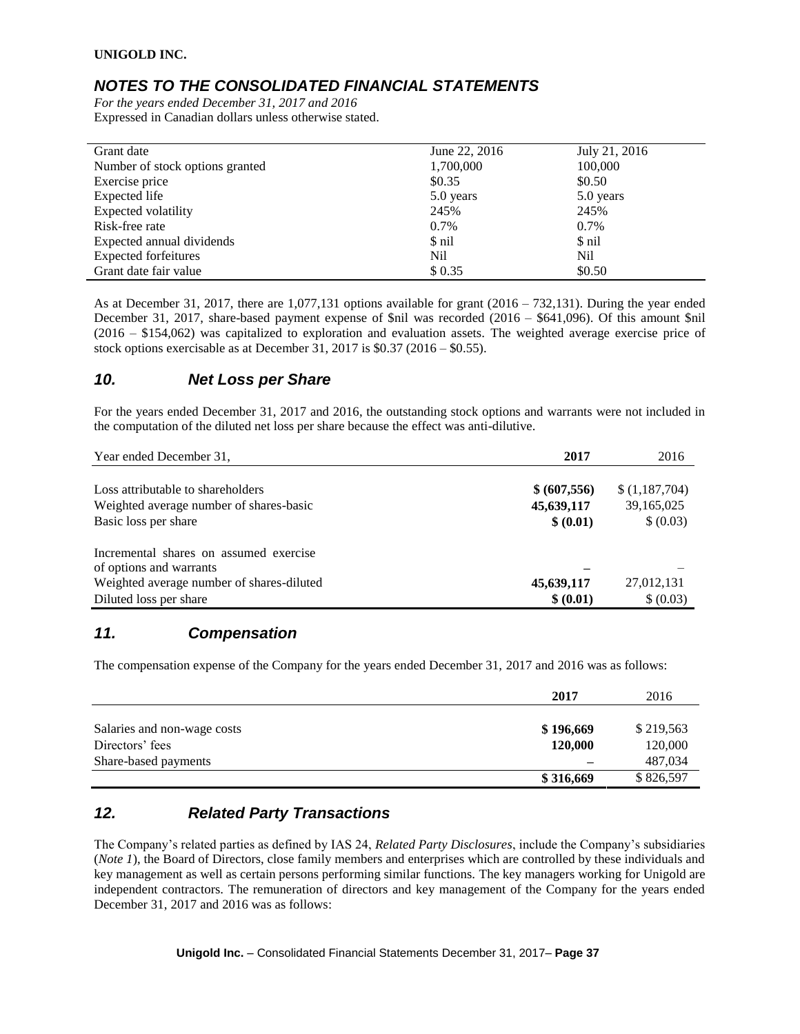| Grant date | June 22, 2016 | July 21, 2016 |
|---|---|---|
| Number of stock options granted | 1,700,000 | 100,000 |
| Exercise price | \$0.35 | \$0.50 |
| Expected life | 5.0 years | 5.0 years |
| Expected volatility | 245% | 245% |
| Risk-free rate | 0.7% | 0.7% |
| Expected annual dividends | \$ nil | \$ nil |
| Expected forfeitures | Nil | Nil |
| Grant date fair value | \$ 0.35 | \$0.50 |

As at December 31, 2017, there are 1,077,131 options available for grant (2016 – 732,131). During the year ended December 31, 2017, share-based payment expense of \$nil was recorded (2016 – \$641,096). Of this amount \$nil (2016 – \$154,062) was capitalized to exploration and evaluation assets. The weighted average exercise price of stock options exercisable as at December 31, 2017 is \$0.37 (2016 – \$0.55).

## *10. Net Loss per Share*

For the years ended December 31, 2017 and 2016, the outstanding stock options and warrants were not included in the computation of the diluted net loss per share because the effect was anti-dilutive.

| Year ended December 31, | **2017** | 2016 |
|---|---|---|
| Loss attributable to shareholders | **\$ (607,556)** | \$ (1,187,704) |
| Weighted average number of shares-basic | **45,639,117** | 39,165,025 |
| Basic loss per share | **\$ (0.01)** | \$ (0.03) |
| Incremental shares on assumed exercise of options and warrants | **–** | – |
| Weighted average number of shares-diluted | **45,639,117** | 27,012,131 |
| Diluted loss per share | **\$ (0.01)** | \$ (0.03) |

## *11. Compensation*

The compensation expense of the Company for the years ended December 31, 2017 and 2016 was as follows:

| | **2017** | 2016 |
|---|---|---|
| Salaries and non-wage costs | **\$ 196,669** | \$ 219,563 |
| Directors' fees | **120,000** | 120,000 |
| Share-based payments | **–** | 487,034 |
| | **\$ 316,669** | \$ 826,597 |

## *12. Related Party Transactions*

The Company's related parties as defined by IAS 24, *Related Party Disclosures*, include the Company's subsidiaries (*Note 1*), the Board of Directors, close family members and enterprises which are controlled by these individuals and key management as well as certain persons performing similar functions. The key managers working for Unigold are independent contractors. The remuneration of directors and key management of the Company for the years ended December 31, 2017 and 2016 was as follows: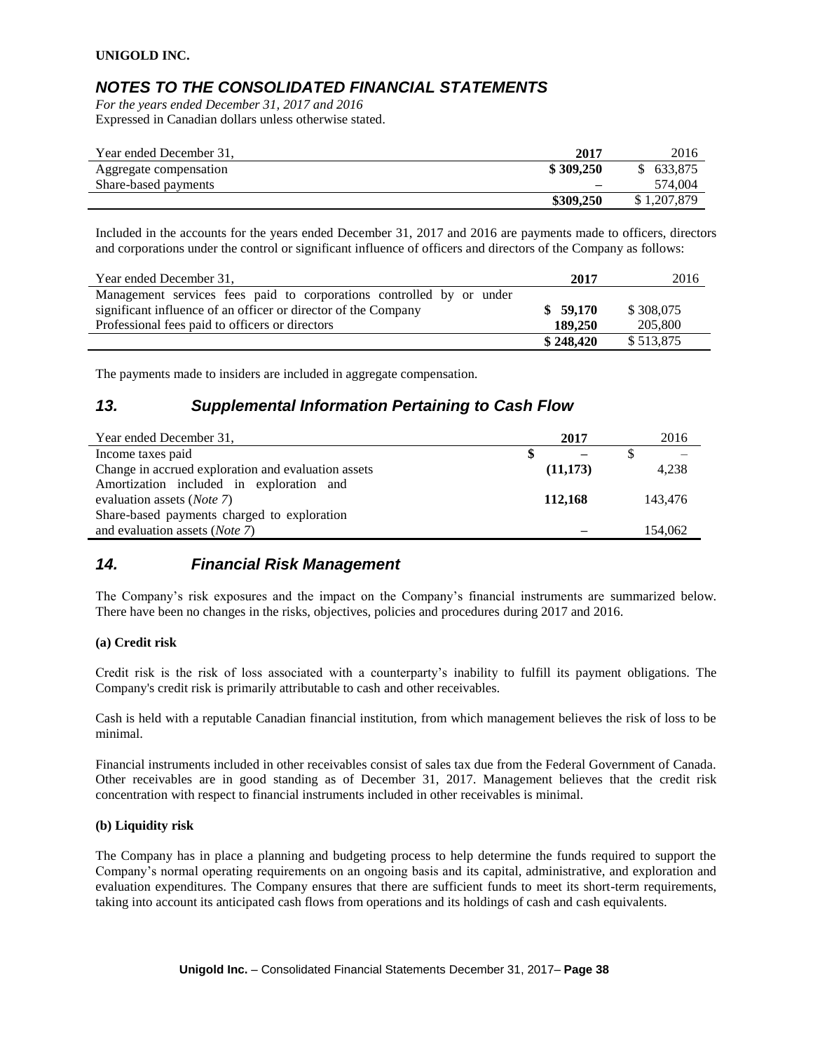**UNIGOLD INC.**

## *NOTES TO THE CONSOLIDATED FINANCIAL STATEMENTS*

*For the years ended December 31, 2017 and 2016*
Expressed in Canadian dollars unless otherwise stated.

| Year ended December 31, | **2017** | 2016 |
|---|---|---|
| Aggregate compensation | **$ 309,250** | $ 633,875 |
| Share-based payments | **–** | 574,004 |
| | **$309,250** | $ 1,207,879 |

Included in the accounts for the years ended December 31, 2017 and 2016 are payments made to officers, directors and corporations under the control or significant influence of officers and directors of the Company as follows:

| Year ended December 31, | **2017** | 2016 |
|---|---|---|
| Management services fees paid to corporations controlled by or under significant influence of an officer or director of the Company | **$ 59,170** | $ 308,075 |
| Professional fees paid to officers or directors | **189,250** | 205,800 |
| | **$ 248,420** | $ 513,875 |

The payments made to insiders are included in aggregate compensation.

## *13. Supplemental Information Pertaining to Cash Flow*

| Year ended December 31, | **2017** | 2016 |
|---|---|---|
| Income taxes paid | **$ –** | $ – |
| Change in accrued exploration and evaluation assets | **(11,173)** | 4,238 |
| Amortization included in exploration and evaluation assets (*Note 7*) | **112,168** | 143,476 |
| Share-based payments charged to exploration and evaluation assets (*Note 7*) | **–** | 154,062 |

## *14. Financial Risk Management*

The Company's risk exposures and the impact on the Company's financial instruments are summarized below. There have been no changes in the risks, objectives, policies and procedures during 2017 and 2016.

**(a) Credit risk**

Credit risk is the risk of loss associated with a counterparty's inability to fulfill its payment obligations. The Company's credit risk is primarily attributable to cash and other receivables.

Cash is held with a reputable Canadian financial institution, from which management believes the risk of loss to be minimal.

Financial instruments included in other receivables consist of sales tax due from the Federal Government of Canada. Other receivables are in good standing as of December 31, 2017. Management believes that the credit risk concentration with respect to financial instruments included in other receivables is minimal.

**(b) Liquidity risk**

The Company has in place a planning and budgeting process to help determine the funds required to support the Company's normal operating requirements on an ongoing basis and its capital, administrative, and exploration and evaluation expenditures. The Company ensures that there are sufficient funds to meet its short-term requirements, taking into account its anticipated cash flows from operations and its holdings of cash and cash equivalents.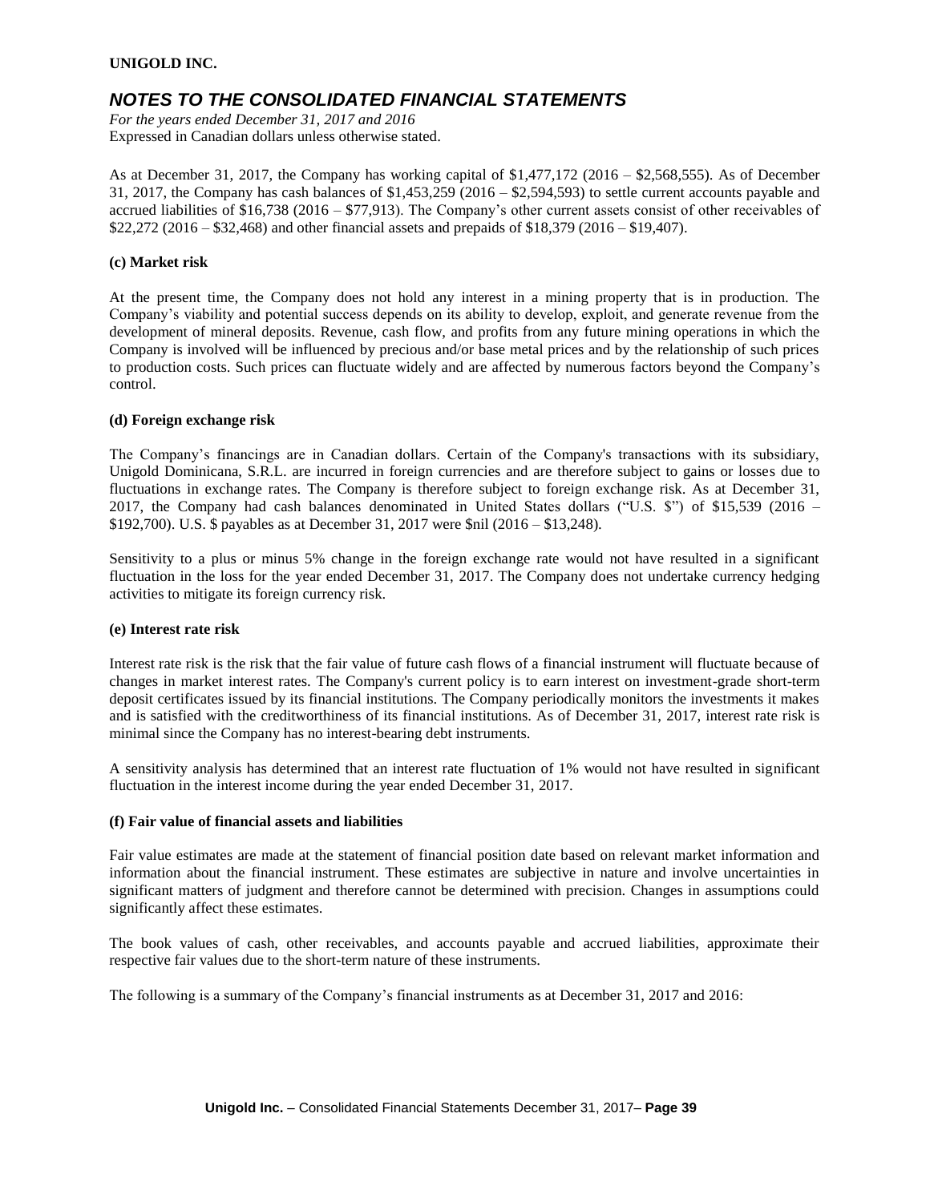As at December 31, 2017, the Company has working capital of $1,477,172 (2016 – $2,568,555). As of December 31, 2017, the Company has cash balances of $1,453,259 (2016 – $2,594,593) to settle current accounts payable and accrued liabilities of $16,738 (2016 – $77,913). The Company's other current assets consist of other receivables of $22,272 (2016 – $32,468) and other financial assets and prepaids of $18,379 (2016 – $19,407).

**(c) Market risk**

At the present time, the Company does not hold any interest in a mining property that is in production. The Company's viability and potential success depends on its ability to develop, exploit, and generate revenue from the development of mineral deposits. Revenue, cash flow, and profits from any future mining operations in which the Company is involved will be influenced by precious and/or base metal prices and by the relationship of such prices to production costs. Such prices can fluctuate widely and are affected by numerous factors beyond the Company's control.

**(d) Foreign exchange risk**

The Company's financings are in Canadian dollars. Certain of the Company's transactions with its subsidiary, Unigold Dominicana, S.R.L. are incurred in foreign currencies and are therefore subject to gains or losses due to fluctuations in exchange rates. The Company is therefore subject to foreign exchange risk. As at December 31, 2017, the Company had cash balances denominated in United States dollars ("U.S. $") of $15,539 (2016 – $192,700). U.S. $ payables as at December 31, 2017 were $nil (2016 – $13,248).

Sensitivity to a plus or minus 5% change in the foreign exchange rate would not have resulted in a significant fluctuation in the loss for the year ended December 31, 2017. The Company does not undertake currency hedging activities to mitigate its foreign currency risk.

**(e) Interest rate risk**

Interest rate risk is the risk that the fair value of future cash flows of a financial instrument will fluctuate because of changes in market interest rates. The Company's current policy is to earn interest on investment-grade short-term deposit certificates issued by its financial institutions. The Company periodically monitors the investments it makes and is satisfied with the creditworthiness of its financial institutions. As of December 31, 2017, interest rate is minimal since the Company has no interest-bearing debt instruments.

A sensitivity analysis has determined that an interest rate fluctuation of 1% would not have resulted in significant fluctuation in the interest income during the year ended December 31, 2017.

**(f) Fair value of financial assets and liabilities**

Fair value estimates are made at the statement of financial position date based on relevant market information and information about the financial instrument. These estimates are subjective in nature and involve uncertainties in significant matters of judgment and therefore cannot be determined with precision. Changes in assumptions could significantly affect these estimates.

The book values of cash, other receivables, and accounts payable and accrued liabilities, approximate their respective fair values due to the short-term nature of these instruments.

The following is a summary of the Company's financial instruments as at December 31, 2017 and 2016: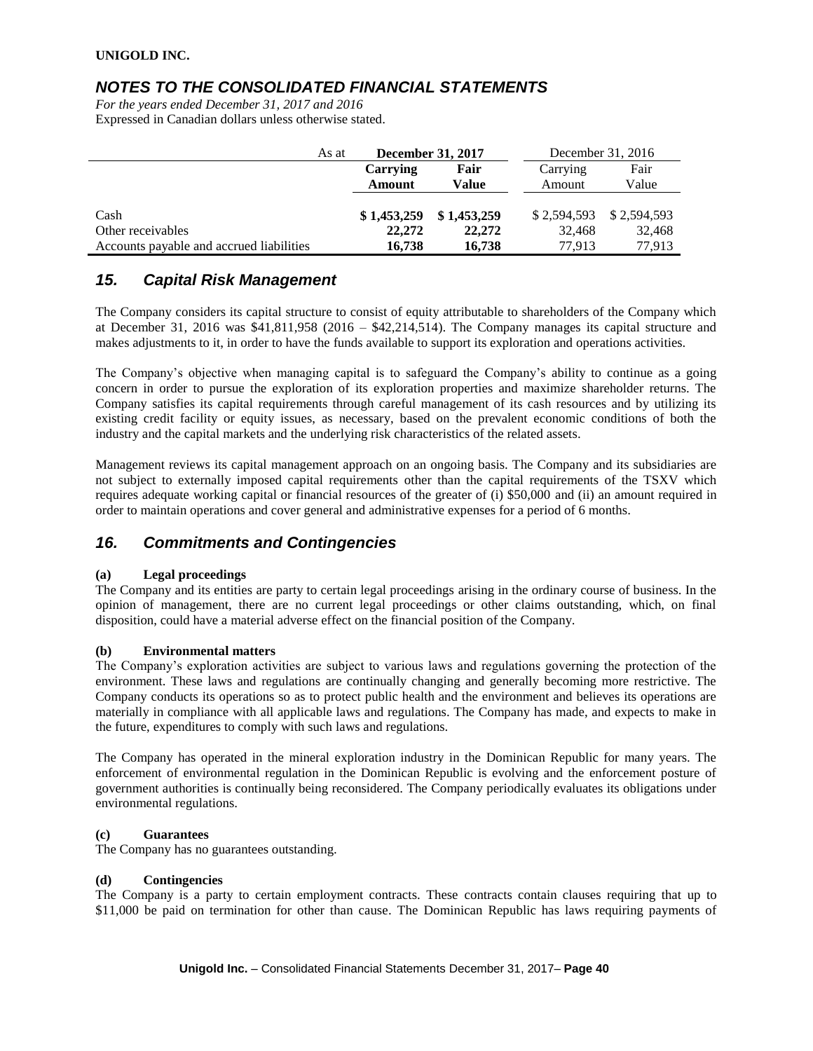| As at | December 31, 2017 | | December 31, 2016 | |
|---|---|---|---|---|
| | **Carrying Amount** | **Fair Value** | Carrying Amount | Fair Value |
| Cash | **$ 1,453,259** | **$ 1,453,259** | $ 2,594,593 | $ 2,594,593 |
| Other receivables | **22,272** | **22,272** | 32,468 | 32,468 |
| Accounts payable and accrued liabilities | **16,738** | **16,738** | 77,913 | 77,913 |

## *15. Capital Risk Management*

The Company considers its capital structure to consist of equity attributable to shareholders of the Company which at December 31, 2016 was $41,811,958 (2016 – $42,214,514). The Company manages its capital structure and makes adjustments to it, in order to have the funds available to support its exploration and operations activities.

The Company's objective when managing capital is to safeguard the Company's ability to continue as a going concern in order to pursue the exploration of its exploration properties and maximize shareholder returns. The Company satisfies its capital requirements through careful management of its cash resources and by utilizing its existing credit facility or equity issues, as necessary, based on the prevalent economic conditions of both the industry and the capital markets and the underlying risk characteristics of the related assets.

Management reviews its capital management approach on an ongoing basis. The Company and its subsidiaries are not subject to externally imposed capital requirements other than the capital requirements of the TSXV which requires adequate working capital or financial resources of the greater of (i) $50,000 and (ii) an amount required in order to maintain operations and cover general and administrative expenses for a period of 6 months.

## *16. Commitments and Contingencies*

**(a) Legal proceedings**

The Company and its entities are party to certain legal proceedings arising in the ordinary course of business. In the opinion of management, there are no current legal proceedings or other claims outstanding, which, on final disposition, could have a material adverse effect on the financial position of the Company.

**(b) Environmental matters**

The Company's exploration activities are subject to various laws and regulations governing the protection of the environment. These laws and regulations are continually changing and generally becoming more restrictive. The Company conducts its operations so as to protect public health and the environment and believes its operations are materially in compliance with all applicable laws and regulations. The Company has made, and expects to make in the future, expenditures to comply with such laws and regulations.

The Company has operated in the mineral exploration industry in the Dominican Republic for many years. The enforcement of environmental regulation in the Dominican Republic is evolving and the enforcement posture of government authorities is continually being reconsidered. The Company periodically evaluates its obligations under environmental regulations.

**(c) Guarantees**

The Company has no guarantees outstanding.

**(d) Contingencies**

The Company is a party to certain employment contracts. These contracts contain clauses requiring that up to $11,000 be paid on termination for other than cause. The Dominican Republic has laws requiring payments of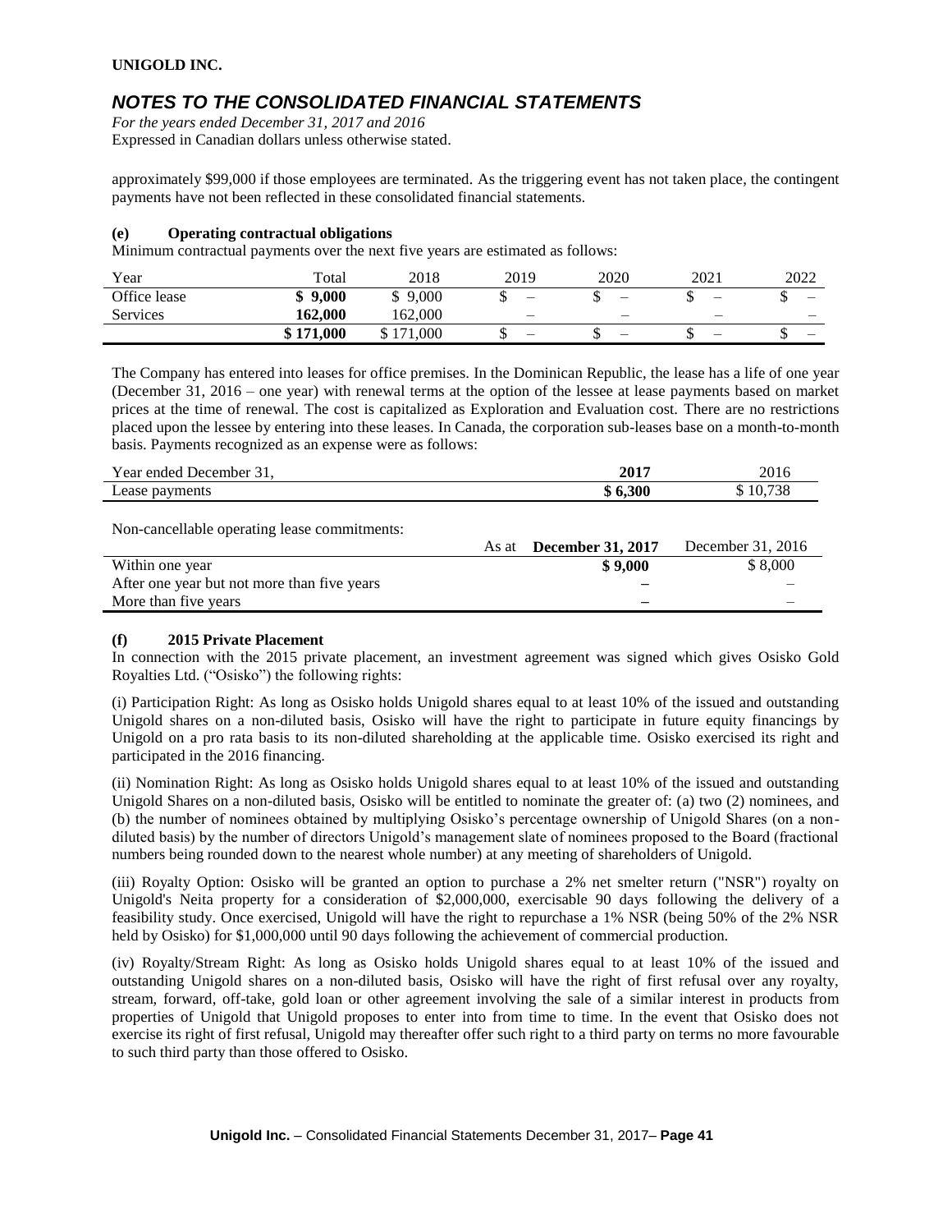approximately $99,000 if those employees are terminated. As the triggering event has not taken place, the contingent payments have not been reflected in these consolidated financial statements.

#### (e) Operating contractual obligations

Minimum contractual payments over the next five years are estimated as follows:

| Year | Total | 2018 | 2019 | 2020 | 2021 | 2022 |
|---|---|---|---|---|---|---|
| Office lease | **$ 9,000** | $ 9,000 | $ – | $ – | $ – | $ – |
| Services | **162,000** | 162,000 | – | – | – | – |
| | **$ 171,000** | $ 171,000 | $ – | $ – | $ – | $ – |

The Company has entered into leases for office premises. In the Dominican Republic, the lease has a life of one year (December 31, 2016 – one year) with renewal terms at the option of the lessee at lease payments based on market prices at the time of renewal. The cost is capitalized as Exploration and Evaluation cost. There are no restrictions placed upon the lessee by entering into these leases. In Canada, the corporation sub-leases base on a month-to-month basis. Payments recognized as an expense were as follows:

| Year ended December 31, | 2017 | 2016 |
|---|---|---|
| Lease payments | **$ 6,300** | $ 10,738 |

Non-cancellable operating lease commitments:

| As at | December 31, 2017 | December 31, 2016 |
|---|---|---|
| Within one year | **$ 9,000** | $ 8,000 |
| After one year but not more than five years | **–** | – |
| More than five years | **–** | – |

#### (f) 2015 Private Placement

In connection with the 2015 private placement, an investment agreement was signed which gives Osisko Gold Royalties Ltd. ("Osisko") the following rights:

(i) Participation Right: As long as Osisko holds Unigold shares equal to at least 10% of the issued and outstanding Unigold shares on a non-diluted basis, Osisko will have the right to participate in future equity financings by Unigold on a pro rata basis to its non-diluted shareholding at the applicable time. Osisko exercised its right and participated in the 2016 financing.

(ii) Nomination Right: As long as Osisko holds Unigold shares equal to at least 10% of the issued and outstanding Unigold Shares on a non-diluted basis, Osisko will be entitled to nominate the greater of: (a) two (2) nominees, and (b) the number of nominees obtained by multiplying Osisko's percentage ownership of Unigold Shares (on a non-diluted basis) by the number of directors Unigold's management slate of nominees proposed to the Board (fractional numbers being rounded down to the nearest whole number) at any meeting of shareholders of Unigold.

(iii) Royalty Option: Osisko will be granted an option to purchase a 2% net smelter return ("NSR") royalty on Unigold's Neita property for a consideration of $2,000,000, exercisable 90 days following the delivery of a feasibility study. Once exercised, Unigold will have the right to repurchase a 1% NSR (being 50% of the 2% NSR held by Osisko) for $1,000,000 until 90 days following the achievement of commercial production.

(iv) Royalty/Stream Right: As long as Osisko holds Unigold shares equal to at least 10% of the issued and outstanding Unigold shares on a non-diluted basis, Osisko will have the right of first refusal over any royalty, stream, forward, off-take, gold loan or other agreement involving the sale of a similar interest in products from properties of Unigold that Unigold proposes to enter into from time to time. In the event that Osisko does not exercise its right of first refusal, Unigold may thereafter offer such right to a third party on terms no more favourable to such third party than those offered to Osisko.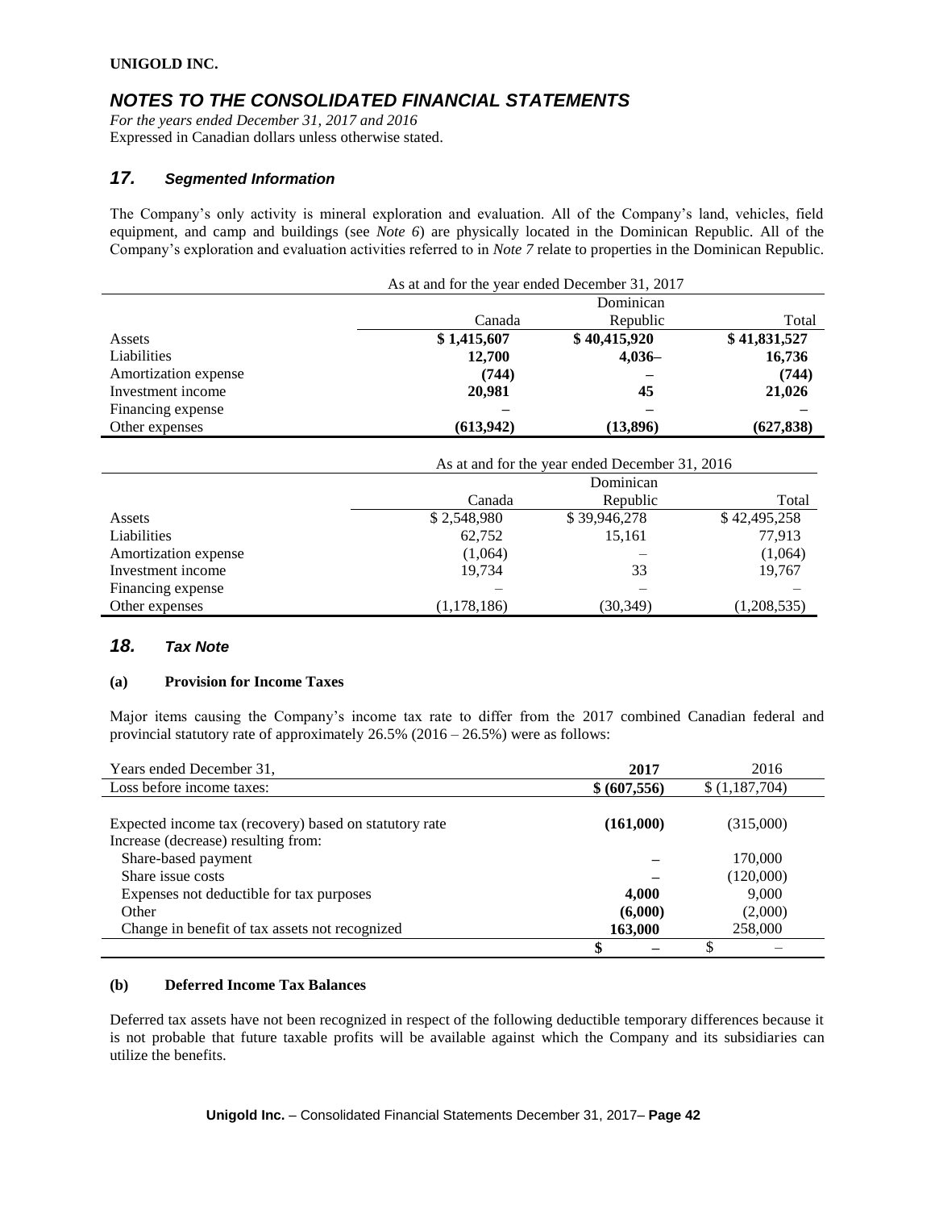## 17. *Segmented Information*

The Company's only activity is mineral exploration and evaluation. All of the Company's land, vehicles, field equipment, and camp and buildings (see *Note 6*) are physically located in the Dominican Republic. All of the Company's exploration and evaluation activities referred to in *Note 7* relate to properties in the Dominican Republic.

| | As at and for the year ended December 31, 2017 | | |
|---|---|---|---|
| | Canada | Dominican Republic | Total |
| Assets | **$ 1,415,607** | **$ 40,415,920** | **$ 41,831,527** |
| Liabilities | **12,700** | **4,036–** | **16,736** |
| Amortization expense | **(744)** | **–** | **(744)** |
| Investment income | **20,981** | **45** | **21,026** |
| Financing expense | **–** | **–** | **–** |
| Other expenses | **(613,942)** | **(13,896)** | **(627,838)** |

| | As at and for the year ended December 31, 2016 | | |
|---|---|---|---|
| | Canada | Dominican Republic | Total |
| Assets | $ 2,548,980 | $ 39,946,278 | $ 42,495,258 |
| Liabilities | 62,752 | 15,161 | 77,913 |
| Amortization expense | (1,064) | – | (1,064) |
| Investment income | 19,734 | 33 | 19,767 |
| Financing expense | – | – | – |
| Other expenses | (1,178,186) | (30,349) | (1,208,535) |

## 18. *Tax Note*

### (a) Provision for Income Taxes

Major items causing the Company's income tax rate to differ from the 2017 combined Canadian federal and provincial statutory rate of approximately 26.5% (2016 – 26.5%) were as follows:

| Years ended December 31, | **2017** | 2016 |
|---|---|---|
| Loss before income taxes: | **$ (607,556)** | $ (1,187,704) |
| Expected income tax (recovery) based on statutory rate | **(161,000)** | (315,000) |
| Increase (decrease) resulting from: | | |
| Share-based payment | **–** | 170,000 |
| Share issue costs | **–** | (120,000) |
| Expenses not deductible for tax purposes | **4,000** | 9,000 |
| Other | **(6,000)** | (2,000) |
| Change in benefit of tax assets not recognized | **163,000** | 258,000 |
| | **$ –** | $ – |

### (b) Deferred Income Tax Balances

Deferred tax assets have not been recognized in respect of the following deductible temporary differences because it is not probable that future taxable profits will be available against which the Company and its subsidiaries can utilize the benefits.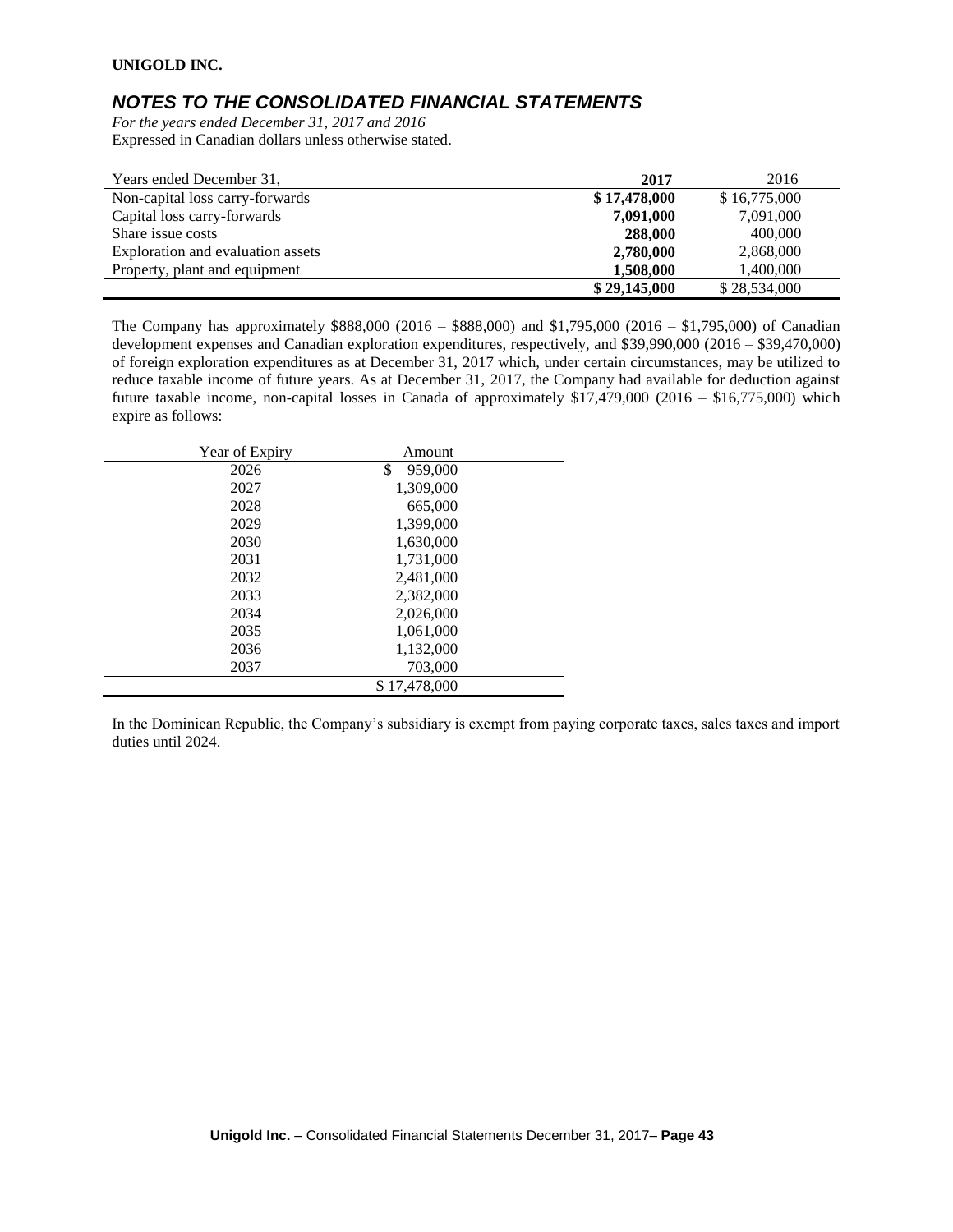**UNIGOLD INC.**

## *NOTES TO THE CONSOLIDATED FINANCIAL STATEMENTS*

*For the years ended December 31, 2017 and 2016*
Expressed in Canadian dollars unless otherwise stated.

| Years ended December 31, | **2017** | 2016 |
|---|---|---|
| Non-capital loss carry-forwards | **$ 17,478,000** | $ 16,775,000 |
| Capital loss carry-forwards | **7,091,000** | 7,091,000 |
| Share issue costs | **288,000** | 400,000 |
| Exploration and evaluation assets | **2,780,000** | 2,868,000 |
| Property, plant and equipment | **1,508,000** | 1,400,000 |
| | **$ 29,145,000** | $ 28,534,000 |

The Company has approximately $888,000 (2016 – $888,000) and $1,795,000 (2016 – $1,795,000) of Canadian development expenses and Canadian exploration expenditures, respectively, and $39,990,000 (2016 – $39,470,000) of foreign exploration expenditures as at December 31, 2017 which, under certain circumstances, may be utilized to reduce taxable income of future years. As at December 31, 2017, the Company had available for deduction against future taxable income, non-capital losses in Canada of approximately $17,479,000 (2016 – $16,775,000) which expire as follows:

| Year of Expiry | Amount |
|---|---|
| 2026 | $ 959,000 |
| 2027 | 1,309,000 |
| 2028 | 665,000 |
| 2029 | 1,399,000 |
| 2030 | 1,630,000 |
| 2031 | 1,731,000 |
| 2032 | 2,481,000 |
| 2033 | 2,382,000 |
| 2034 | 2,026,000 |
| 2035 | 1,061,000 |
| 2036 | 1,132,000 |
| 2037 | 703,000 |
| | $ 17,478,000 |

In the Dominican Republic, the Company's subsidiary is exempt from paying corporate taxes, sales taxes and import duties until 2024.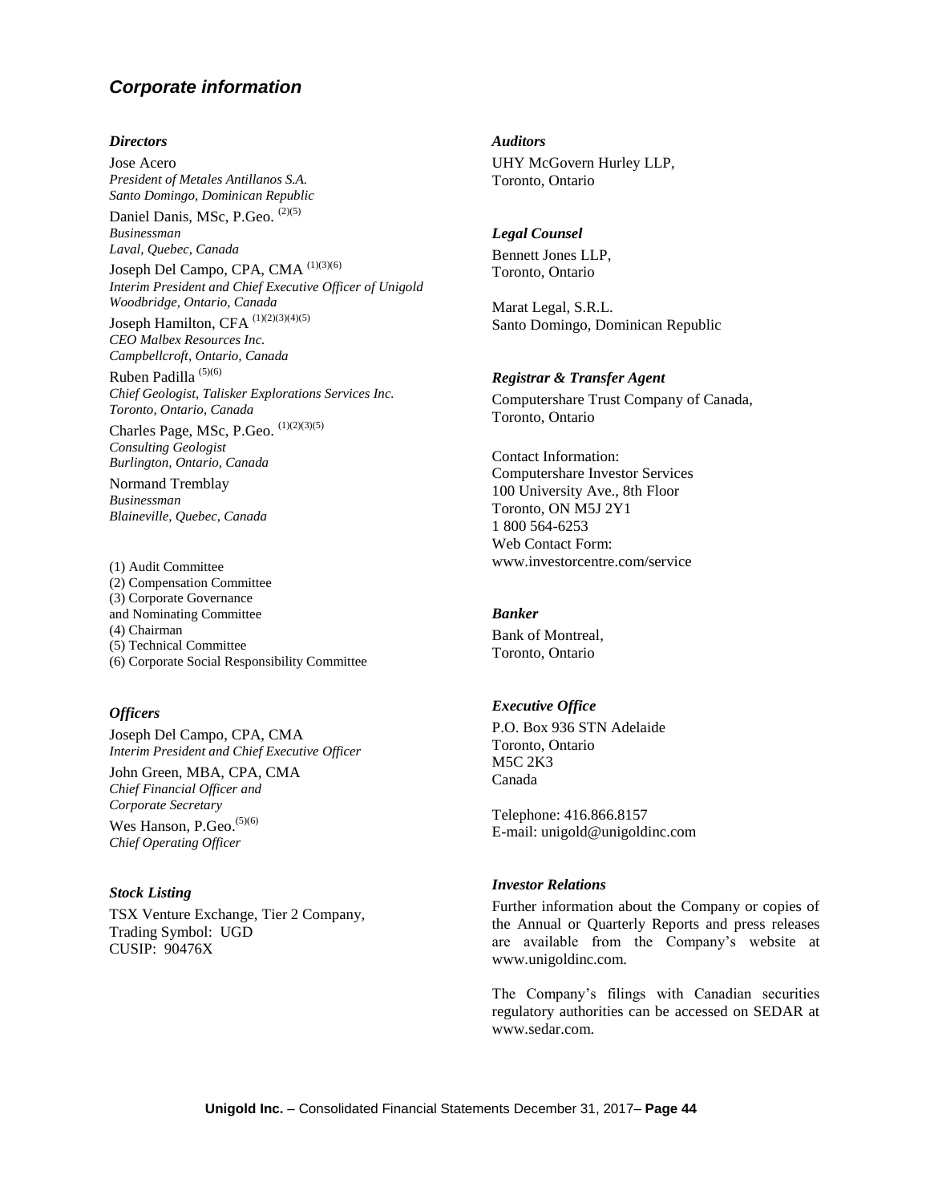# *Corporate information*

### *Directors*

Jose Acero
*President of Metales Antillanos S.A.*
*Santo Domingo, Dominican Republic*

Daniel Danis, MSc, P.Geo. (2)(5)
*Businessman*
*Laval, Quebec, Canada*

Joseph Del Campo, CPA, CMA (1)(3)(6)
*Interim President and Chief Executive Officer of Unigold*
*Woodbridge, Ontario, Canada*

Joseph Hamilton, CFA (1)(2)(3)(4)(5)
*CEO Malbex Resources Inc.*
*Campbellcroft, Ontario, Canada*

Ruben Padilla (5)(6)
*Chief Geologist, Talisker Explorations Services Inc.*
*Toronto, Ontario, Canada*

Charles Page, MSc, P.Geo. (1)(2)(3)(5)
*Consulting Geologist*
*Burlington, Ontario, Canada*

Normand Tremblay
*Businessman*
*Blaineville, Quebec, Canada*

(1) Audit Committee
(2) Compensation Committee
(3) Corporate Governance and Nominating Committee
(4) Chairman
(5) Technical Committee
(6) Corporate Social Responsibility Committee

### *Officers*

Joseph Del Campo, CPA, CMA
*Interim President and Chief Executive Officer*

John Green, MBA, CPA, CMA
*Chief Financial Officer and Corporate Secretary*

Wes Hanson, P.Geo.(5)(6)
*Chief Operating Officer*

### *Stock Listing*

TSX Venture Exchange, Tier 2 Company,
Trading Symbol: UGD
CUSIP: 90476X

### *Auditors*

UHY McGovern Hurley LLP,
Toronto, Ontario

### *Legal Counsel*

Bennett Jones LLP,
Toronto, Ontario

Marat Legal, S.R.L.
Santo Domingo, Dominican Republic

### *Registrar & Transfer Agent*

Computershare Trust Company of Canada,
Toronto, Ontario

Contact Information:
Computershare Investor Services
100 University Ave., 8th Floor
Toronto, ON M5J 2Y1
1 800 564-6253
Web Contact Form:
www.investorcentre.com/service

### *Banker*

Bank of Montreal,
Toronto, Ontario

### *Executive Office*

P.O. Box 936 STN Adelaide
Toronto, Ontario
M5C 2K3
Canada

Telephone: 416.866.8157
E-mail: unigold@unigoldinc.com

### *Investor Relations*

Further information about the Company or copies of the Annual or Quarterly Reports and press releases are available from the Company's website at www.unigoldinc.com.

The Company's filings with Canadian securities regulatory authorities can be accessed on SEDAR at www.sedar.com.